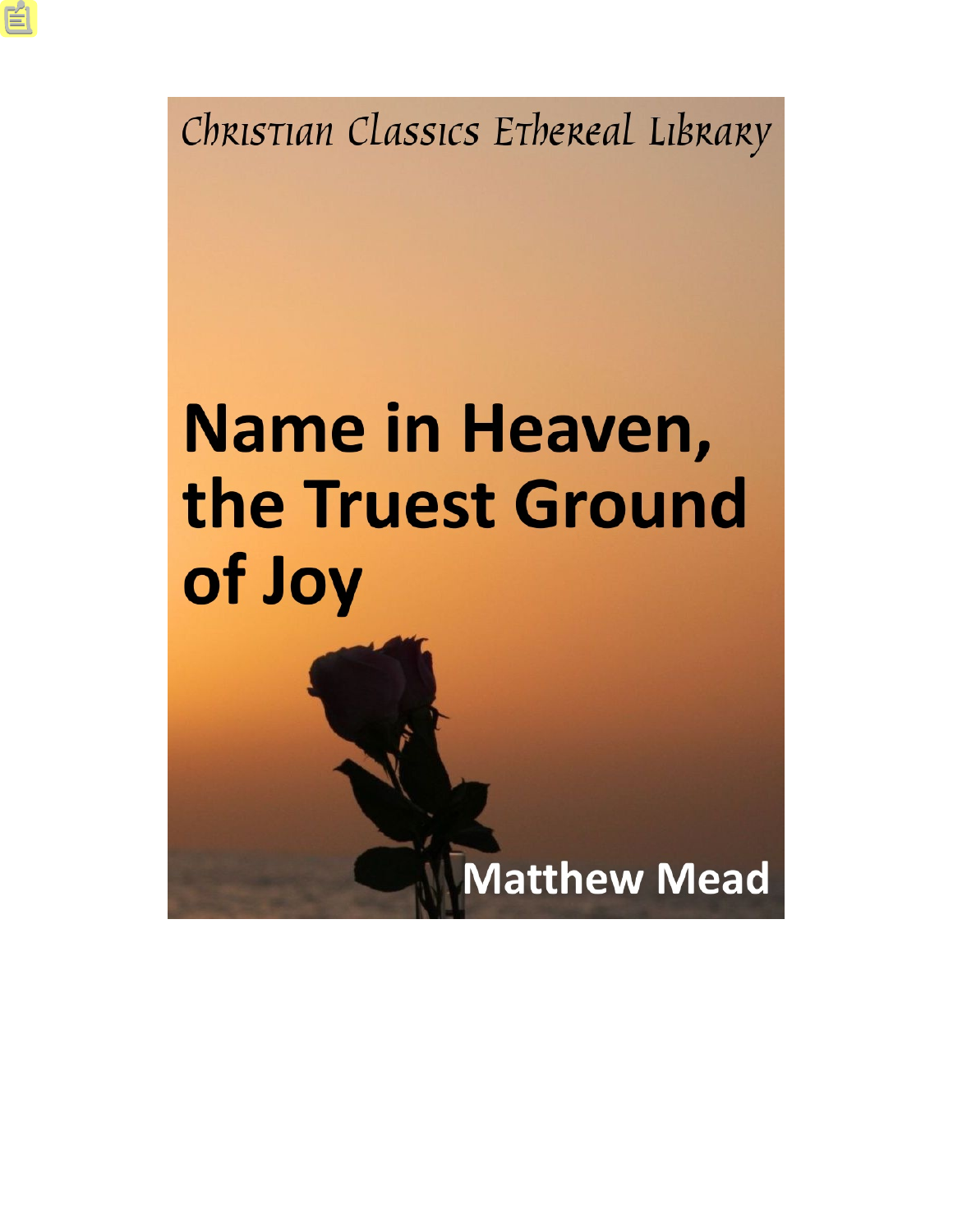Christian Classics Ethereal Library

# Name in Heaven, the Truest Ground of Joy

Matthew Mead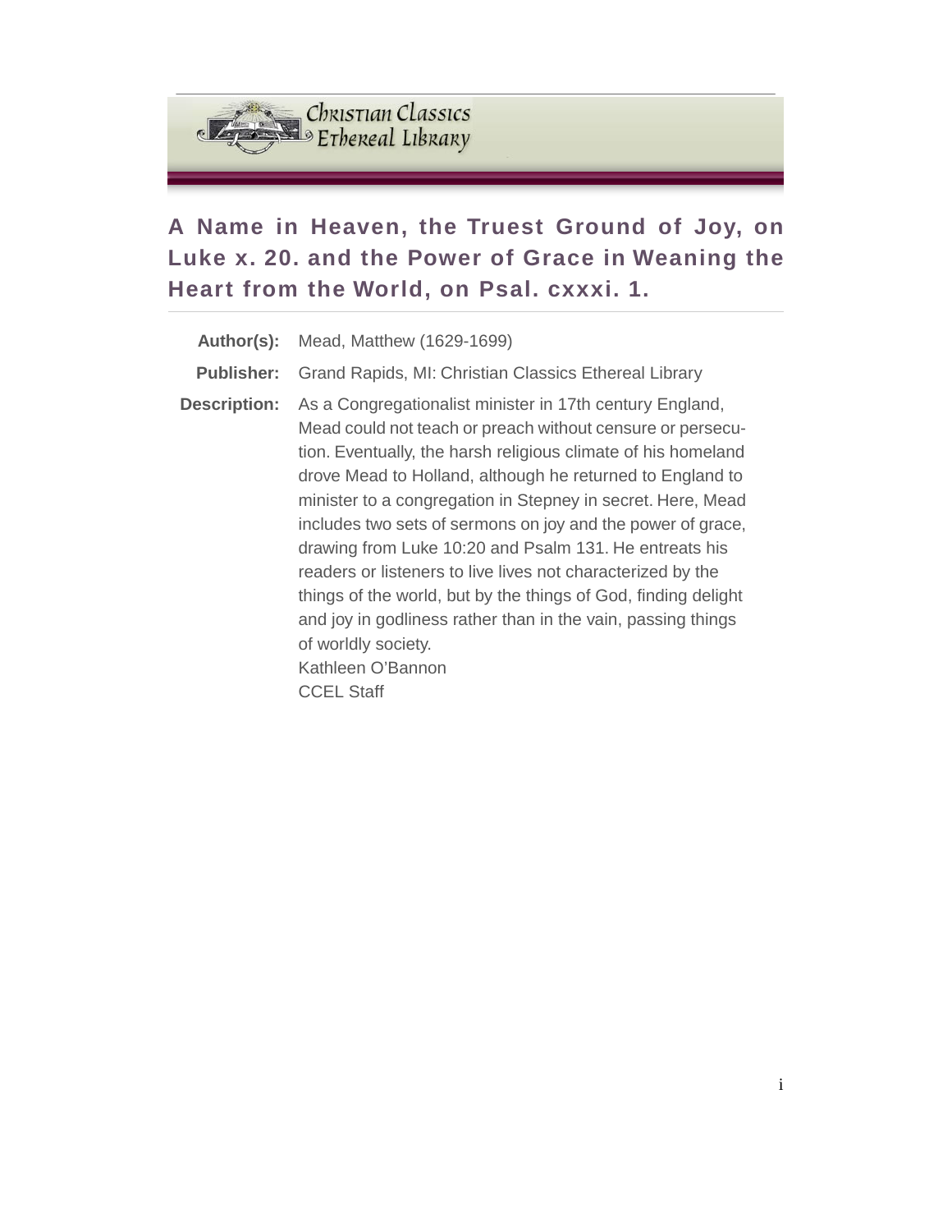# A Name in Heaven, the Truest Ground of Joy, on Luke x. 20. and the Power of Grace in Weaning the Heart from the World, on Psal. cxxxi. 1.

**Author(s):** Mead, Matthew (1629-1699)

**Publisher:** Grand Rapids, MI: Christian Classics Ethereal Library

**Description:** As a Congregationalist minister in 17th century England, Mead could not teach or preach without censure or persecution. Eventually, the harsh religious climate of his homeland drove Mead to Holland, although he returned to England to minister to a congregation in Stepney in secret. Here, Mead includes two sets of sermons on joy and the power of grace, drawing from Luke 10:20 and Psalm 131. He entreats his readers or listeners to live lives not characterized by the things of the world, but by the things of God, finding delight and joy in godliness rather than in the vain, passing things of worldly society.
Kathleen O'Bannon
CCEL Staff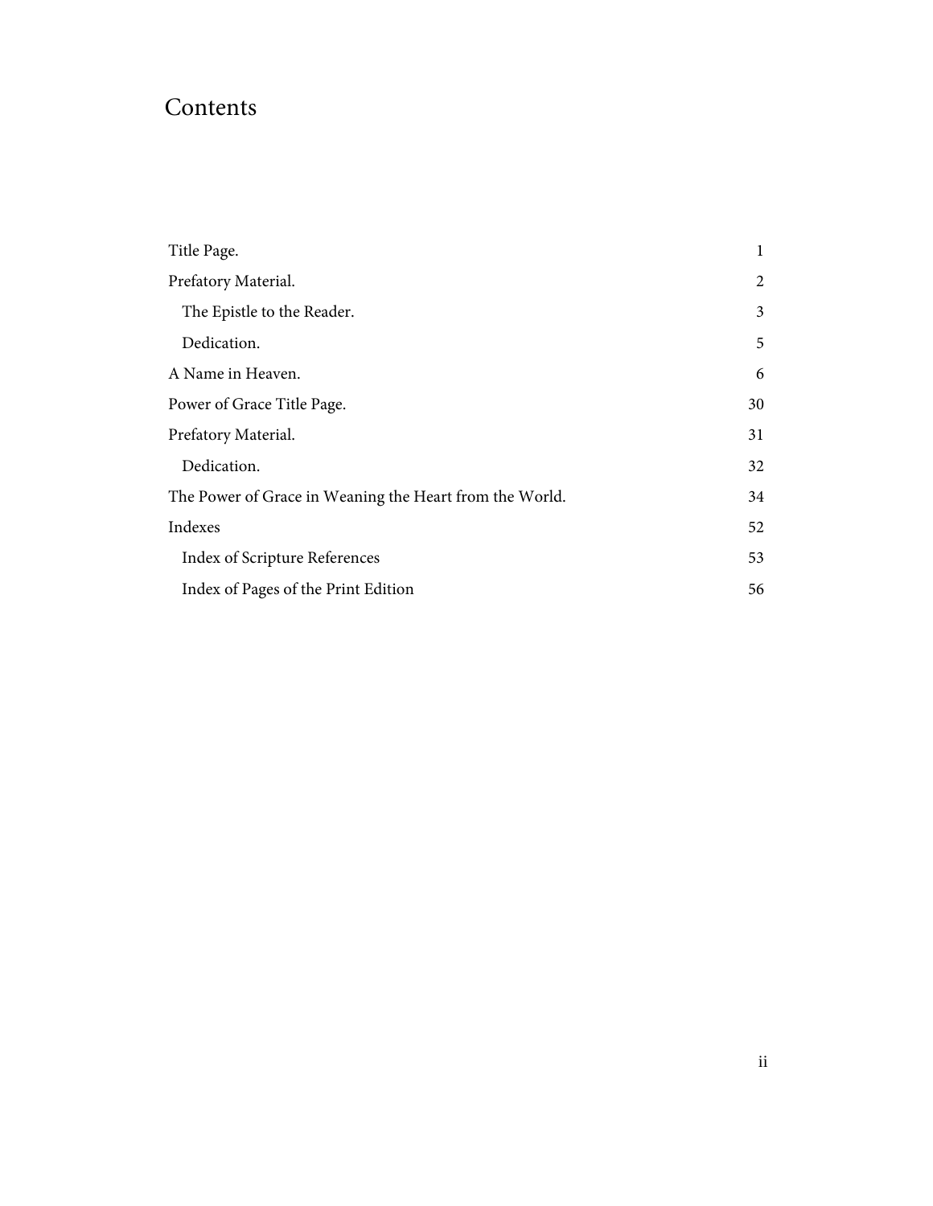# Contents

| | |
|---|---|
| Title Page. | 1 |
| Prefatory Material. | 2 |
| &nbsp;&nbsp;The Epistle to the Reader. | 3 |
| &nbsp;&nbsp;Dedication. | 5 |
| A Name in Heaven. | 6 |
| Power of Grace Title Page. | 30 |
| Prefatory Material. | 31 |
| &nbsp;&nbsp;Dedication. | 32 |
| The Power of Grace in Weaning the Heart from the World. | 34 |
| Indexes | 52 |
| &nbsp;&nbsp;Index of Scripture References | 53 |
| &nbsp;&nbsp;Index of Pages of the Print Edition | 56 |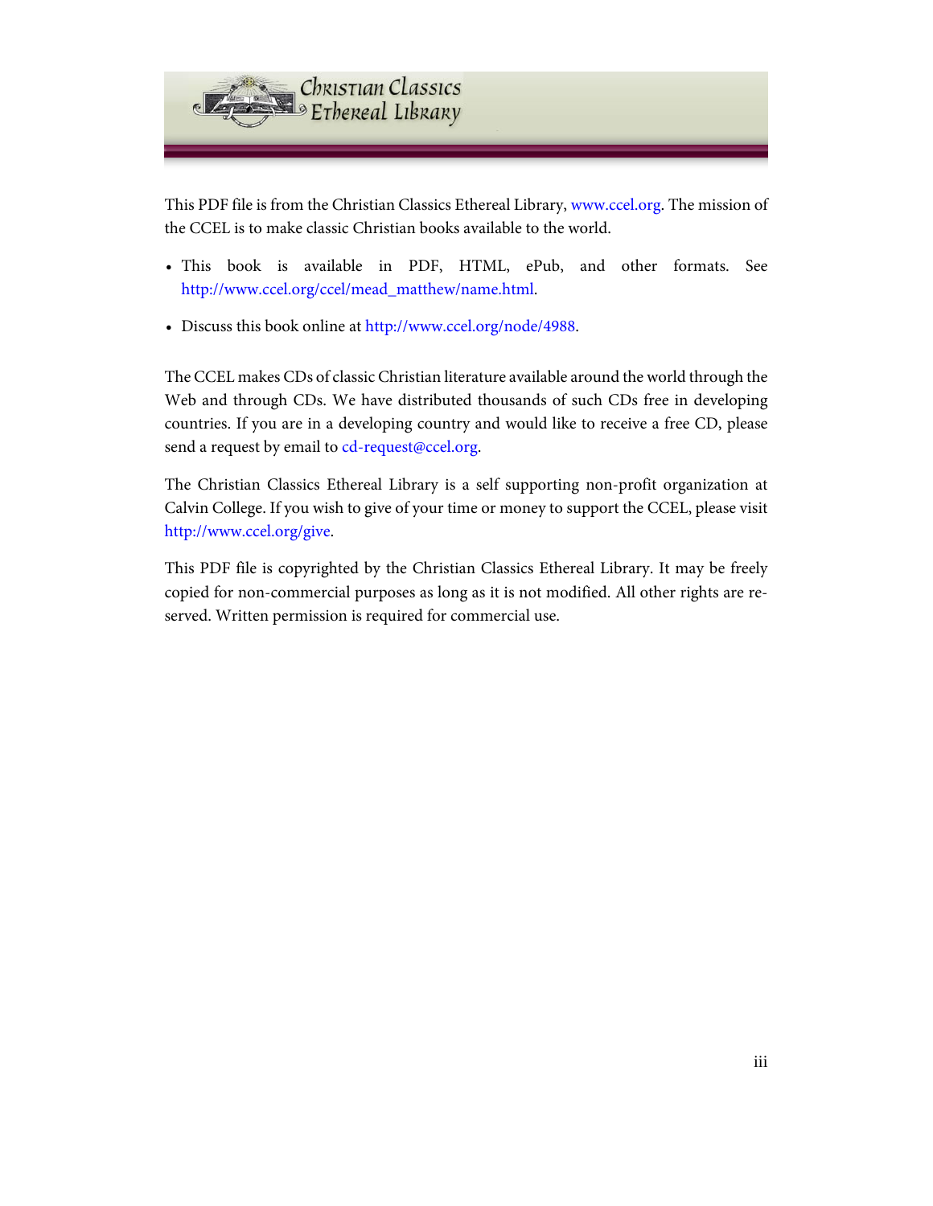This PDF file is from the Christian Classics Ethereal Library, www.ccel.org. The mission of the CCEL is to make classic Christian books available to the world.

- This book is available in PDF, HTML, ePub, and other formats. See http://www.ccel.org/ccel/mead_matthew/name.html.
- Discuss this book online at http://www.ccel.org/node/4988.

The CCEL makes CDs of classic Christian literature available around the world through the Web and through CDs. We have distributed thousands of such CDs free in developing countries. If you are in a developing country and would like to receive a free CD, please send a request by email to cd-request@ccel.org.

The Christian Classics Ethereal Library is a self supporting non-profit organization at Calvin College. If you wish to give of your time or money to support the CCEL, please visit http://www.ccel.org/give.

This PDF file is copyrighted by the Christian Classics Ethereal Library. It may be freely copied for non-commercial purposes as long as it is not modified. All other rights are reserved. Written permission is required for commercial use.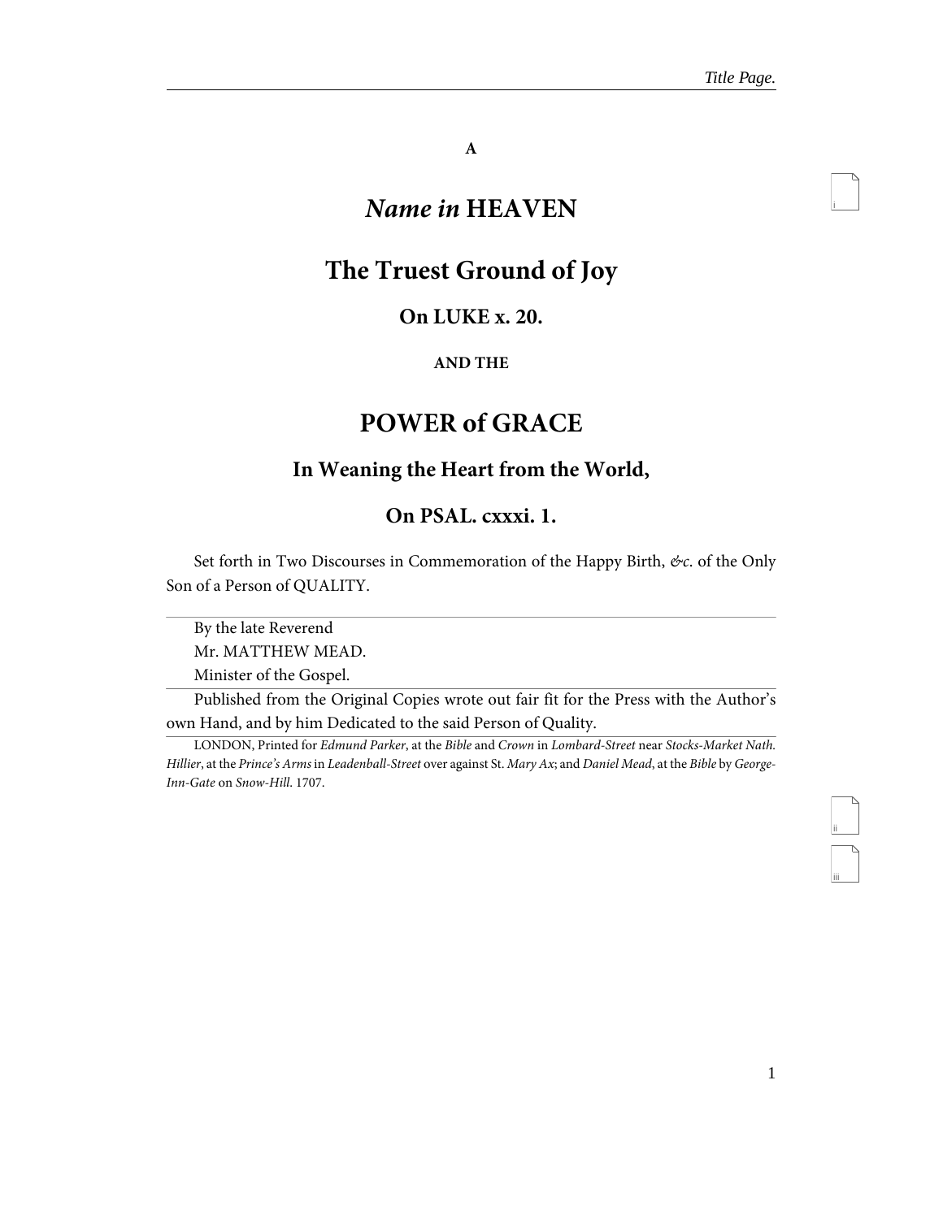A

# *Name in* HEAVEN

# The Truest Ground of Joy

### On LUKE x. 20.

AND THE

# POWER of GRACE

### In Weaning the Heart from the World,

### On PSAL. cxxxi. 1.

Set forth in Two Discourses in Commemoration of the Happy Birth, *&c*. of the Only Son of a Person of QUALITY.

---

By the late Reverend
Mr. MATTHEW MEAD.
Minister of the Gospel.

---

Published from the Original Copies wrote out fair fit for the Press with the Author's own Hand, and by him Dedicated to the said Person of Quality.

---

LONDON, Printed for *Edmund Parker*, at the *Bible* and *Crown* in *Lombard-Street* near *Stocks-Market Nath. Hillier*, at the *Prince's Arms* in *Leadenball-Street* over against St. *Mary Ax*; and *Daniel Mead*, at the *Bible* by *George-Inn-Gate* on *Snow-Hill*. 1707.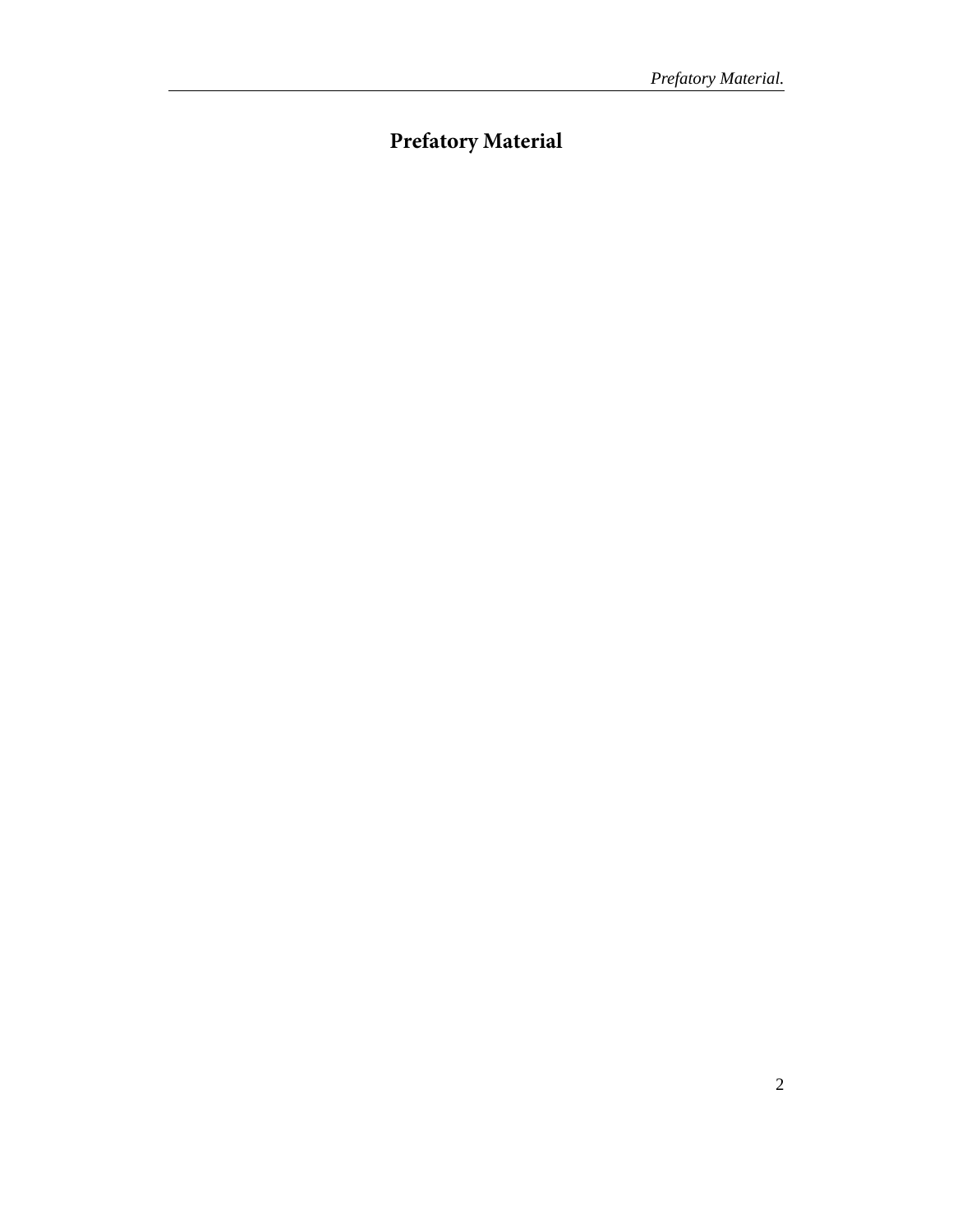# Prefatory Material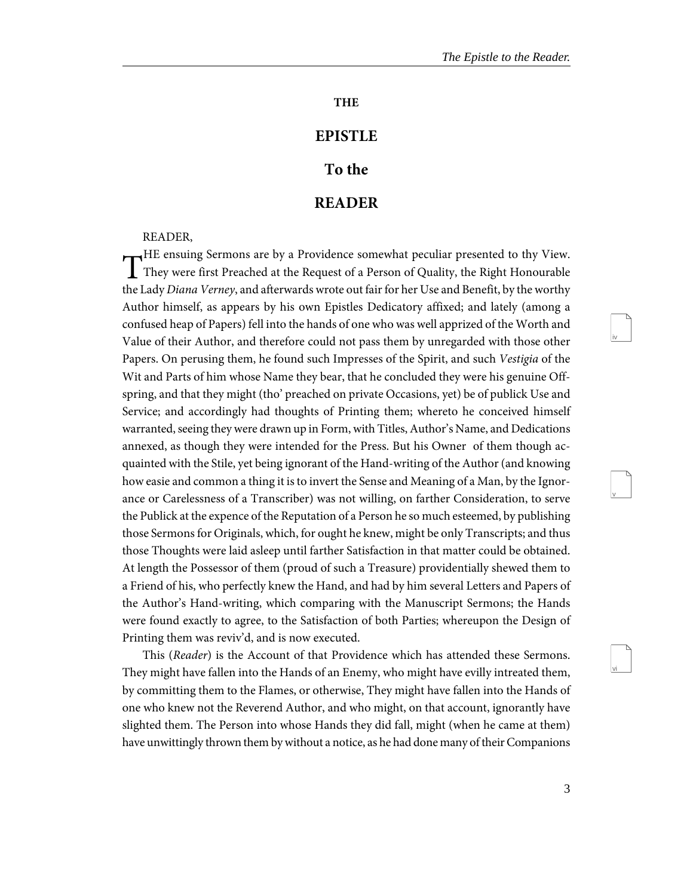# THE

# EPISTLE

# To the

# READER

READER,

THE ensuing Sermons are by a Providence somewhat peculiar presented to thy View. They were first Preached at the Request of a Person of Quality, the Right Honourable the Lady *Diana Verney*, and afterwards wrote out fair for her Use and Benefit, by the worthy Author himself, as appears by his own Epistles Dedicatory affixed; and lately (among a confused heap of Papers) fell into the hands of one who was well apprized of the Worth and Value of their Author, and therefore could not pass them by unregarded with those other Papers. On perusing them, he found such Impresses of the Spirit, and such *Vestigia* of the Wit and Parts of him whose Name they bear, that he concluded they were his genuine Off-spring, and that they might (tho' preached on private Occasions, yet) be of publick Use and Service; and accordingly had thoughts of Printing them; whereto he conceived himself warranted, seeing they were drawn up in Form, with Titles, Author's Name, and Dedications annexed, as though they were intended for the Press. But his Owner of them though acquainted with the Stile, yet being ignorant of the Hand-writing of the Author (and knowing how easie and common a thing it is to invert the Sense and Meaning of a Man, by the Ignorance or Carelessness of a Transcriber) was not willing, on farther Consideration, to serve the Publick at the expence of the Reputation of a Person he so much esteemed, by publishing those Sermons for Originals, which, for ought he knew, might be only Transcripts; and thus those Thoughts were laid asleep until farther Satisfaction in that matter could be obtained. At length the Possessor of them (proud of such a Treasure) providentially shewed them to a Friend of his, who perfectly knew the Hand, and had by him several Letters and Papers of the Author's Hand-writing, which comparing with the Manuscript Sermons; the Hands were found exactly to agree, to the Satisfaction of both Parties; whereupon the Design of Printing them was reviv'd, and is now executed.

This (*Reader*) is the Account of that Providence which has attended these Sermons. They might have fallen into the Hands of an Enemy, who might have evilly intreated them, by committing them to the Flames, or otherwise, They might have fallen into the Hands of one who knew not the Reverend Author, and who might, on that account, ignorantly have slighted them. The Person into whose Hands they did fall, might (when he came at them) have unwittingly thrown them by without a notice, as he had done many of their Companions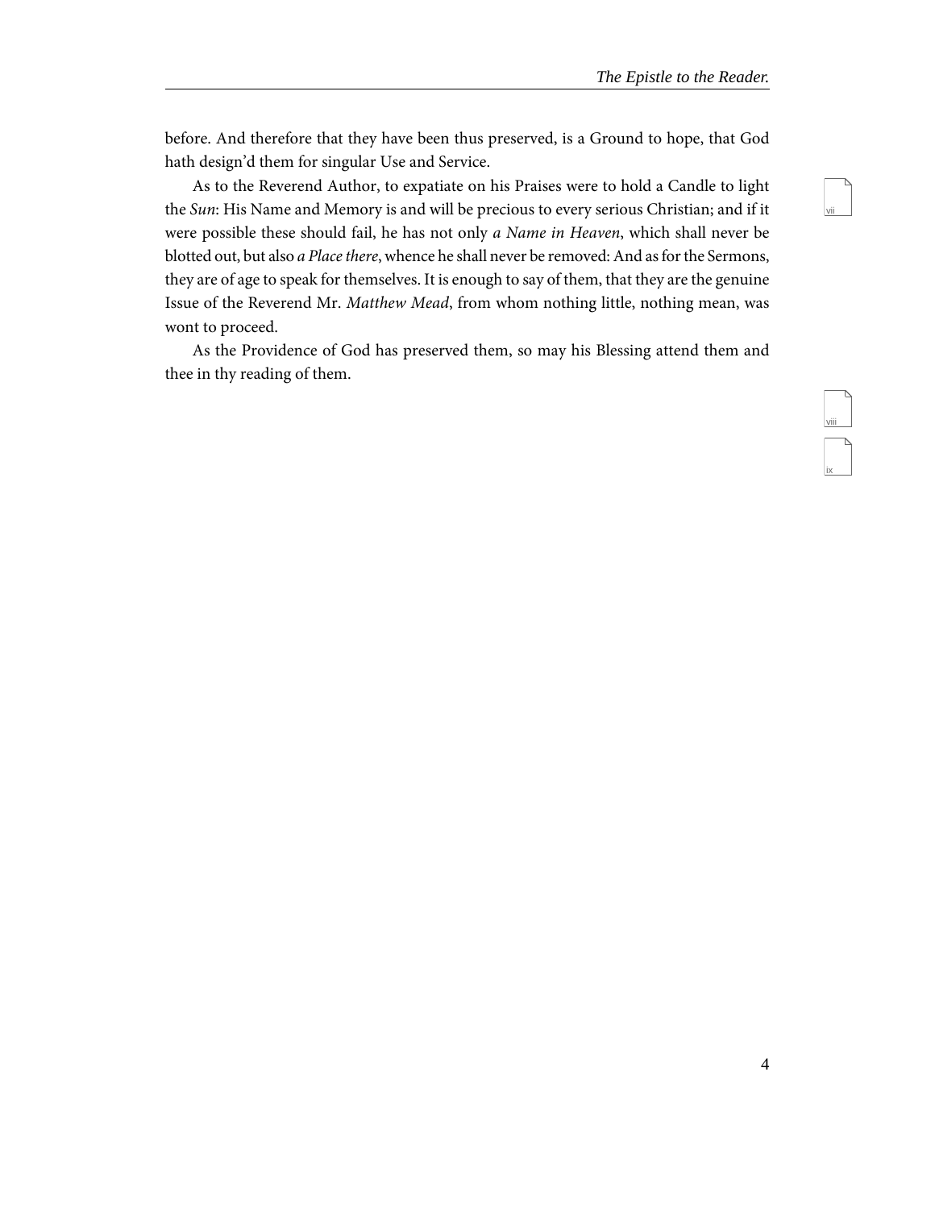before. And therefore that they have been thus preserved, is a Ground to hope, that God hath design'd them for singular Use and Service.

As to the Reverend Author, to expatiate on his Praises were to hold a Candle to light the *Sun*: His Name and Memory is and will be precious to every serious Christian; and if it were possible these should fail, he has not only *a Name in Heaven*, which shall never be blotted out, but also *a Place there*, whence he shall never be removed: And as for the Sermons, they are of age to speak for themselves. It is enough to say of them, that they are the genuine Issue of the Reverend Mr. *Matthew Mead*, from whom nothing little, nothing mean, was wont to proceed.

As the Providence of God has preserved them, so may his Blessing attend them and thee in thy reading of them.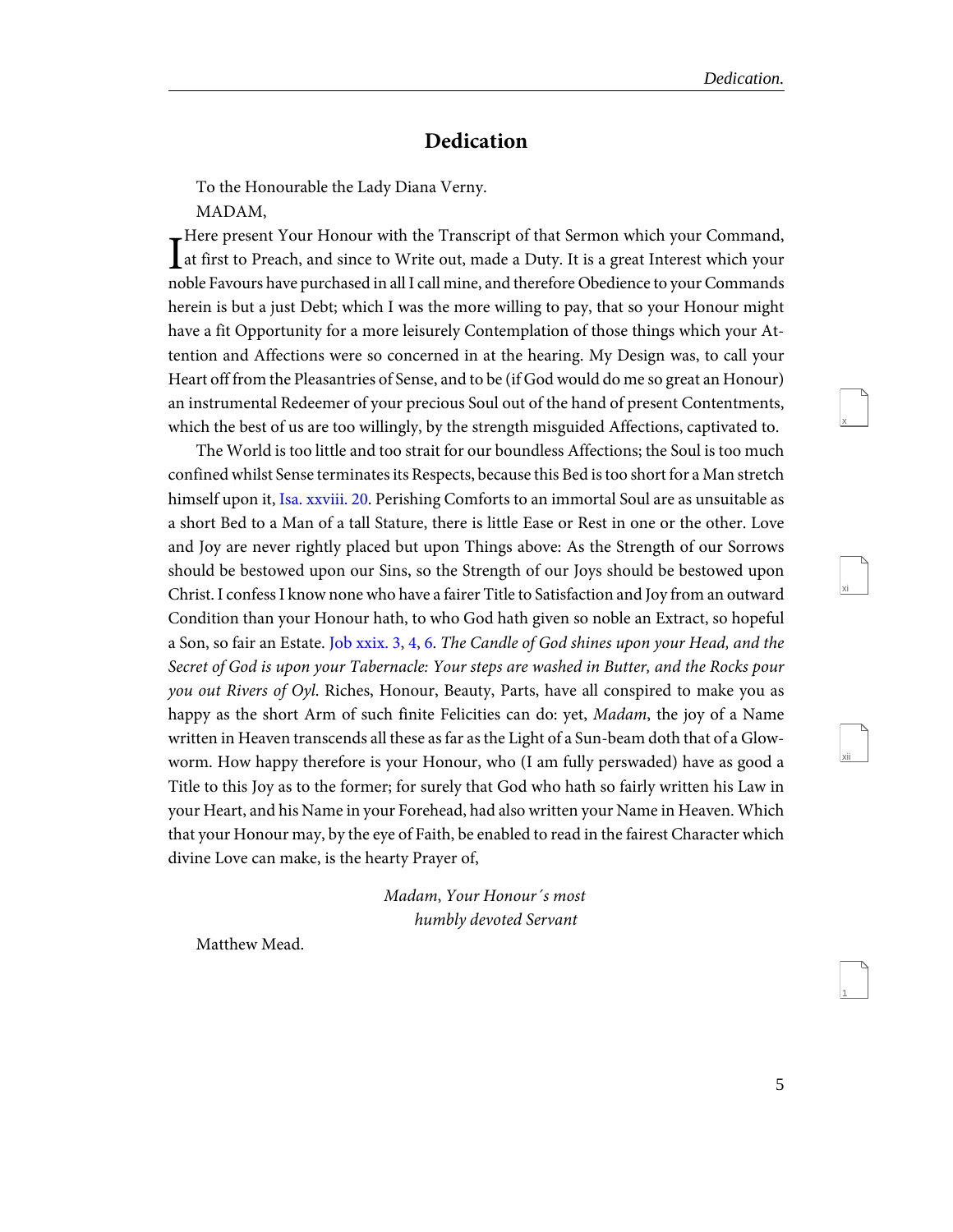# Dedication

To the Honourable the Lady Diana Verny.

MADAM,

I Here present Your Honour with the Transcript of that Sermon which your Command, at first to Preach, and since to Write out, made a Duty. It is a great Interest which your noble Favours have purchased in all I call mine, and therefore Obedience to your Commands herein is but a just Debt; which I was the more willing to pay, that so your Honour might have a fit Opportunity for a more leisurely Contemplation of those things which your Attention and Affections were so concerned in at the hearing. My Design was, to call your Heart off from the Pleasantries of Sense, and to be (if God would do me so great an Honour) an instrumental Redeemer of your precious Soul out of the hand of present Contentments, which the best of us are too willingly, by the strength misguided Affections, captivated to.

The World is too little and too strait for our boundless Affections; the Soul is too much confined whilst Sense terminates its Respects, because this Bed is too short for a Man stretch himself upon it, Isa. xxviii. 20. Perishing Comforts to an immortal Soul are as unsuitable as a short Bed to a Man of a tall Stature, there is little Ease or Rest in one or the other. Love and Joy are never rightly placed but upon Things above: As the Strength of our Sorrows should be bestowed upon our Sins, so the Strength of our Joys should be bestowed upon Christ. I confess I know none who have a fairer Title to Satisfaction and Joy from an outward Condition than your Honour hath, to who God hath given so noble an Extract, so hopeful a Son, so fair an Estate. Job xxix. 3, 4, 6. *The Candle of God shines upon your Head, and the Secret of God is upon your Tabernacle: Your steps are washed in Butter, and the Rocks pour you out Rivers of Oyl*. Riches, Honour, Beauty, Parts, have all conspired to make you as happy as the short Arm of such finite Felicities can do: yet, *Madam*, the joy of a Name written in Heaven transcends all these as far as the Light of a Sun-beam doth that of a Glow-worm. How happy therefore is your Honour, who (I am fully perswaded) have as good a Title to this Joy as to the former; for surely that God who hath so fairly written his Law in your Heart, and his Name in your Forehead, had also written your Name in Heaven. Which that your Honour may, by the eye of Faith, be enabled to read in the fairest Character which divine Love can make, is the hearty Prayer of,

*Madam*, *Your Honour´s most humbly devoted Servant*

Matthew Mead.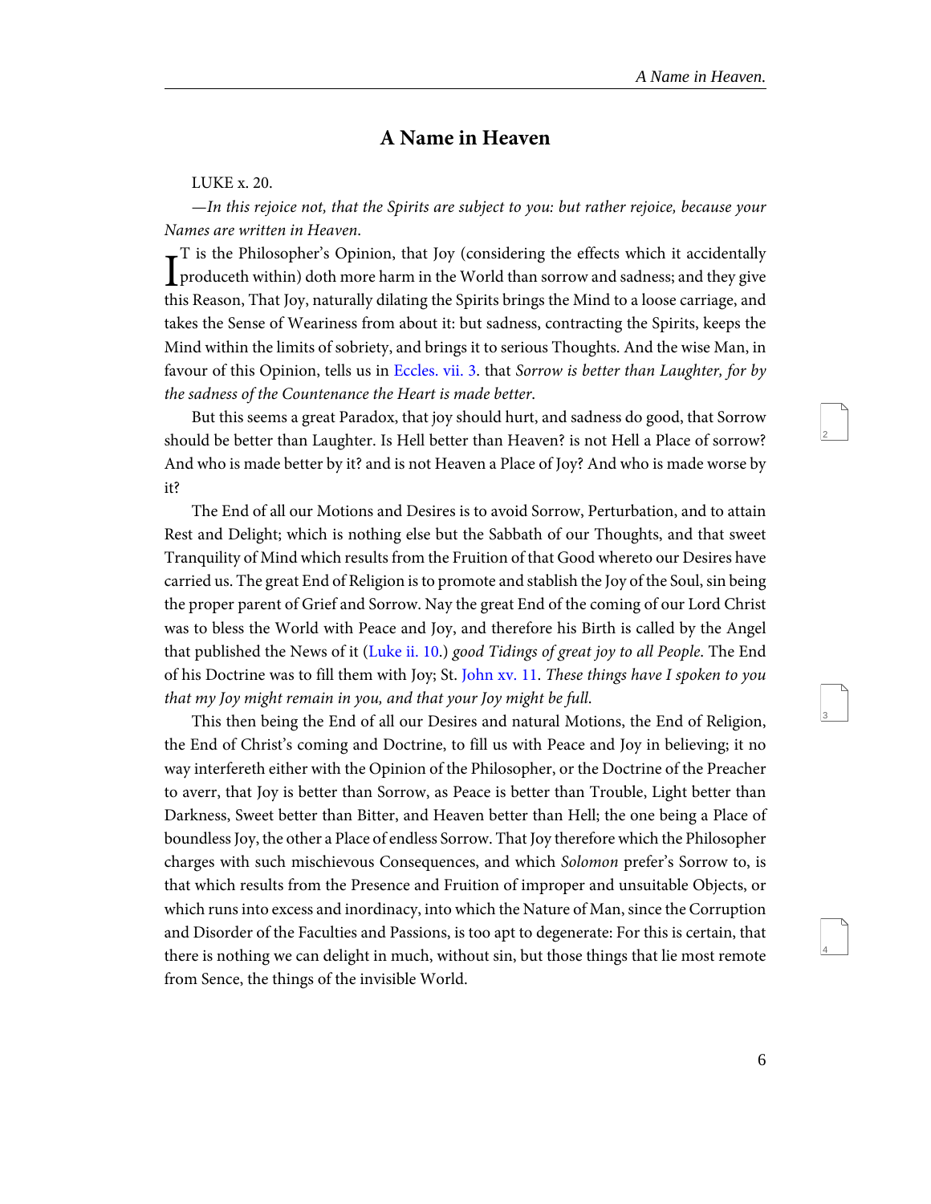## A Name in Heaven

LUKE x. 20.

—*In this rejoice not, that the Spirits are subject to you: but rather rejoice, because your Names are written in Heaven.*

IT is the Philosopher's Opinion, that Joy (considering the effects which it accidentally produceth within) doth more harm in the World than sorrow and sadness; and they give this Reason, That Joy, naturally dilating the Spirits brings the Mind to a loose carriage, and takes the Sense of Weariness from about it: but sadness, contracting the Spirits, keeps the Mind within the limits of sobriety, and brings it to serious Thoughts. And the wise Man, in favour of this Opinion, tells us in Eccles. vii. 3. that *Sorrow is better than Laughter, for by the sadness of the Countenance the Heart is made better*.

But this seems a great Paradox, that joy should hurt, and sadness do good, that Sorrow should be better than Laughter. Is Hell better than Heaven? is not Hell a Place of sorrow? And who is made better by it? and is not Heaven a Place of Joy? And who is made worse by it?

The End of all our Motions and Desires is to avoid Sorrow, Perturbation, and to attain Rest and Delight; which is nothing else but the Sabbath of our Thoughts, and that sweet Tranquility of Mind which results from the Fruition of that Good whereto our Desires have carried us. The great End of Religion is to promote and stablish the Joy of the Soul, sin being the proper parent of Grief and Sorrow. Nay the great End of the coming of our Lord Christ was to bless the World with Peace and Joy, and therefore his Birth is called by the Angel that published the News of it (Luke ii. 10.) *good Tidings of great joy to all People*. The End of his Doctrine was to fill them with Joy; St. John xv. 11. *These things have I spoken to you that my Joy might remain in you, and that your Joy might be full.*

This then being the End of all our Desires and natural Motions, the End of Religion, the End of Christ's coming and Doctrine, to fill us with Peace and Joy in believing; it no way interfereth either with the Opinion of the Philosopher, or the Doctrine of the Preacher to averr, that Joy is better than Sorrow, as Peace is better than Trouble, Light better than Darkness, Sweet better than Bitter, and Heaven better than Hell; the one being a Place of boundless Joy, the other a Place of endless Sorrow. That Joy therefore which the Philosopher charges with such mischievous Consequences, and which *Solomon* prefer's Sorrow to, is that which results from the Presence and Fruition of improper and unsuitable Objects, or which runs into excess and inordinacy, into which the Nature of Man, since the Corruption and Disorder of the Faculties and Passions, is too apt to degenerate: For this is certain, that there is nothing we can delight in much, without sin, but those things that lie most remote from Sence, the things of the invisible World.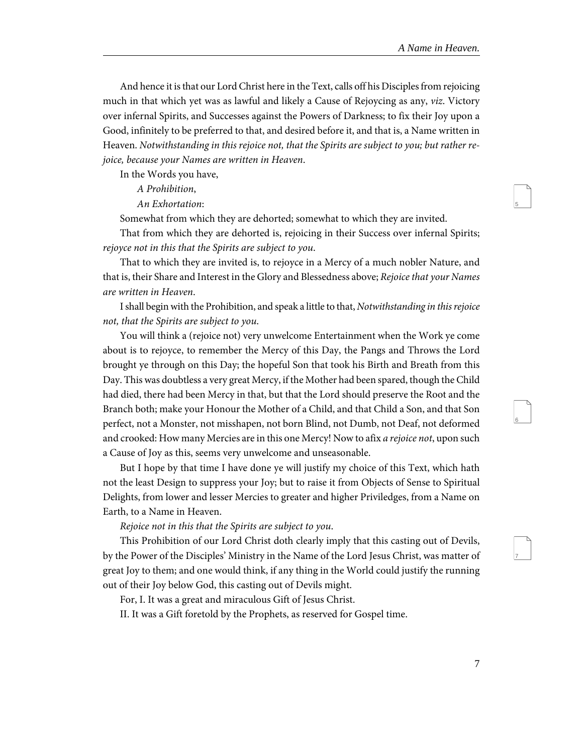And hence it is that our Lord Christ here in the Text, calls off his Disciples from rejoicing much in that which yet was as lawful and likely a Cause of Rejoycing as any, *viz.* Victory over infernal Spirits, and Successes against the Powers of Darkness; to fix their Joy upon a Good, infinitely to be preferred to that, and desired before it, and that is, a Name written in Heaven. *Notwithstanding in this rejoice not, that the Spirits are subject to you; but rather rejoice, because your Names are written in Heaven.*

In the Words you have,

*A Prohibition*,

*An Exhortation*:

Somewhat from which they are dehorted; somewhat to which they are invited.

That from which they are dehorted is, rejoicing in their Success over infernal Spirits; *rejoyce not in this that the Spirits are subject to you.*

That to which they are invited is, to rejoyce in a Mercy of a much nobler Nature, and that is, their Share and Interest in the Glory and Blessedness above; *Rejoice that your Names are written in Heaven.*

I shall begin with the Prohibition, and speak a little to that, *Notwithstanding in this rejoice not, that the Spirits are subject to you.*

You will think a (rejoice not) very unwelcome Entertainment when the Work ye come about is to rejoyce, to remember the Mercy of this Day, the Pangs and Throws the Lord brought ye through on this Day; the hopeful Son that took his Birth and Breath from this Day. This was doubtless a very great Mercy, if the Mother had been spared, though the Child had died, there had been Mercy in that, but that the Lord should preserve the Root and the Branch both; make your Honour the Mother of a Child, and that Child a Son, and that Son perfect, not a Monster, not misshapen, not born Blind, not Dumb, not Deaf, not deformed and crooked: How many Mercies are in this one Mercy! Now to afix *a rejoice not*, upon such a Cause of Joy as this, seems very unwelcome and unseasonable.

But I hope by that time I have done ye will justify my choice of this Text, which hath not the least Design to suppress your Joy; but to raise it from Objects of Sense to Spiritual Delights, from lower and lesser Mercies to greater and higher Priviledges, from a Name on Earth, to a Name in Heaven.

*Rejoice not in this that the Spirits are subject to you.*

This Prohibition of our Lord Christ doth clearly imply that this casting out of Devils, by the Power of the Disciples' Ministry in the Name of the Lord Jesus Christ, was matter of great Joy to them; and one would think, if any thing in the World could justify the running out of their Joy below God, this casting out of Devils might.

For, I. It was a great and miraculous Gift of Jesus Christ.

II. It was a Gift foretold by the Prophets, as reserved for Gospel time.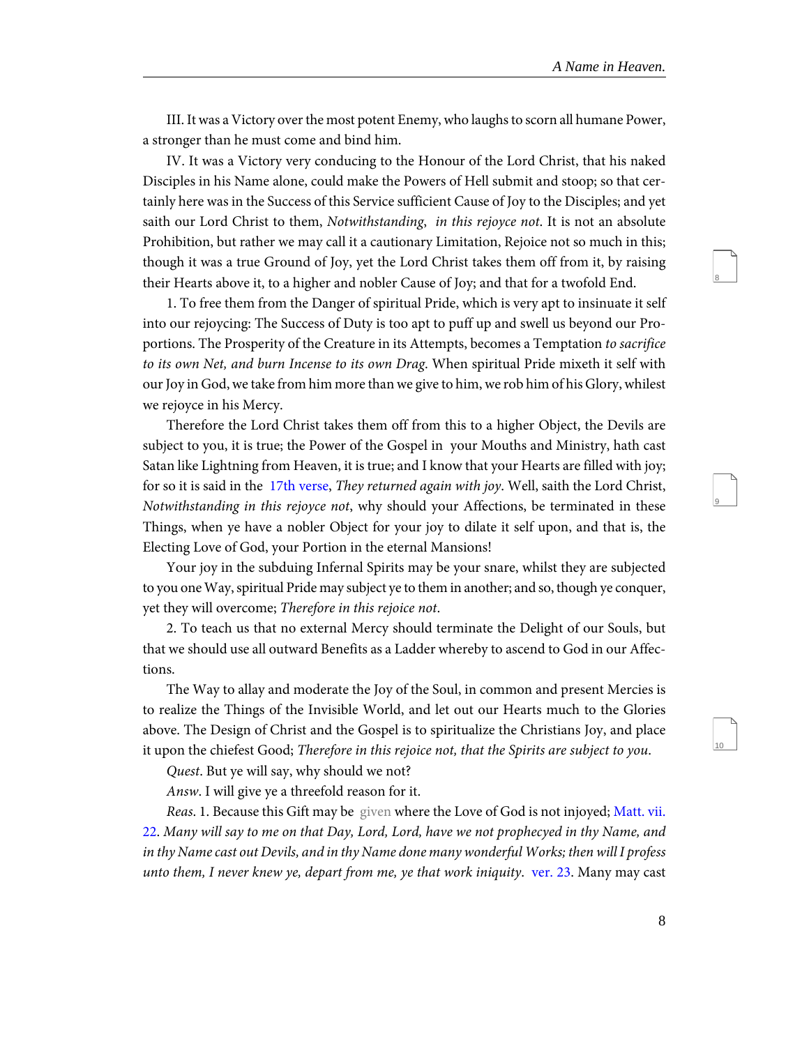III. It was a Victory over the most potent Enemy, who laughs to scorn all humane Power, a stronger than he must come and bind him.

IV. It was a Victory very conducing to the Honour of the Lord Christ, that his naked Disciples in his Name alone, could make the Powers of Hell submit and stoop; so that certainly here was in the Success of this Service sufficient Cause of Joy to the Disciples; and yet saith our Lord Christ to them, *Notwithstanding, in this rejoyce not*. It is not an absolute Prohibition, but rather we may call it a cautionary Limitation, Rejoice not so much in this; though it was a true Ground of Joy, yet the Lord Christ takes them off from it, by raising their Hearts above it, to a higher and nobler Cause of Joy; and that for a twofold End.

1. To free them from the Danger of spiritual Pride, which is very apt to insinuate it self into our rejoycing: The Success of Duty is too apt to puff up and swell us beyond our Proportions. The Prosperity of the Creature in its Attempts, becomes a Temptation *to sacrifice to its own Net, and burn Incense to its own Drag*. When spiritual Pride mixeth it self with our Joy in God, we take from him more than we give to him, we rob him of his Glory, whilest we rejoyce in his Mercy.

Therefore the Lord Christ takes them off from this to a higher Object, the Devils are subject to you, it is true; the Power of the Gospel in your Mouths and Ministry, hath cast Satan like Lightning from Heaven, it is true; and I know that your Hearts are filled with joy; for so it is said in the 17th verse, *They returned again with joy*. Well, saith the Lord Christ, *Notwithstanding in this rejoyce not*, why should your Affections, be terminated in these Things, when ye have a nobler Object for your joy to dilate it self upon, and that is, the Electing Love of God, your Portion in the eternal Mansions!

Your joy in the subduing Infernal Spirits may be your snare, whilst they are subjected to you one Way, spiritual Pride may subject ye to them in another; and so, though ye conquer, yet they will overcome; *Therefore in this rejoice not*.

2. To teach us that no external Mercy should terminate the Delight of our Souls, but that we should use all outward Benefits as a Ladder whereby to ascend to God in our Affections.

The Way to allay and moderate the Joy of the Soul, in common and present Mercies is to realize the Things of the Invisible World, and let out our Hearts much to the Glories above. The Design of Christ and the Gospel is to spiritualize the Christians Joy, and place it upon the chiefest Good; *Therefore in this rejoice not, that the Spirits are subject to you*.

*Quest*. But ye will say, why should we not?

*Answ*. I will give ye a threefold reason for it.

*Reas*. 1. Because this Gift may be given where the Love of God is not injoyed; Matt. vii. 22. *Many will say to me on that Day, Lord, Lord, have we not prophecyed in thy Name, and in thy Name cast out Devils, and in thy Name done many wonderful Works; then will I profess unto them, I never knew ye, depart from me, ye that work iniquity*. ver. 23. Many may cast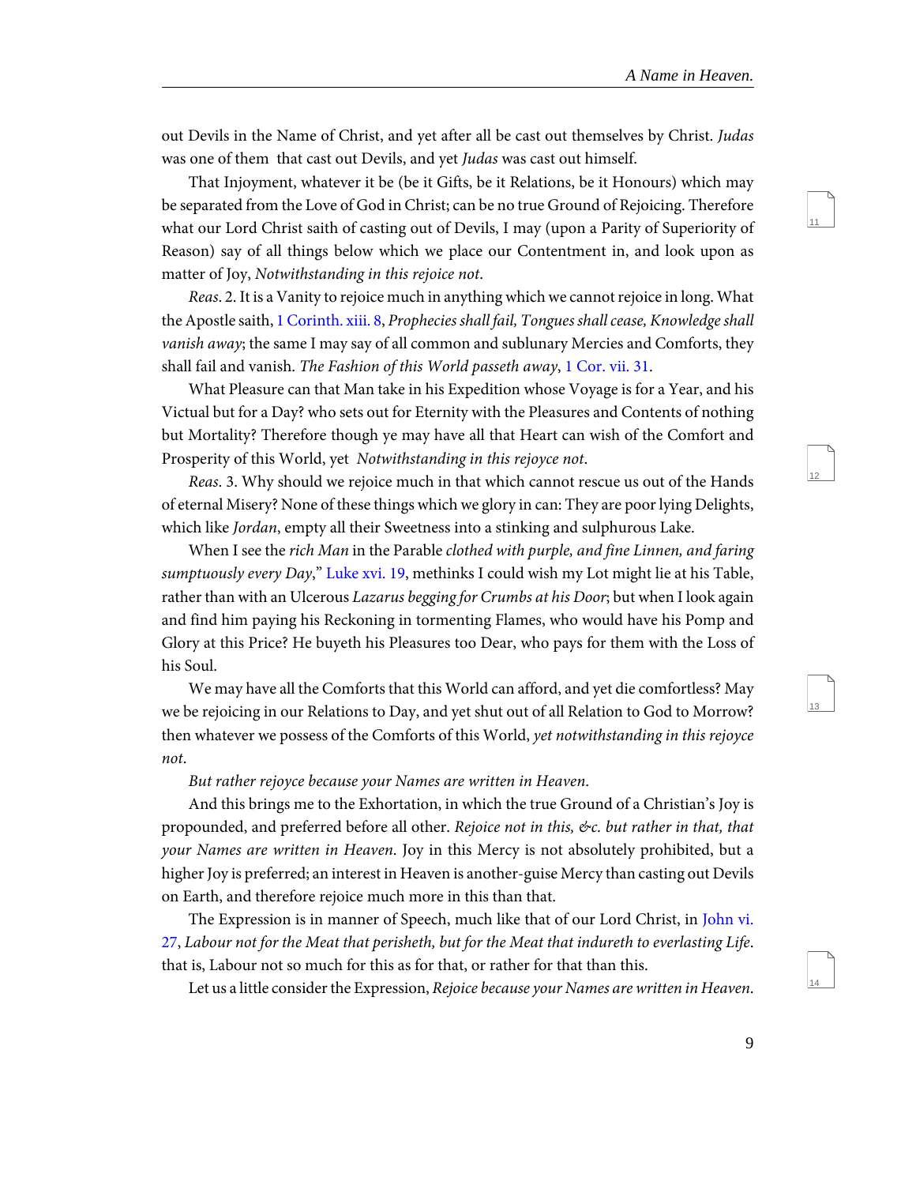out Devils in the Name of Christ, and yet after all be cast out themselves by Christ. *Judas* was one of them that cast out Devils, and yet *Judas* was cast out himself.

That Injoyment, whatever it be (be it Gifts, be it Relations, be it Honours) which may be separated from the Love of God in Christ; can be no true Ground of Rejoicing. Therefore what our Lord Christ saith of casting out of Devils, I may (upon a Parity of Superiority of Reason) say of all things below which we place our Contentment in, and look upon as matter of Joy, *Notwithstanding in this rejoice not*.

*Reas*. 2. It is a Vanity to rejoice much in anything which we cannot rejoice in long. What the Apostle saith, 1 Corinth. xiii. 8, *Prophecies shall fail, Tongues shall cease, Knowledge shall vanish away*; the same I may say of all common and sublunary Mercies and Comforts, they shall fail and vanish. *The Fashion of this World passeth away*, 1 Cor. vii. 31.

What Pleasure can that Man take in his Expedition whose Voyage is for a Year, and his Victual but for a Day? who sets out for Eternity with the Pleasures and Contents of nothing but Mortality? Therefore though ye may have all that Heart can wish of the Comfort and Prosperity of this World, yet *Notwithstanding in this rejoyce not*.

*Reas*. 3. Why should we rejoice much in that which cannot rescue us out of the Hands of eternal Misery? None of these things which we glory in can: They are poor lying Delights, which like *Jordan*, empty all their Sweetness into a stinking and sulphurous Lake.

When I see the *rich Man* in the Parable *clothed with purple, and fine Linnen, and faring sumptuously every Day*," Luke xvi. 19, methinks I could wish my Lot might lie at his Table, rather than with an Ulcerous *Lazarus begging for Crumbs at his Door*; but when I look again and find him paying his Reckoning in tormenting Flames, who would have his Pomp and Glory at this Price? He buyeth his Pleasures too Dear, who pays for them with the Loss of his Soul.

We may have all the Comforts that this World can afford, and yet die comfortless? May we be rejoicing in our Relations to Day, and yet shut out of all Relation to God to Morrow? then whatever we possess of the Comforts of this World, *yet notwithstanding in this rejoyce not*.

*But rather rejoyce because your Names are written in Heaven*.

And this brings me to the Exhortation, in which the true Ground of a Christian's Joy is propounded, and preferred before all other. *Rejoice not in this, &c. but rather in that, that your Names are written in Heaven*. Joy in this Mercy is not absolutely prohibited, but a higher Joy is preferred; an interest in Heaven is another-guise Mercy than casting out Devils on Earth, and therefore rejoice much more in this than that.

The Expression is in manner of Speech, much like that of our Lord Christ, in John vi. 27, *Labour not for the Meat that perisheth, but for the Meat that indureth to everlasting Life*. that is, Labour not so much for this as for that, or rather for that than this.

Let us a little consider the Expression, *Rejoice because your Names are written in Heaven*.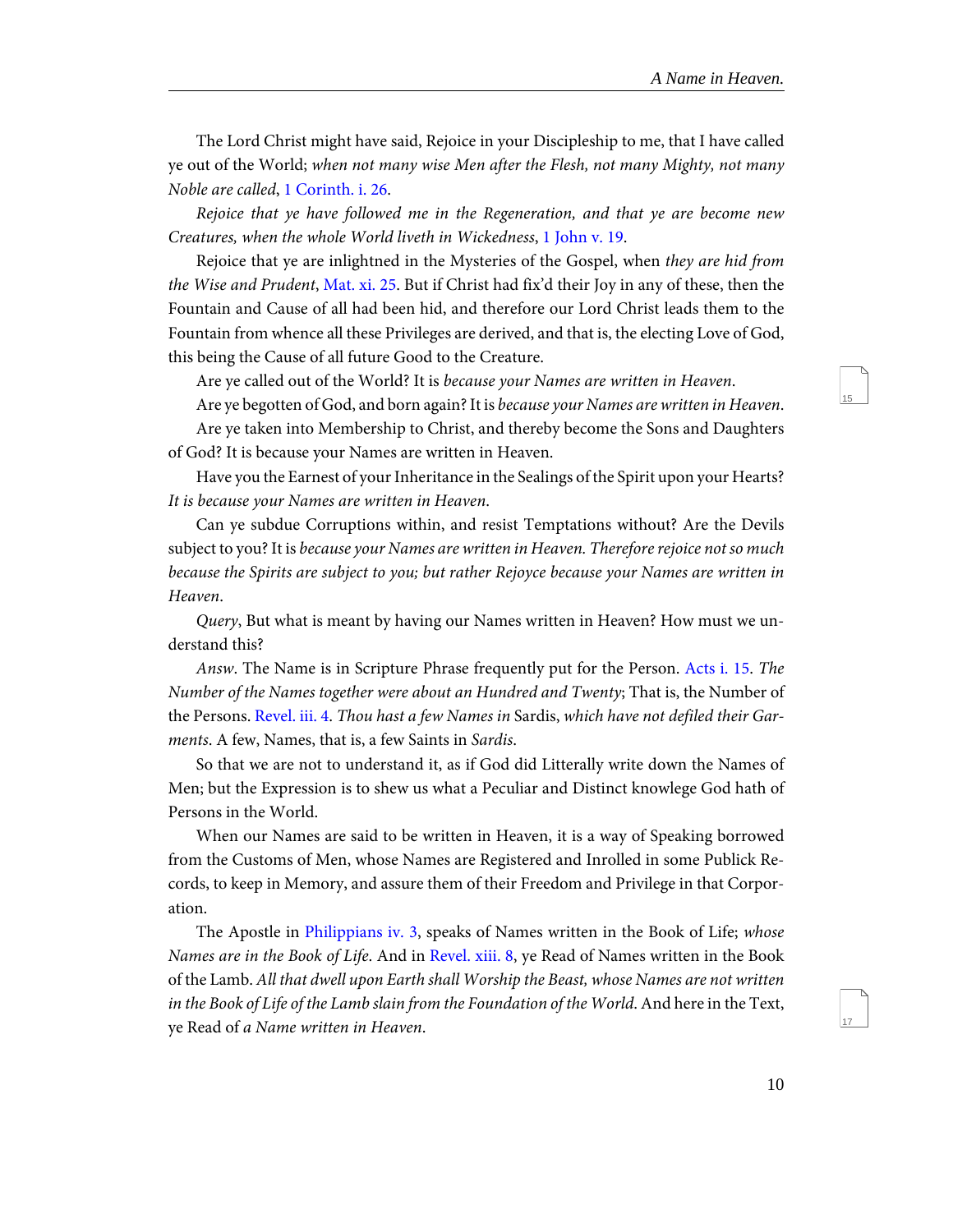The Lord Christ might have said, Rejoice in your Discipleship to me, that I have called ye out of the World; *when not many wise Men after the Flesh, not many Mighty, not many Noble are called*, 1 Corinth. i. 26.

*Rejoice that ye have followed me in the Regeneration, and that ye are become new Creatures, when the whole World liveth in Wickedness*, 1 John v. 19.

Rejoice that ye are inlightned in the Mysteries of the Gospel, when *they are hid from the Wise and Prudent*, Mat. xi. 25. But if Christ had fix'd their Joy in any of these, then the Fountain and Cause of all had been hid, and therefore our Lord Christ leads them to the Fountain from whence all these Privileges are derived, and that is, the electing Love of God, this being the Cause of all future Good to the Creature.

Are ye called out of the World? It is *because your Names are written in Heaven*.

Are ye begotten of God, and born again? It is *because your Names are written in Heaven*.

Are ye taken into Membership to Christ, and thereby become the Sons and Daughters of God? It is because your Names are written in Heaven.

Have you the Earnest of your Inheritance in the Sealings of the Spirit upon your Hearts? *It is because your Names are written in Heaven*.

Can ye subdue Corruptions within, and resist Temptations without? Are the Devils subject to you? It is *because your Names are written in Heaven. Therefore rejoice not so much because the Spirits are subject to you; but rather Rejoyce because your Names are written in Heaven*.

*Query*, But what is meant by having our Names written in Heaven? How must we understand this?

*Answ*. The Name is in Scripture Phrase frequently put for the Person. Acts i. 15. *The Number of the Names together were about an Hundred and Twenty*; That is, the Number of the Persons. Revel. iii. 4. *Thou hast a few Names in* Sardis, *which have not defiled their Garments*. A few, Names, that is, a few Saints in *Sardis*.

So that we are not to understand it, as if God did Litterally write down the Names of Men; but the Expression is to shew us what a Peculiar and Distinct knowlege God hath of Persons in the World.

When our Names are said to be written in Heaven, it is a way of Speaking borrowed from the Customs of Men, whose Names are Registered and Inrolled in some Publick Records, to keep in Memory, and assure them of their Freedom and Privilege in that Corporation.

The Apostle in Philippians iv. 3, speaks of Names written in the Book of Life; *whose Names are in the Book of Life*. And in Revel. xiii. 8, ye Read of Names written in the Book of the Lamb. *All that dwell upon Earth shall Worship the Beast, whose Names are not written in the Book of Life of the Lamb slain from the Foundation of the World*. And here in the Text, ye Read of *a Name written in Heaven*.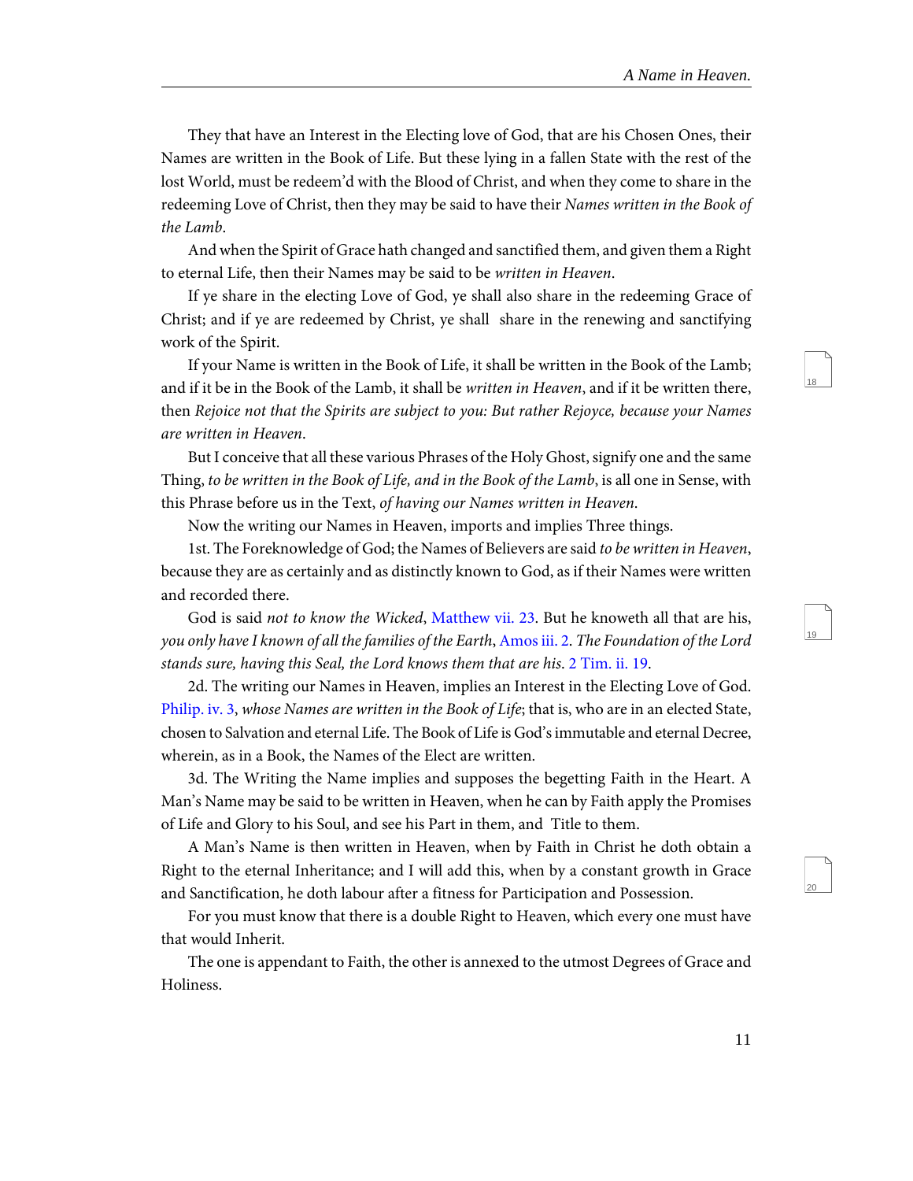They that have an Interest in the Electing love of God, that are his Chosen Ones, their Names are written in the Book of Life. But these lying in a fallen State with the rest of the lost World, must be redeem'd with the Blood of Christ, and when they come to share in the redeeming Love of Christ, then they may be said to have their *Names written in the Book of the Lamb*.

And when the Spirit of Grace hath changed and sanctified them, and given them a Right to eternal Life, then their Names may be said to be *written in Heaven*.

If ye share in the electing Love of God, ye shall also share in the redeeming Grace of Christ; and if ye are redeemed by Christ, ye shall share in the renewing and sanctifying work of the Spirit.

If your Name is written in the Book of Life, it shall be written in the Book of the Lamb; and if it be in the Book of the Lamb, it shall be *written in Heaven*, and if it be written there, then *Rejoice not that the Spirits are subject to you: But rather Rejoyce, because your Names are written in Heaven*.

But I conceive that all these various Phrases of the Holy Ghost, signify one and the same Thing, *to be written in the Book of Life, and in the Book of the Lamb*, is all one in Sense, with this Phrase before us in the Text, *of having our Names written in Heaven.*

Now the writing our Names in Heaven, imports and implies Three things.

1st. The Foreknowledge of God; the Names of Believers are said *to be written in Heaven*, because they are as certainly and as distinctly known to God, as if their Names were written and recorded there.

God is said *not to know the Wicked*, Matthew vii. 23. But he knoweth all that are his, *you only have I known of all the families of the Earth*, Amos iii. 2. *The Foundation of the Lord stands sure, having this Seal, the Lord knows them that are his.* 2 Tim. ii. 19.

2d. The writing our Names in Heaven, implies an Interest in the Electing Love of God. Philip. iv. 3, *whose Names are written in the Book of Life*; that is, who are in an elected State, chosen to Salvation and eternal Life. The Book of Life is God's immutable and eternal Decree, wherein, as in a Book, the Names of the Elect are written.

3d. The Writing the Name implies and supposes the begetting Faith in the Heart. A Man's Name may be said to be written in Heaven, when he can by Faith apply the Promises of Life and Glory to his Soul, and see his Part in them, and Title to them.

A Man's Name is then written in Heaven, when by Faith in Christ he doth obtain a Right to the eternal Inheritance; and I will add this, when by a constant growth in Grace and Sanctification, he doth labour after a fitness for Participation and Possession.

For you must know that there is a double Right to Heaven, which every one must have that would Inherit.

The one is appendant to Faith, the other is annexed to the utmost Degrees of Grace and Holiness.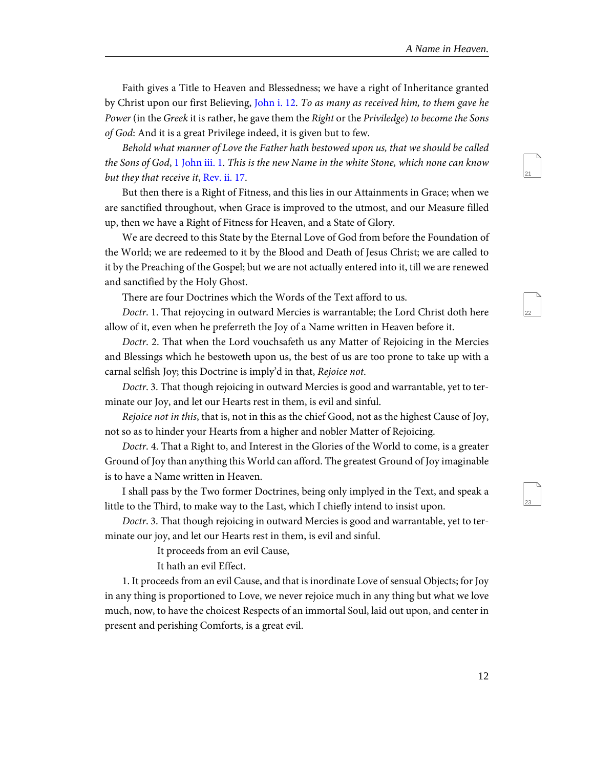Faith gives a Title to Heaven and Blessedness; we have a right of Inheritance granted by Christ upon our first Believing, John i. 12. *To as many as received him, to them gave he Power* (in the *Greek* it is rather, he gave them the *Right* or the *Priviledge*) *to become the Sons of God*: And it is a great Privilege indeed, it is given but to few.

*Behold what manner of Love the Father hath bestowed upon us, that we should be called the Sons of God*, 1 John iii. 1. *This is the new Name in the white Stone, which none can know but they that receive it*, Rev. ii. 17.

But then there is a Right of Fitness, and this lies in our Attainments in Grace; when we are sanctified throughout, when Grace is improved to the utmost, and our Measure filled up, then we have a Right of Fitness for Heaven, and a State of Glory.

We are decreed to this State by the Eternal Love of God from before the Foundation of the World; we are redeemed to it by the Blood and Death of Jesus Christ; we are called to it by the Preaching of the Gospel; but we are not actually entered into it, till we are renewed and sanctified by the Holy Ghost.

There are four Doctrines which the Words of the Text afford to us.

*Doctr.* 1. That rejoycing in outward Mercies is warrantable; the Lord Christ doth here allow of it, even when he preferreth the Joy of a Name written in Heaven before it.

*Doctr.* 2. That when the Lord vouchsafeth us any Matter of Rejoicing in the Mercies and Blessings which he bestoweth upon us, the best of us are too prone to take up with a carnal selfish Joy; this Doctrine is imply'd in that, *Rejoice not*.

*Doctr.* 3. That though rejoicing in outward Mercies is good and warrantable, yet to terminate our Joy, and let our Hearts rest in them, is evil and sinful.

*Rejoice not in this*, that is, not in this as the chief Good, not as the highest Cause of Joy, not so as to hinder your Hearts from a higher and nobler Matter of Rejoicing.

*Doctr.* 4. That a Right to, and Interest in the Glories of the World to come, is a greater Ground of Joy than anything this World can afford. The greatest Ground of Joy imaginable is to have a Name written in Heaven.

I shall pass by the Two former Doctrines, being only implyed in the Text, and speak a little to the Third, to make way to the Last, which I chiefly intend to insist upon.

*Doctr.* 3. That though rejoicing in outward Mercies is good and warrantable, yet to terminate our joy, and let our Hearts rest in them, is evil and sinful.

It proceeds from an evil Cause,

It hath an evil Effect.

1. It proceeds from an evil Cause, and that is inordinate Love of sensual Objects; for Joy in any thing is proportioned to Love, we never rejoice much in any thing but what we love much, now, to have the choicest Respects of an immortal Soul, laid out upon, and center in present and perishing Comforts, is a great evil.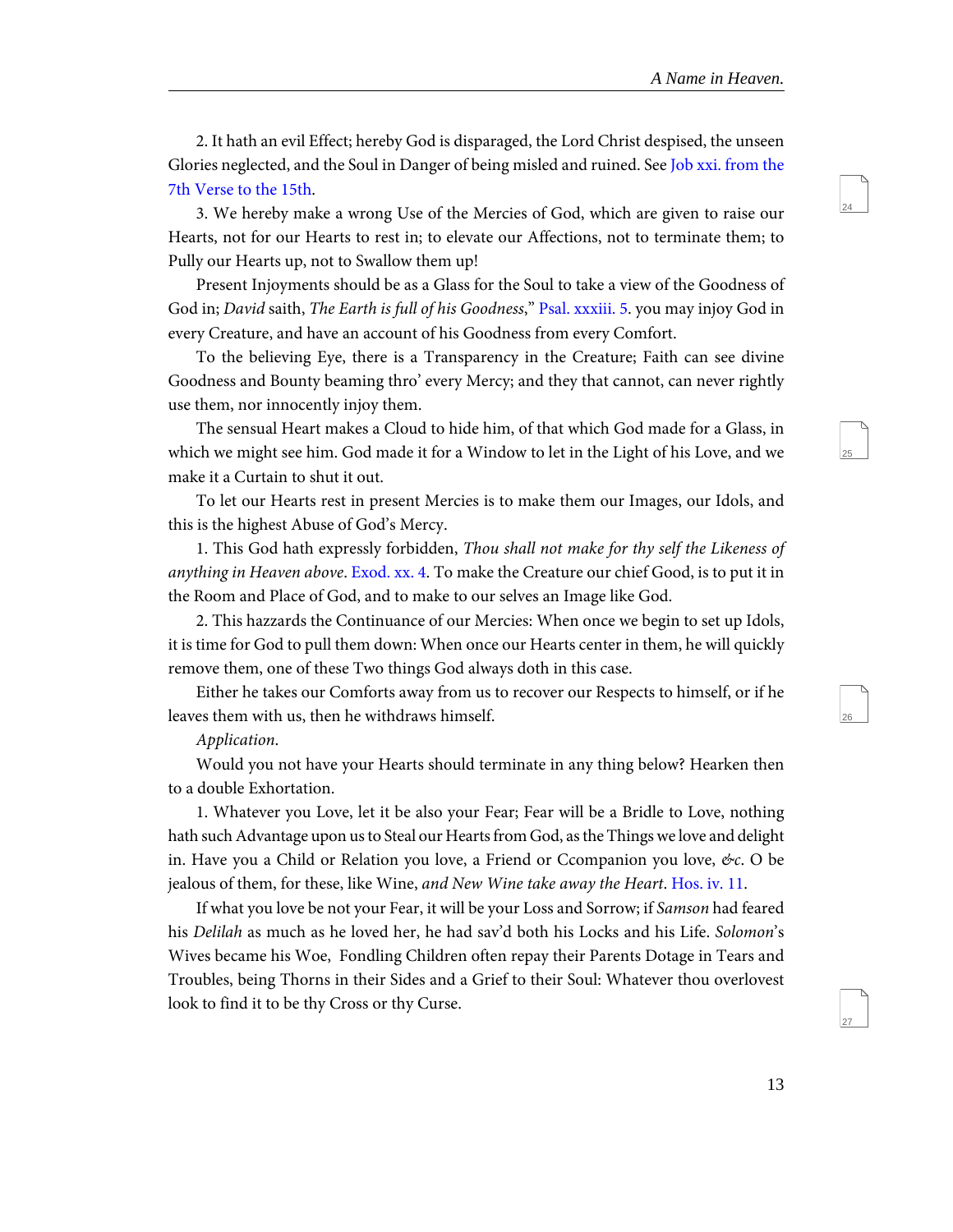2. It hath an evil Effect; hereby God is disparaged, the Lord Christ despised, the unseen Glories neglected, and the Soul in Danger of being misled and ruined. See Job xxi. from the 7th Verse to the 15th.

3. We hereby make a wrong Use of the Mercies of God, which are given to raise our Hearts, not for our Hearts to rest in; to elevate our Affections, not to terminate them; to Pully our Hearts up, not to Swallow them up!

Present Injoyments should be as a Glass for the Soul to take a view of the Goodness of God in; *David* saith, *The Earth is full of his Goodness*," Psal. xxxiii. 5. you may injoy God in every Creature, and have an account of his Goodness from every Comfort.

To the believing Eye, there is a Transparency in the Creature; Faith can see divine Goodness and Bounty beaming thro' every Mercy; and they that cannot, can never rightly use them, nor innocently injoy them.

The sensual Heart makes a Cloud to hide him, of that which God made for a Glass, in which we might see him. God made it for a Window to let in the Light of his Love, and we make it a Curtain to shut it out.

To let our Hearts rest in present Mercies is to make them our Images, our Idols, and this is the highest Abuse of God's Mercy.

1. This God hath expressly forbidden, *Thou shall not make for thy self the Likeness of anything in Heaven above*. Exod. xx. 4. To make the Creature our chief Good, is to put it in the Room and Place of God, and to make to our selves an Image like God.

2. This hazzards the Continuance of our Mercies: When once we begin to set up Idols, it is time for God to pull them down: When once our Hearts center in them, he will quickly remove them, one of these Two things God always doth in this case.

Either he takes our Comforts away from us to recover our Respects to himself, or if he leaves them with us, then he withdraws himself.

*Application*.

Would you not have your Hearts should terminate in any thing below? Hearken then to a double Exhortation.

1. Whatever you Love, let it be also your Fear; Fear will be a Bridle to Love, nothing hath such Advantage upon us to Steal our Hearts from God, as the Things we love and delight in. Have you a Child or Relation you love, a Friend or Ccompanion you love, *&c*. O be jealous of them, for these, like Wine, *and New Wine take away the Heart*. Hos. iv. 11.

If what you love be not your Fear, it will be your Loss and Sorrow; if *Samson* had feared his *Delilah* as much as he loved her, he had sav'd both his Locks and his Life. *Solomon*'s Wives became his Woe, Fondling Children often repay their Parents Dotage in Tears and Troubles, being Thorns in their Sides and a Grief to their Soul: Whatever thou overlovest look to find it to be thy Cross or thy Curse.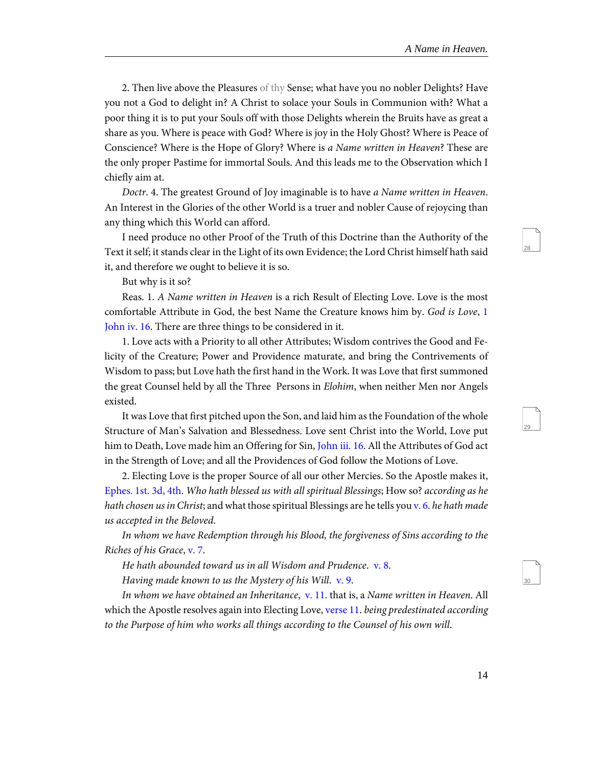2. Then live above the Pleasures of thy Sense; what have you no nobler Delights? Have you not a God to delight in? A Christ to solace your Souls in Communion with? What a poor thing it is to put your Souls off with those Delights wherein the Bruits have as great a share as you. Where is peace with God? Where is joy in the Holy Ghost? Where is Peace of Conscience? Where is the Hope of Glory? Where is *a Name written in Heaven*? These are the only proper Pastime for immortal Souls. And this leads me to the Observation which I chiefly aim at.

*Doctr.* 4. The greatest Ground of Joy imaginable is to have *a Name written in Heaven*. An Interest in the Glories of the other World is a truer and nobler Cause of rejoycing than any thing which this World can afford.

I need produce no other Proof of the Truth of this Doctrine than the Authority of the Text it self; it stands clear in the Light of its own Evidence; the Lord Christ himself hath said it, and therefore we ought to believe it is so.

But why is it so?

Reas. 1. *A Name written in Heaven* is a rich Result of Electing Love. Love is the most comfortable Attribute in God, the best Name the Creature knows him by. *God is Love*, 1 John iv. 16. There are three things to be considered in it.

1. Love acts with a Priority to all other Attributes; Wisdom contrives the Good and Felicity of the Creature; Power and Providence maturate, and bring the Contrivements of Wisdom to pass; but Love hath the first hand in the Work. It was Love that first summoned the great Counsel held by all the Three Persons in *Elohim*, when neither Men nor Angels existed.

It was Love that first pitched upon the Son, and laid him as the Foundation of the whole Structure of Man's Salvation and Blessedness. Love sent Christ into the World, Love put him to Death, Love made him an Offering for Sin, John iii. 16. All the Attributes of God act in the Strength of Love; and all the Providences of God follow the Motions of Love.

2. Electing Love is the proper Source of all our other Mercies. So the Apostle makes it, Ephes. 1st. 3d, 4th. *Who hath blessed us with all spiritual Blessings*; How so? *according as he hath chosen us in Christ*; and what those spiritual Blessings are he tells you v. 6. *he hath made us accepted in the Beloved*.

*In whom we have Redemption through his Blood, the forgiveness of Sins according to the Riches of his Grace*, v. 7.

*He hath abounded toward us in all Wisdom and Prudence*. v. 8.

*Having made known to us the Mystery of his Will*. v. 9.

*In whom we have obtained an Inheritance*, v. 11. that is, a *Name written in Heaven*. All which the Apostle resolves again into Electing Love, verse 11. *being predestinated according to the Purpose of him who works all things according to the Counsel of his own will*.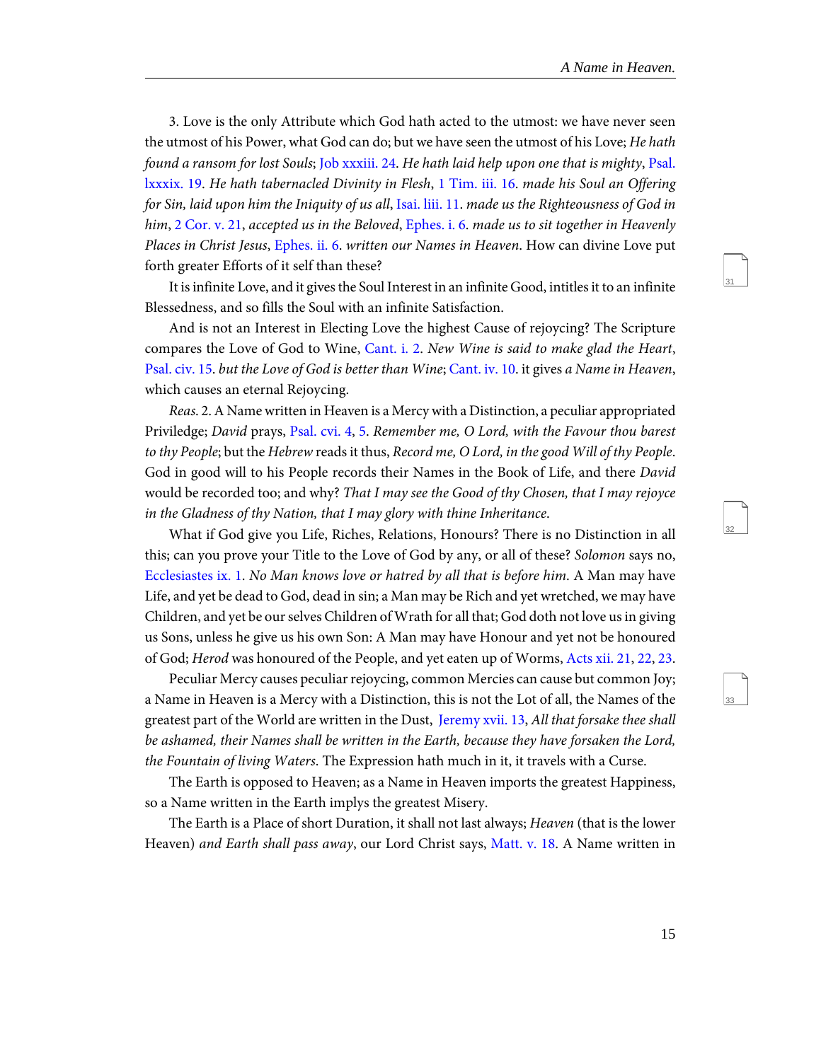3. Love is the only Attribute which God hath acted to the utmost: we have never seen the utmost of his Power, what God can do; but we have seen the utmost of his Love; *He hath found a ransom for lost Souls*; Job xxxiii. 24. *He hath laid help upon one that is mighty*, Psal. lxxxix. 19. *He hath tabernacled Divinity in Flesh*, 1 Tim. iii. 16. *made his Soul an Offering for Sin, laid upon him the Iniquity of us all*, Isai. liii. 11. *made us the Righteousness of God in him*, 2 Cor. v. 21, *accepted us in the Beloved*, Ephes. i. 6. *made us to sit together in Heavenly Places in Christ Jesus*, Ephes. ii. 6. *written our Names in Heaven*. How can divine Love put forth greater Efforts of it self than these?

It is infinite Love, and it gives the Soul Interest in an infinite Good, intitles it to an infinite Blessedness, and so fills the Soul with an infinite Satisfaction.

And is not an Interest in Electing Love the highest Cause of rejoycing? The Scripture compares the Love of God to Wine, Cant. i. 2. *New Wine is said to make glad the Heart*, Psal. civ. 15. *but the Love of God is better than Wine*; Cant. iv. 10. it gives *a Name in Heaven*, which causes an eternal Rejoycing.

*Reas.* 2. A Name written in Heaven is a Mercy with a Distinction, a peculiar appropriated Priviledge; *David* prays, Psal. cvi. 4, 5. *Remember me, O Lord, with the Favour thou barest to thy People*; but the *Hebrew* reads it thus, *Record me, O Lord, in the good Will of thy People*. God in good will to his People records their Names in the Book of Life, and there *David* would be recorded too; and why? *That I may see the Good of thy Chosen, that I may rejoyce in the Gladness of thy Nation, that I may glory with thine Inheritance*.

What if God give you Life, Riches, Relations, Honours? There is no Distinction in all this; can you prove your Title to the Love of God by any, or all of these? *Solomon* says no, Ecclesiastes ix. 1. *No Man knows love or hatred by all that is before him*. A Man may have Life, and yet be dead to God, dead in sin; a Man may be Rich and yet wretched, we may have Children, and yet be our selves Children of Wrath for all that; God doth not love us in giving us Sons, unless he give us his own Son: A Man may have Honour and yet not be honoured of God; *Herod* was honoured of the People, and yet eaten up of Worms, Acts xii. 21, 22, 23.

Peculiar Mercy causes peculiar rejoycing, common Mercies can cause but common Joy; a Name in Heaven is a Mercy with a Distinction, this is not the Lot of all, the Names of the greatest part of the World are written in the Dust, Jeremy xvii. 13, *All that forsake thee shall be ashamed, their Names shall be written in the Earth, because they have forsaken the Lord, the Fountain of living Waters*. The Expression hath much in it, it travels with a Curse.

The Earth is opposed to Heaven; as a Name in Heaven imports the greatest Happiness, so a Name written in the Earth implys the greatest Misery.

The Earth is a Place of short Duration, it shall not last always; *Heaven* (that is the lower Heaven) *and Earth shall pass away*, our Lord Christ says, Matt. v. 18. A Name written in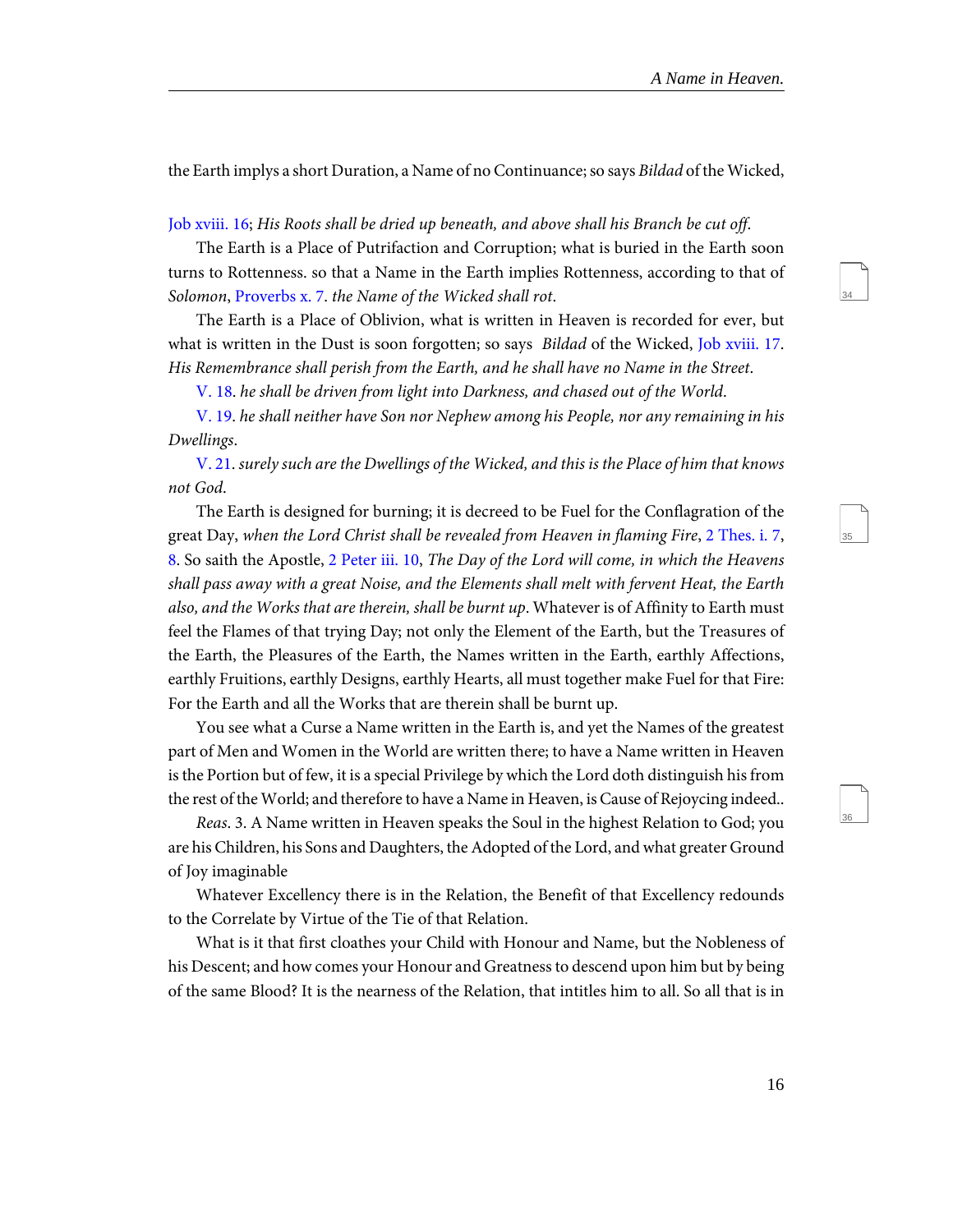the Earth implys a short Duration, a Name of no Continuance; so says *Bildad* of the Wicked, Job xviii. 16; *His Roots shall be dried up beneath, and above shall his Branch be cut off.*

The Earth is a Place of Putrifaction and Corruption; what is buried in the Earth soon turns to Rottenness. so that a Name in the Earth implies Rottenness, according to that of *Solomon*, Proverbs x. 7. *the Name of the Wicked shall rot*.

The Earth is a Place of Oblivion, what is written in Heaven is recorded for ever, but what is written in the Dust is soon forgotten; so says *Bildad* of the Wicked, Job xviii. 17. *His Remembrance shall perish from the Earth, and he shall have no Name in the Street.*

V. 18. *he shall be driven from light into Darkness, and chased out of the World.*

V. 19. *he shall neither have Son nor Nephew among his People, nor any remaining in his Dwellings.*

V. 21. *surely such are the Dwellings of the Wicked, and this is the Place of him that knows not God.*

The Earth is designed for burning; it is decreed to be Fuel for the Conflagration of the great Day, *when the Lord Christ shall be revealed from Heaven in flaming Fire*, 2 Thes. i. 7, 8. So saith the Apostle, 2 Peter iii. 10, *The Day of the Lord will come, in which the Heavens shall pass away with a great Noise, and the Elements shall melt with fervent Heat, the Earth also, and the Works that are therein, shall be burnt up*. Whatever is of Affinity to Earth must feel the Flames of that trying Day; not only the Element of the Earth, but the Treasures of the Earth, the Pleasures of the Earth, the Names written in the Earth, earthly Affections, earthly Fruitions, earthly Designs, earthly Hearts, all must together make Fuel for that Fire: For the Earth and all the Works that are therein shall be burnt up.

You see what a Curse a Name written in the Earth is, and yet the Names of the greatest part of Men and Women in the World are written there; to have a Name written in Heaven is the Portion but of few, it is a special Privilege by which the Lord doth distinguish his from the rest of the World; and therefore to have a Name in Heaven, is Cause of Rejoycing indeed..

*Reas*. 3. A Name written in Heaven speaks the Soul in the highest Relation to God; you are his Children, his Sons and Daughters, the Adopted of the Lord, and what greater Ground of Joy imaginable

Whatever Excellency there is in the Relation, the Benefit of that Excellency redounds to the Correlate by Virtue of the Tie of that Relation.

What is it that first cloathes your Child with Honour and Name, but the Nobleness of his Descent; and how comes your Honour and Greatness to descend upon him but by being of the same Blood? It is the nearness of the Relation, that intitles him to all. So all that is in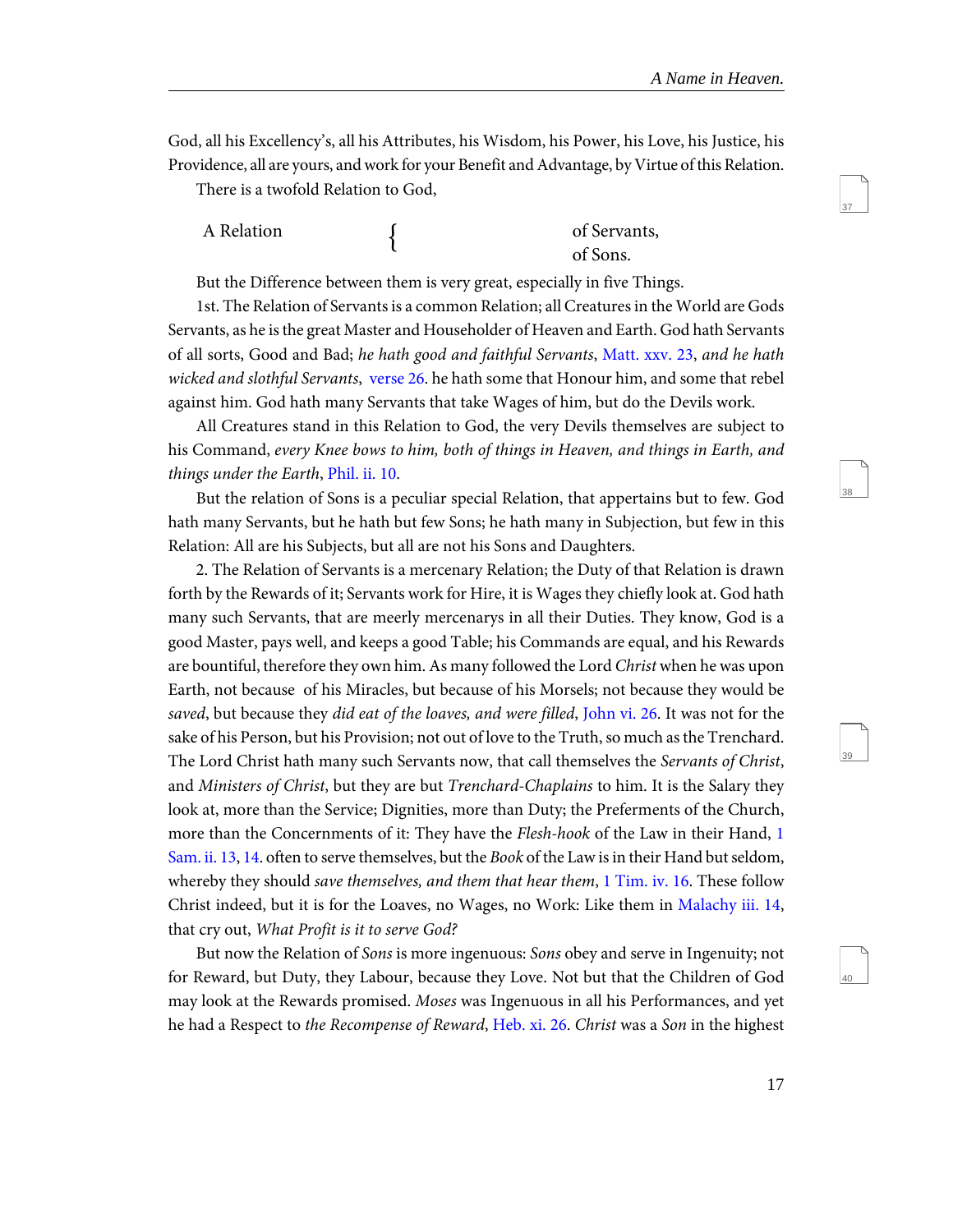God, all his Excellency's, all his Attributes, his Wisdom, his Power, his Love, his Justice, his Providence, all are yours, and work for your Benefit and Advantage, by Virtue of this Relation.

There is a twofold Relation to God,

A Relation { of Servants,
of Sons.

But the Difference between them is very great, especially in five Things.

1st. The Relation of Servants is a common Relation; all Creatures in the World are Gods Servants, as he is the great Master and Householder of Heaven and Earth. God hath Servants of all sorts, Good and Bad; *he hath good and faithful Servants*, Matt. xxv. 23, *and he hath wicked and slothful Servants*, verse 26. he hath some that Honour him, and some that rebel against him. God hath many Servants that take Wages of him, but do the Devils work.

All Creatures stand in this Relation to God, the very Devils themselves are subject to his Command, *every Knee bows to him, both of things in Heaven, and things in Earth, and things under the Earth*, Phil. ii. 10.

But the relation of Sons is a peculiar special Relation, that appertains but to few. God hath many Servants, but he hath but few Sons; he hath many in Subjection, but few in this Relation: All are his Subjects, but all are not his Sons and Daughters.

2. The Relation of Servants is a mercenary Relation; the Duty of that Relation is drawn forth by the Rewards of it; Servants work for Hire, it is Wages they chiefly look at. God hath many such Servants, that are meerly mercenarys in all their Duties. They know, God is a good Master, pays well, and keeps a good Table; his Commands are equal, and his Rewards are bountiful, therefore they own him. As many followed the Lord *Christ* when he was upon Earth, not because of his Miracles, but because of his Morsels; not because they would be *saved*, but because they *did eat of the loaves, and were filled*, John vi. 26. It was not for the sake of his Person, but his Provision; not out of love to the Truth, so much as the Trenchard. The Lord Christ hath many such Servants now, that call themselves the *Servants of Christ*, and *Ministers of Christ*, but they are but *Trenchard-Chaplains* to him. It is the Salary they look at, more than the Service; Dignities, more than Duty; the Preferments of the Church, more than the Concernments of it: They have the *Flesh-hook* of the Law in their Hand, 1 Sam. ii. 13, 14. often to serve themselves, but the *Book* of the Law is in their Hand but seldom, whereby they should *save themselves, and them that hear them*, 1 Tim. iv. 16. These follow Christ indeed, but it is for the Loaves, no Wages, no Work: Like them in Malachy iii. 14, that cry out, *What Profit is it to serve God?*

But now the Relation of *Sons* is more ingenuous: *Sons* obey and serve in Ingenuity; not for Reward, but Duty, they Labour, because they Love. Not but that the Children of God may look at the Rewards promised. *Moses* was Ingenuous in all his Performances, and yet he had a Respect to *the Recompense of Reward*, Heb. xi. 26. *Christ* was a *Son* in the highest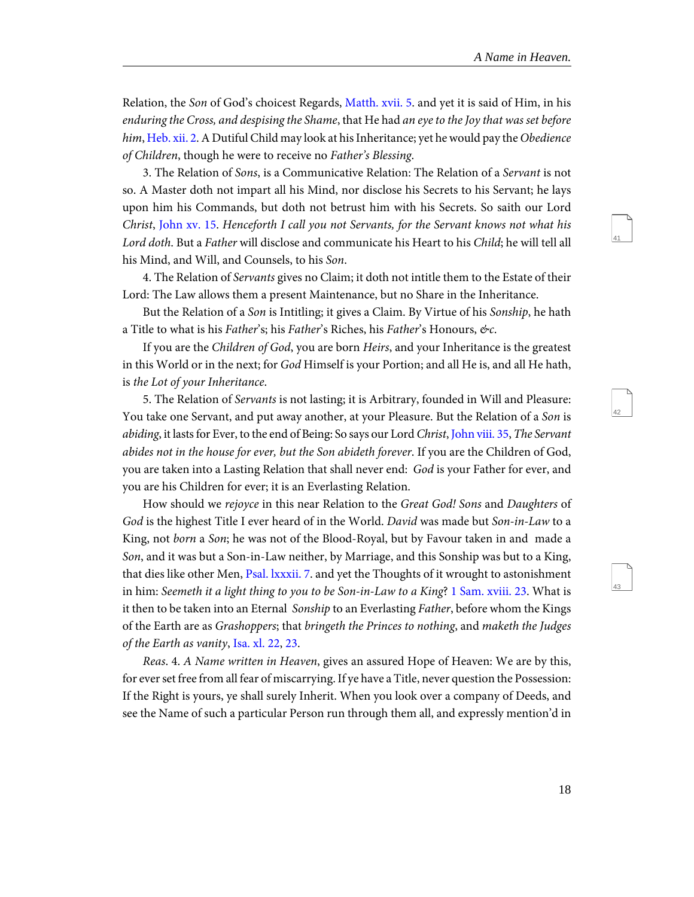Relation, the *Son* of God's choicest Regards, Matth. xvii. 5. and yet it is said of Him, in his *enduring the Cross, and despising the Shame*, that He had *an eye to the Joy that was set before him*, Heb. xii. 2. A Dutiful Child may look at his Inheritance; yet he would pay the *Obedience of Children*, though he were to receive no *Father's Blessing*.

3. The Relation of *Sons*, is a Communicative Relation: The Relation of a *Servant* is not so. A Master doth not impart all his Mind, nor disclose his Secrets to his Servant; he lays upon him his Commands, but doth not betrust him with his Secrets. So saith our Lord *Christ*, John xv. 15. *Henceforth I call you not Servants, for the Servant knows not what his Lord doth*. But a *Father* will disclose and communicate his Heart to his *Child*; he will tell all his Mind, and Will, and Counsels, to his *Son*.

4. The Relation of *Servants* gives no Claim; it doth not intitle them to the Estate of their Lord: The Law allows them a present Maintenance, but no Share in the Inheritance.

But the Relation of a *Son* is Intitling; it gives a Claim. By Virtue of his *Sonship*, he hath a Title to what is his *Father*'s; his *Father*'s Riches, his *Father*'s Honours, *&c.*

If you are the *Children of God*, you are born *Heirs*, and your Inheritance is the greatest in this World or in the next; for *God* Himself is your Portion; and all He is, and all He hath, is *the Lot of your Inheritance*.

5. The Relation of *Servants* is not lasting; it is Arbitrary, founded in Will and Pleasure: You take one Servant, and put away another, at your Pleasure. But the Relation of a *Son* is *abiding*, it lasts for Ever, to the end of Being: So says our Lord *Christ*, John viii. 35, *The Servant abides not in the house for ever, but the Son abideth forever*. If you are the Children of God, you are taken into a Lasting Relation that shall never end: *God* is your Father for ever, and you are his Children for ever; it is an Everlasting Relation.

How should we *rejoyce* in this near Relation to the *Great God! Sons* and *Daughters* of *God* is the highest Title I ever heard of in the World. *David* was made but *Son-in-Law* to a King, not *born* a *Son*; he was not of the Blood-Royal, but by Favour taken in and made a *Son*, and it was but a Son-in-Law neither, by Marriage, and this Sonship was but to a King, that dies like other Men, Psal. lxxxii. 7. and yet the Thoughts of it wrought to astonishment in him: *Seemeth it a light thing to you to be Son-in-Law to a King*? 1 Sam. xviii. 23. What is it then to be taken into an Eternal *Sonship* to an Everlasting *Father*, before whom the Kings of the Earth are as *Grashoppers*; that *bringeth the Princes to nothing*, and *maketh the Judges of the Earth as vanity*, Isa. xl. 22, 23.

*Reas*. 4. *A Name written in Heaven*, gives an assured Hope of Heaven: We are by this, for ever set free from all fear of miscarrying. If ye have a Title, never question the Possession: If the Right is yours, ye shall surely Inherit. When you look over a company of Deeds, and see the Name of such a particular Person run through them all, and expressly mention'd in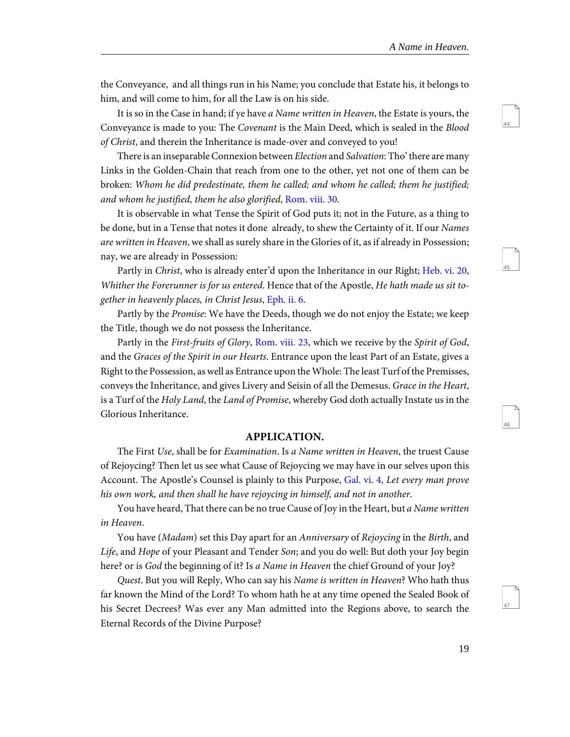the Conveyance, and all things run in his Name; you conclude that Estate his, it belongs to him, and will come to him, for all the Law is on his side.

It is so in the Case in hand; if ye have *a Name written in Heaven*, the Estate is yours, the Conveyance is made to you: The *Covenant* is the Main Deed, which is sealed in the *Blood of Christ*, and therein the Inheritance is made-over and conveyed to you!

There is an inseparable Connexion between *Election* and *Salvation*: Tho' there are many Links in the Golden-Chain that reach from one to the other, yet not one of them can be broken: *Whom he did predestinate, them he called; and whom he called; them he justified; and whom he justified, them he also glorified*, Rom. viii. 30.

It is observable in what Tense the Spirit of God puts it; not in the Future, as a thing to be done, but in a Tense that notes it done already, to shew the Certainty of it. If our *Names are written in Heaven*, we shall as surely share in the Glories of it, as if already in Possession; nay, we are already in Possession:

Partly in *Christ*, who is already enter'd upon the Inheritance in our Right; Heb. vi. 20, *Whither the Forerunner is for us entered*. Hence that of the Apostle, *He hath made us sit together in heavenly places, in Christ Jesus*, Eph. ii. 6.

Partly by the *Promise*: We have the Deeds, though we do not enjoy the Estate; we keep the Title, though we do not possess the Inheritance.

Partly in the *First-fruits of Glory*, Rom. viii. 23, which we receive by the *Spirit of God*, and the *Graces of the Spirit in our Hearts*. Entrance upon the least Part of an Estate, gives a Right to the Possession, as well as Entrance upon the Whole: The least Turf of the Premisses, conveys the Inheritance, and gives Livery and Seisin of all the Demesus. *Grace in the Heart*, is a Turf of the *Holy Land*, the *Land of Promise*, whereby God doth actually Instate us in the Glorious Inheritance.

## APPLICATION.

The First *Use*, shall be for *Examination*. Is *a Name written in Heaven*, the truest Cause of Rejoycing? Then let us see what Cause of Rejoycing we may have in our selves upon this Account. The Apostle's Counsel is plainly to this Purpose, Gal. vi. 4, *Let every man prove his own work, and then shall he have rejoycing in himself, and not in another*.

You have heard, That there can be no true Cause of Joy in the Heart, but *a Name written in Heaven*.

You have (*Madam*) set this Day apart for an *Anniversary* of *Rejoycing* in the *Birth*, and *Life*, and *Hope* of your Pleasant and Tender *Son*; and you do well: But doth your Joy begin here? or is *God* the beginning of it? Is *a Name in Heaven* the chief Ground of your Joy?

*Quest*. But you will Reply, Who can say his *Name is written in Heaven*? Who hath thus far known the Mind of the Lord? To whom hath he at any time opened the Sealed Book of his Secret Decrees? Was ever any Man admitted into the Regions above, to search the Eternal Records of the Divine Purpose?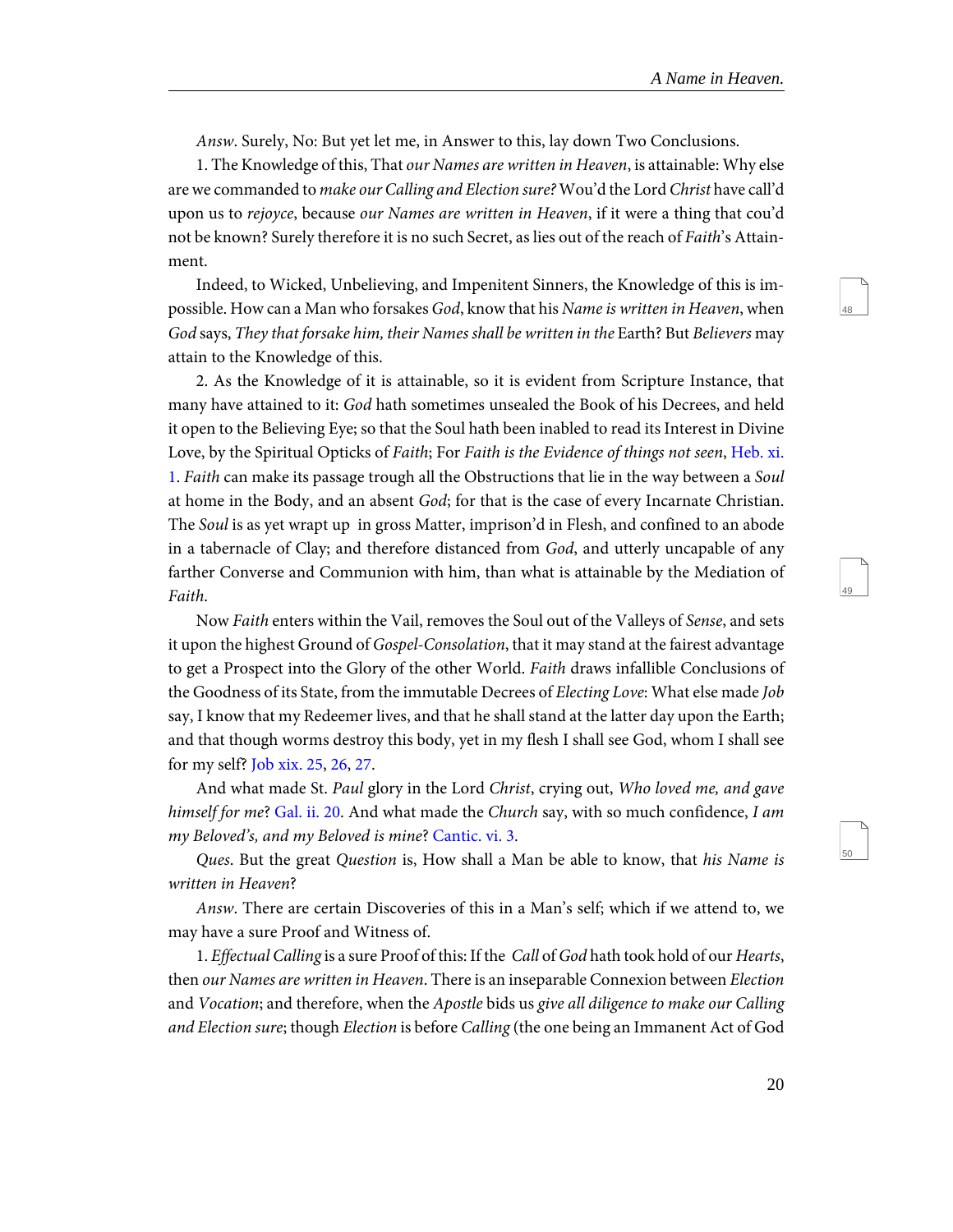*Answ*. Surely, No: But yet let me, in Answer to this, lay down Two Conclusions.

1. The Knowledge of this, That *our Names are written in Heaven*, is attainable: Why else are we commanded to *make our Calling and Election sure?* Wou'd the Lord *Christ* have call'd upon us to *rejoyce*, because *our Names are written in Heaven*, if it were a thing that cou'd not be known? Surely therefore it is no such Secret, as lies out of the reach of *Faith*'s Attainment.

Indeed, to Wicked, Unbelieving, and Impenitent Sinners, the Knowledge of this is impossible. How can a Man who forsakes *God*, know that his *Name is written in Heaven*, when *God* says, *They that forsake him, their Names shall be written in the* Earth? But *Believers* may attain to the Knowledge of this.

2. As the Knowledge of it is attainable, so it is evident from Scripture Instance, that many have attained to it: *God* hath sometimes unsealed the Book of his Decrees, and held it open to the Believing Eye; so that the Soul hath been inabled to read its Interest in Divine Love, by the Spiritual Opticks of *Faith*; For *Faith is the Evidence of things not seen*, Heb. xi. 1. *Faith* can make its passage trough all the Obstructions that lie in the way between a *Soul* at home in the Body, and an absent *God*; for that is the case of every Incarnate Christian. The *Soul* is as yet wrapt up in gross Matter, imprison'd in Flesh, and confined to an abode in a tabernacle of Clay; and therefore distanced from *God*, and utterly uncapable of any farther Converse and Communion with him, than what is attainable by the Mediation of *Faith*.

Now *Faith* enters within the Vail, removes the Soul out of the Valleys of *Sense*, and sets it upon the highest Ground of *Gospel-Consolation*, that it may stand at the fairest advantage to get a Prospect into the Glory of the other World. *Faith* draws infallible Conclusions of the Goodness of its State, from the immutable Decrees of *Electing Love*: What else made *Job* say, I know that my Redeemer lives, and that he shall stand at the latter day upon the Earth; and that though worms destroy this body, yet in my flesh I shall see God, whom I shall see for my self? Job xix. 25, 26, 27.

And what made St. *Paul* glory in the Lord *Christ*, crying out, *Who loved me, and gave himself for me*? Gal. ii. 20. And what made the *Church* say, with so much confidence, *I am my Beloved's, and my Beloved is mine*? Cantic. vi. 3.

*Ques*. But the great *Question* is, How shall a Man be able to know, that *his Name is written in Heaven*?

*Answ*. There are certain Discoveries of this in a Man's self; which if we attend to, we may have a sure Proof and Witness of.

1. *Effectual Calling* is a sure Proof of this: If the *Call* of *God* hath took hold of our *Hearts*, then *our Names are written in Heaven*. There is an inseparable Connexion between *Election* and *Vocation*; and therefore, when the *Apostle* bids us *give all diligence to make our Calling and Election sure*; though *Election* is before *Calling* (the one being an Immanent Act of God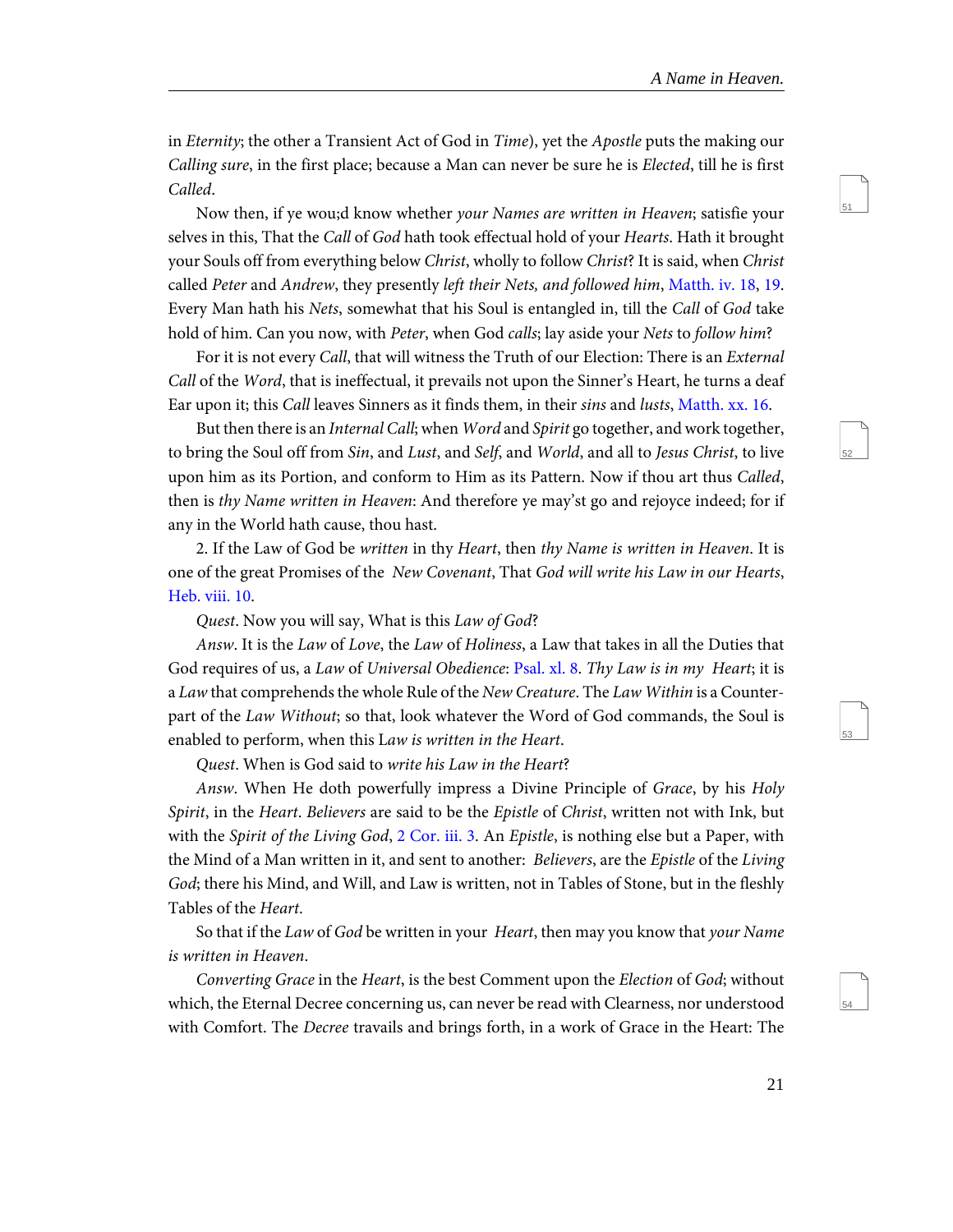in *Eternity*; the other a Transient Act of God in *Time*), yet the *Apostle* puts the making our *Calling sure*, in the first place; because a Man can never be sure he is *Elected*, till he is first *Called*.

Now then, if ye wou;d know whether *your Names are written in Heaven*; satisfie your selves in this, That the *Call* of *God* hath took effectual hold of your *Hearts*. Hath it brought your Souls off from everything below *Christ*, wholly to follow *Christ*? It is said, when *Christ* called *Peter* and *Andrew*, they presently *left their Nets, and followed him*, Matth. iv. 18, 19. Every Man hath his *Nets*, somewhat that his Soul is entangled in, till the *Call* of *God* take hold of him. Can you now, with *Peter*, when God *calls*; lay aside your *Nets* to *follow him*?

For it is not every *Call*, that will witness the Truth of our Election: There is an *External Call* of the *Word*, that is ineffectual, it prevails not upon the Sinner's Heart, he turns a deaf Ear upon it; this *Call* leaves Sinners as it finds them, in their *sins* and *lusts*, Matth. xx. 16.

But then there is an *Internal Call*; when *Word* and *Spirit* go together, and work together, to bring the Soul off from *Sin*, and *Lust*, and *Self*, and *World*, and all to *Jesus Christ*, to live upon him as its Portion, and conform to Him as its Pattern. Now if thou art thus *Called*, then is *thy Name written in Heaven*: And therefore ye may'st go and rejoyce indeed; for if any in the World hath cause, thou hast.

2. If the Law of God be *written* in thy *Heart*, then *thy Name is written in Heaven*. It is one of the great Promises of the *New Covenant*, That *God will write his Law in our Hearts*, Heb. viii. 10.

*Quest*. Now you will say, What is this *Law of God*?

*Answ*. It is the *Law* of *Love*, the *Law* of *Holiness*, a Law that takes in all the Duties that God requires of us, a *Law* of *Universal Obedience*: Psal. xl. 8. *Thy Law is in my Heart*; it is a *Law* that comprehends the whole Rule of the *New Creature*. The *Law Within* is a Counterpart of the *Law Without*; so that, look whatever the Word of God commands, the Soul is enabled to perform, when this L*aw is written in the Heart*.

*Quest*. When is God said to *write his Law in the Heart*?

*Answ*. When He doth powerfully impress a Divine Principle of *Grace*, by his *Holy Spirit*, in the *Heart*. *Believers* are said to be the *Epistle* of *Christ*, written not with Ink, but with the *Spirit of the Living God*, 2 Cor. iii. 3. An *Epistle*, is nothing else but a Paper, with the Mind of a Man written in it, and sent to another: *Believers*, are the *Epistle* of the *Living God*; there his Mind, and Will, and Law is written, not in Tables of Stone, but in the fleshly Tables of the *Heart*.

So that if the *Law* of *God* be written in your *Heart*, then may you know that *your Name is written in Heaven*.

*Converting Grace* in the *Heart*, is the best Comment upon the *Election* of *God*; without which, the Eternal Decree concerning us, can never be read with Clearness, nor understood with Comfort. The *Decree* travails and brings forth, in a work of Grace in the Heart: The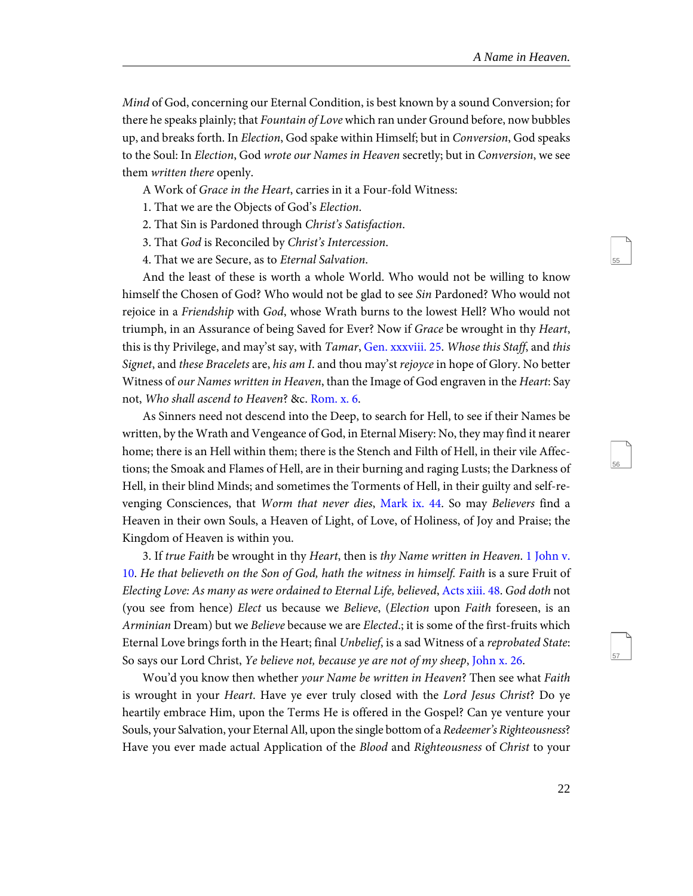*Mind* of God, concerning our Eternal Condition, is best known by a sound Conversion; for there he speaks plainly; that *Fountain of Love* which ran under Ground before, now bubbles up, and breaks forth. In *Election*, God spake within Himself; but in *Conversion*, God speaks to the Soul: In *Election*, God *wrote our Names in Heaven* secretly; but in *Conversion*, we see them *written there* openly.

A Work of *Grace in the Heart*, carries in it a Four-fold Witness:

1. That we are the Objects of God's *Election*.
2. That Sin is Pardoned through *Christ's Satisfaction*.
3. That *God* is Reconciled by *Christ's Intercession*.
4. That we are Secure, as to *Eternal Salvation*.

And the least of these is worth a whole World. Who would not be willing to know himself the Chosen of God? Who would not be glad to see *Sin* Pardoned? Who would not rejoice in a *Friendship* with *God*, whose Wrath burns to the lowest Hell? Who would not triumph, in an Assurance of being Saved for Ever? Now if *Grace* be wrought in thy *Heart*, this is thy Privilege, and may'st say, with *Tamar*, Gen. xxxviii. 25. *Whose this Staff*, and *this Signet*, and *these Bracelets* are, *his am I*. and thou may'st *rejoyce* in hope of Glory. No better Witness of *our Names written in Heaven*, than the Image of God engraven in the *Heart*: Say not, *Who shall ascend to Heaven*? &c. Rom. x. 6.

As Sinners need not descend into the Deep, to search for Hell, to see if their Names be written, by the Wrath and Vengeance of God, in Eternal Misery: No, they may find it nearer home; there is an Hell within them; there is the Stench and Filth of Hell, in their vile Affections; the Smoak and Flames of Hell, are in their burning and raging Lusts; the Darkness of Hell, in their blind Minds; and sometimes the Torments of Hell, in their guilty and self-revenging Consciences, that *Worm that never dies*, Mark ix. 44. So may *Believers* find a Heaven in their own Souls, a Heaven of Light, of Love, of Holiness, of Joy and Praise; the Kingdom of Heaven is within you.

3. If *true Faith* be wrought in thy *Heart*, then is *thy Name written in Heaven*. 1 John v. 10. *He that believeth on the Son of God, hath the witness in himself. Faith* is a sure Fruit of *Electing Love: As many as were ordained to Eternal Life, believed*, Acts xiii. 48. *God doth* not (you see from hence) *Elect* us because we *Believe*, (*Election* upon *Faith* foreseen, is an *Arminian* Dream) but we *Believe* because we are *Elected*.; it is some of the first-fruits which Eternal Love brings forth in the Heart; final *Unbelief*, is a sad Witness of a *reprobated State*: So says our Lord Christ, *Ye believe not, because ye are not of my sheep*, John x. 26.

Wou'd you know then whether *your Name be written in Heaven*? Then see what *Faith* is wrought in your *Heart*. Have ye ever truly closed with the *Lord Jesus Christ*? Do ye heartily embrace Him, upon the Terms He is offered in the Gospel? Can ye venture your Souls, your Salvation, your Eternal All, upon the single bottom of a *Redeemer's Righteousness*? Have you ever made actual Application of the *Blood* and *Righteousness* of *Christ* to your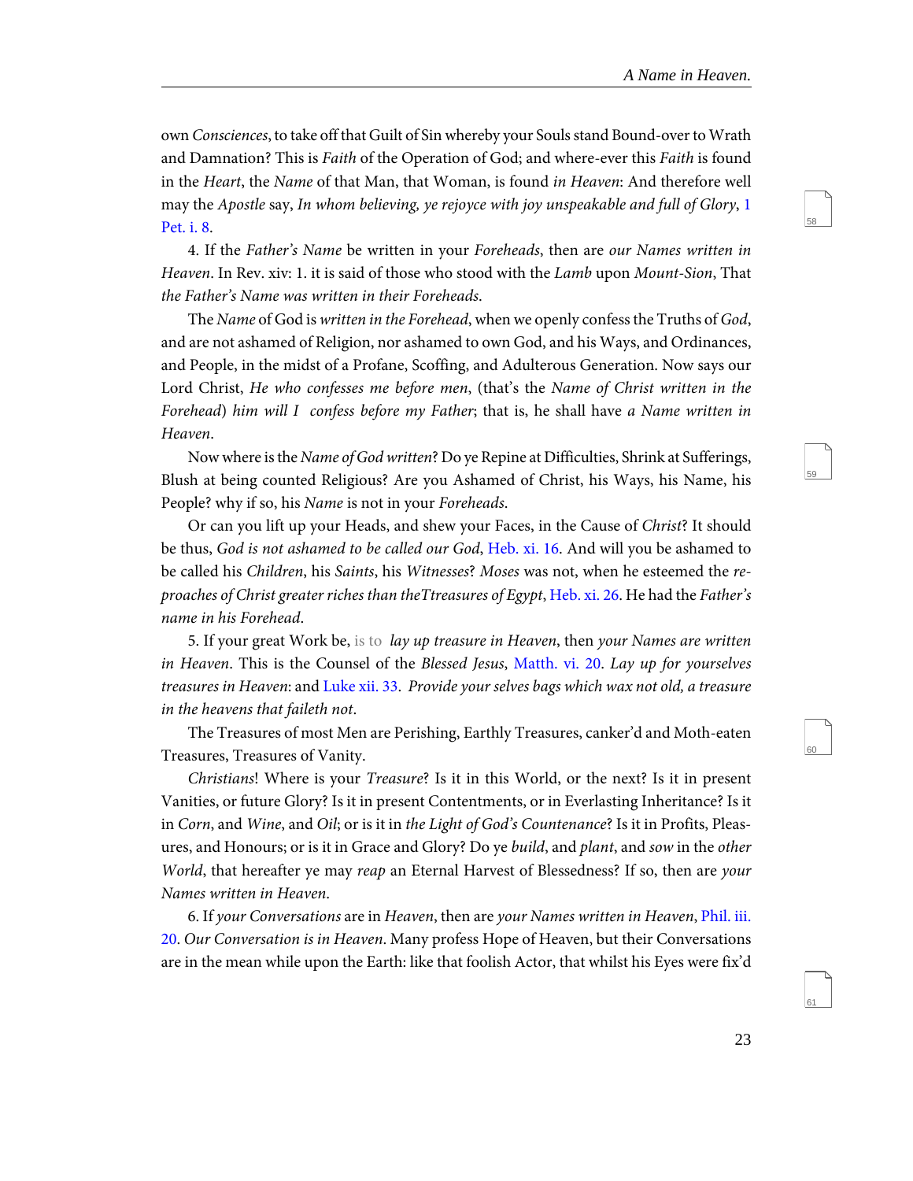own *Consciences*, to take off that Guilt of Sin whereby your Souls stand Bound-over to Wrath and Damnation? This is *Faith* of the Operation of God; and where-ever this *Faith* is found in the *Heart*, the *Name* of that Man, that Woman, is found *in Heaven*: And therefore well may the *Apostle* say, *In whom believing, ye rejoyce with joy unspeakable and full of Glory*, 1 Pet. i. 8.

4. If the *Father's Name* be written in your *Foreheads*, then are *our Names written in Heaven*. In Rev. xiv: 1. it is said of those who stood with the *Lamb* upon *Mount-Sion*, That *the Father's Name was written in their Foreheads*.

The *Name* of God is *written in the Forehead*, when we openly confess the Truths of *God*, and are not ashamed of Religion, nor ashamed to own God, and his Ways, and Ordinances, and People, in the midst of a Profane, Scoffing, and Adulterous Generation. Now says our Lord Christ, *He who confesses me before men*, (that's the *Name of Christ written in the Forehead*) *him will I confess before my Father*; that is, he shall have *a Name written in Heaven*.

Now where is the *Name of God written*? Do ye Repine at Difficulties, Shrink at Sufferings, Blush at being counted Religious? Are you Ashamed of Christ, his Ways, his Name, his People? why if so, his *Name* is not in your *Foreheads*.

Or can you lift up your Heads, and shew your Faces, in the Cause of *Christ*? It should be thus, *God is not ashamed to be called our God*, Heb. xi. 16. And will you be ashamed to be called his *Children*, his *Saints*, his *Witnesses*? *Moses* was not, when he esteemed the *reproaches of Christ greater riches than theTtreasures of Egypt*, Heb. xi. 26. He had the *Father's name in his Forehead*.

5. If your great Work be, is to *lay up treasure in Heaven*, then *your Names are written in Heaven*. This is the Counsel of the *Blessed Jesus*, Matth. vi. 20. *Lay up for yourselves treasures in Heaven*: and Luke xii. 33. *Provide your selves bags which wax not old, a treasure in the heavens that faileth not*.

The Treasures of most Men are Perishing, Earthly Treasures, canker'd and Moth-eaten Treasures, Treasures of Vanity.

*Christians*! Where is your *Treasure*? Is it in this World, or the next? Is it in present Vanities, or future Glory? Is it in present Contentments, or in Everlasting Inheritance? Is it in *Corn*, and *Wine*, and *Oil*; or is it in *the Light of God's Countenance*? Is it in Profits, Pleasures, and Honours; or is it in Grace and Glory? Do ye *build*, and *plant*, and *sow* in the *other World*, that hereafter ye may *reap* an Eternal Harvest of Blessedness? If so, then are *your Names written in Heaven*.

6. If *your Conversations* are in *Heaven*, then are *your Names written in Heaven*, Phil. iii. 20. *Our Conversation is in Heaven*. Many profess Hope of Heaven, but their Conversations are in the mean while upon the Earth: like that foolish Actor, that whilst his Eyes were fix'd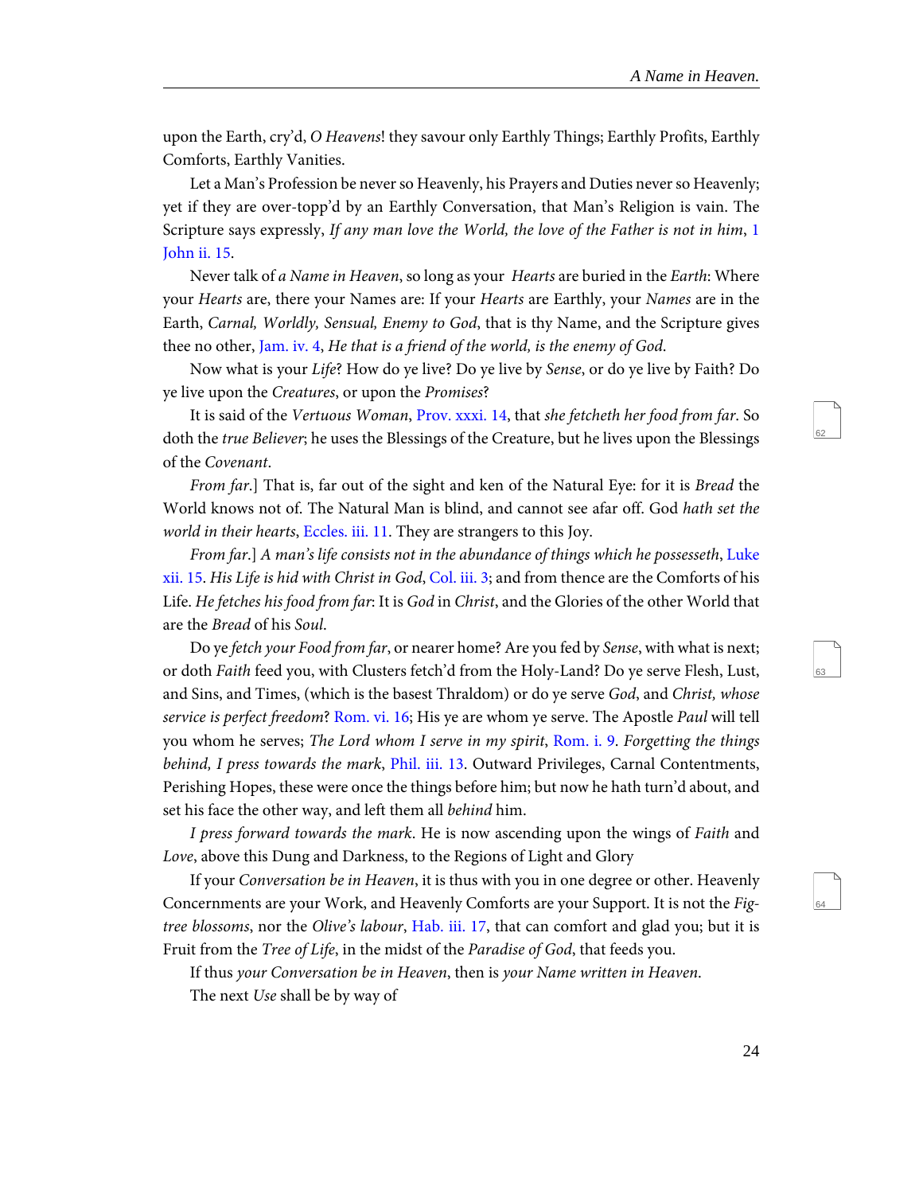upon the Earth, cry'd, *O Heavens*! they savour only Earthly Things; Earthly Profits, Earthly Comforts, Earthly Vanities.

Let a Man's Profession be never so Heavenly, his Prayers and Duties never so Heavenly; yet if they are over-topp'd by an Earthly Conversation, that Man's Religion is vain. The Scripture says expressly, *If any man love the World, the love of the Father is not in him*, 1 John ii. 15.

Never talk of *a Name in Heaven*, so long as your *Hearts* are buried in the *Earth*: Where your *Hearts* are, there your Names are: If your *Hearts* are Earthly, your *Names* are in the Earth, *Carnal, Worldly, Sensual, Enemy to God*, that is thy Name, and the Scripture gives thee no other, Jam. iv. 4, *He that is a friend of the world, is the enemy of God*.

Now what is your *Life*? How do ye live? Do ye live by *Sense*, or do ye live by Faith? Do ye live upon the *Creatures*, or upon the *Promises*?

It is said of the *Vertuous Woman*, Prov. xxxi. 14, that *she fetcheth her food from far*. So doth the *true Believer*; he uses the Blessings of the Creature, but he lives upon the Blessings of the *Covenant*.

*From far*.] That is, far out of the sight and ken of the Natural Eye: for it is *Bread* the World knows not of. The Natural Man is blind, and cannot see afar off. God *hath set the world in their hearts*, Eccles. iii. 11. They are strangers to this Joy.

*From far*.] *A man's life consists not in the abundance of things which he possesseth*, Luke xii. 15. *His Life is hid with Christ in God*, Col. iii. 3; and from thence are the Comforts of his Life. *He fetches his food from far*: It is *God* in *Christ*, and the Glories of the other World that are the *Bread* of his *Soul*.

Do ye *fetch your Food from far*, or nearer home? Are you fed by *Sense*, with what is next; or doth *Faith* feed you, with Clusters fetch'd from the Holy-Land? Do ye serve Flesh, Lust, and Sins, and Times, (which is the basest Thraldom) or do ye serve *God*, and *Christ, whose service is perfect freedom*? Rom. vi. 16; His ye are whom ye serve. The Apostle *Paul* will tell you whom he serves; *The Lord whom I serve in my spirit*, Rom. i. 9. *Forgetting the things behind, I press towards the mark*, Phil. iii. 13. Outward Privileges, Carnal Contentments, Perishing Hopes, these were once the things before him; but now he hath turn'd about, and set his face the other way, and left them all *behind* him.

*I press forward towards the mark*. He is now ascending upon the wings of *Faith* and *Love*, above this Dung and Darkness, to the Regions of Light and Glory

If your *Conversation be in Heaven*, it is thus with you in one degree or other. Heavenly Concernments are your Work, and Heavenly Comforts are your Support. It is not the *Fig-tree blossoms*, nor the *Olive's labour*, Hab. iii. 17, that can comfort and glad you; but it is Fruit from the *Tree of Life*, in the midst of the *Paradise of God*, that feeds you.

If thus *your Conversation be in Heaven*, then is *your Name written in Heaven*.

The next *Use* shall be by way of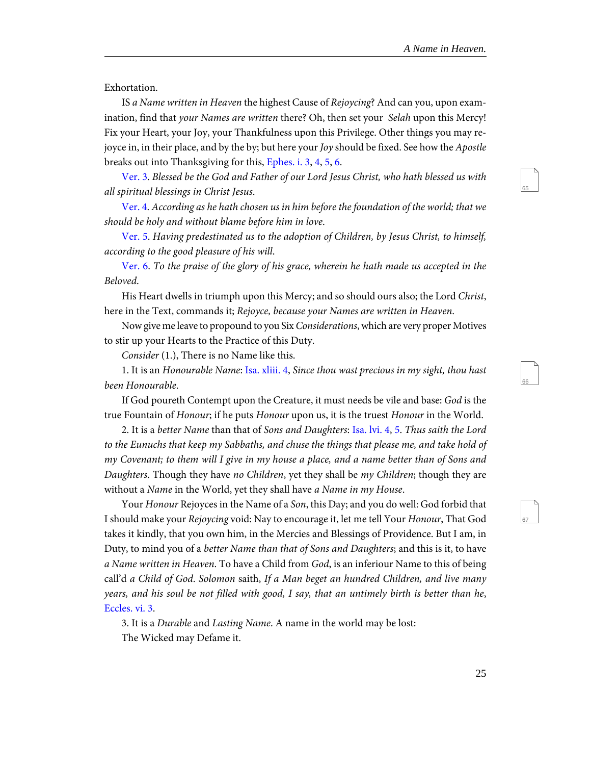Exhortation.

IS *a Name written in Heaven* the highest Cause of *Rejoycing*? And can you, upon examination, find that *your Names are written* there? Oh, then set your *Selah* upon this Mercy! Fix your Heart, your Joy, your Thankfulness upon this Privilege. Other things you may rejoyce in, in their place, and by the by; but here your *Joy* should be fixed. See how the *Apostle* breaks out into Thanksgiving for this, Ephes. i. 3, 4, 5, 6.

Ver. 3. *Blessed be the God and Father of our Lord Jesus Christ, who hath blessed us with all spiritual blessings in Christ Jesus.*

Ver. 4. *According as he hath chosen us in him before the foundation of the world; that we should be holy and without blame before him in love.*

Ver. 5. *Having predestinated us to the adoption of Children, by Jesus Christ, to himself, according to the good pleasure of his will.*

Ver. 6. *To the praise of the glory of his grace, wherein he hath made us accepted in the Beloved.*

His Heart dwells in triumph upon this Mercy; and so should ours also; the Lord *Christ*, here in the Text, commands it; *Rejoyce, because your Names are written in Heaven.*

Now give me leave to propound to you Six *Considerations*, which are very proper Motives to stir up your Hearts to the Practice of this Duty.

*Consider* (1.), There is no Name like this.

1. It is an *Honourable Name*: Isa. xliii. 4, *Since thou wast precious in my sight, thou hast been Honourable.*

If God poureth Contempt upon the Creature, it must needs be vile and base: *God* is the true Fountain of *Honour*; if he puts *Honour* upon us, it is the truest *Honour* in the World.

2. It is a *better Name* than that of *Sons and Daughters*: Isa. lvi. 4, 5. *Thus saith the Lord to the Eunuchs that keep my Sabbaths, and chuse the things that please me, and take hold of my Covenant; to them will I give in my house a place, and a name better than of Sons and Daughters*. Though they have *no Children*, yet they shall be *my Children*; though they are without a *Name* in the World, yet they shall have *a Name in my House*.

Your *Honour* Rejoyces in the Name of a *Son*, this Day; and you do well: God forbid that I should make your *Rejoycing* void: Nay to encourage it, let me tell Your *Honour*, That God takes it kindly, that you own him, in the Mercies and Blessings of Providence. But I am, in Duty, to mind you of a *better Name than that of Sons and Daughters*; and this is it, to have *a Name written in Heaven*. To have a Child from *God*, is an inferiour Name to this of being call'd *a Child of God*. *Solomon* saith, *If a Man beget an hundred Children, and live many years, and his soul be not filled with good, I say, that an untimely birth is better than he*, Eccles. vi. 3.

3. It is a *Durable* and *Lasting Name*. A name in the world may be lost:

The Wicked may Defame it.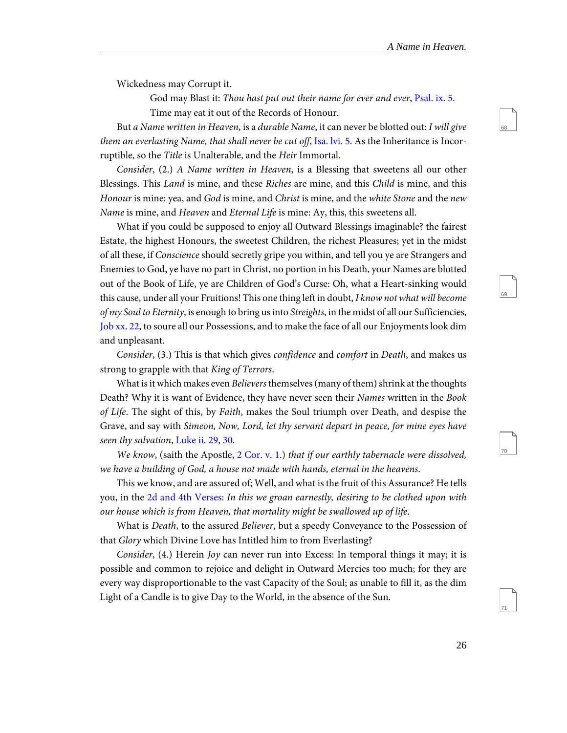Wickedness may Corrupt it.

God may Blast it: *Thou hast put out their name for ever and ever*, Psal. ix. 5.

Time may eat it out of the Records of Honour.

But *a Name written in Heaven*, is a *durable Name*, it can never be blotted out: *I will give them an everlasting Name, that shall never be cut off*, Isa. lvi. 5. As the Inheritance is Incorruptible, so the *Title* is Unalterable, and the *Heir* Immortal.

*Consider*, (2.) *A Name written in Heaven*, is a Blessing that sweetens all our other Blessings. This *Land* is mine, and these *Riches* are mine, and this *Child* is mine, and this *Honour* is mine: yea, and *God* is mine, and *Christ* is mine, and the *white Stone* and the *new Name* is mine, and *Heaven* and *Eternal Life* is mine: Ay, this, this sweetens all.

What if you could be supposed to enjoy all Outward Blessings imaginable? the fairest Estate, the highest Honours, the sweetest Children, the richest Pleasures; yet in the midst of all these, if *Conscience* should secretly gripe you within, and tell you ye are Strangers and Enemies to God, ye have no part in Christ, no portion in his Death, your Names are blotted out of the Book of Life, ye are Children of God's Curse: Oh, what a Heart-sinking would this cause, under all your Fruitions! This one thing left in doubt, *I know not what will become of my Soul to Eternity*, is enough to bring us into *Streights*, in the midst of all our Sufficiencies, Job xx. 22, to soure all our Possessions, and to make the face of all our Enjoyments look dim and unpleasant.

*Consider*, (3.) This is that which gives *confidence* and *comfort* in *Death*, and makes us strong to grapple with that *King of Terrors*.

What is it which makes even *Believers* themselves (many of them) shrink at the thoughts Death? Why it is want of Evidence, they have never seen their *Names* written in the *Book of Life*. The sight of this, by *Faith*, makes the Soul triumph over Death, and despise the Grave, and say with *Simeon, Now, Lord, let thy servant depart in peace, for mine eyes have seen thy salvation*, Luke ii. 29, 30.

*We know*, (saith the Apostle, 2 Cor. v. 1.) *that if our earthly tabernacle were dissolved, we have a building of God, a house not made with hands, eternal in the heavens.*

This we know, and are assured of; Well, and what is the fruit of this Assurance? He tells you, in the 2d and 4th Verses: *In this we groan earnestly, desiring to be clothed upon with our house which is from Heaven, that mortality might be swallowed up of life.*

What is *Death*, to the assured *Believer*, but a speedy Conveyance to the Possession of that *Glory* which Divine Love has Intitled him to from Everlasting?

*Consider*, (4.) Herein *Joy* can never run into Excess: In temporal things it may; it is possible and common to rejoice and delight in Outward Mercies too much; for they are every way disproportionable to the vast Capacity of the Soul; as unable to fill it, as the dim Light of a Candle is to give Day to the World, in the absence of the Sun.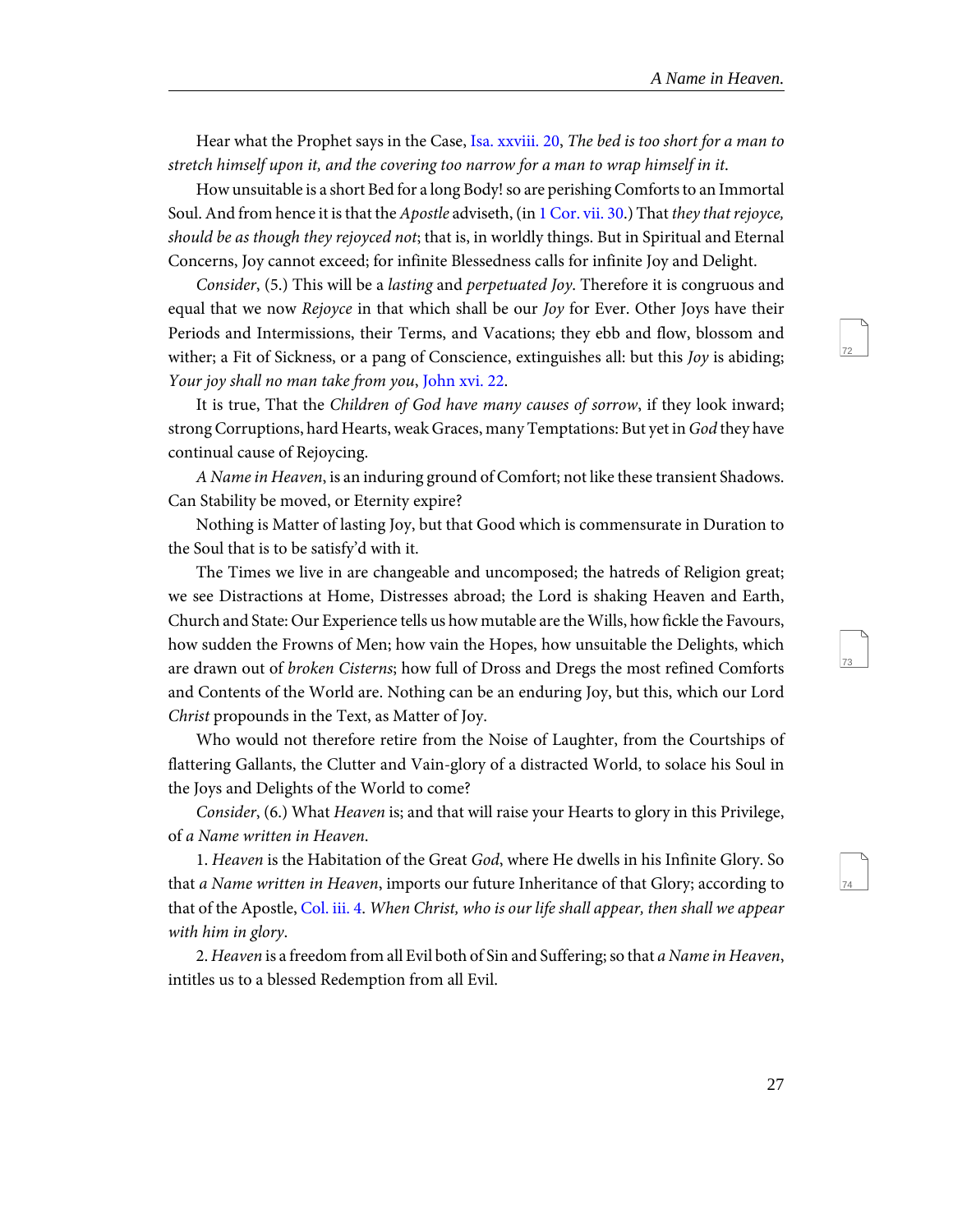Hear what the Prophet says in the Case, Isa. xxviii. 20, *The bed is too short for a man to stretch himself upon it, and the covering too narrow for a man to wrap himself in it.*

How unsuitable is a short Bed for a long Body! so are perishing Comforts to an Immortal Soul. And from hence it is that the *Apostle* adviseth, (in 1 Cor. vii. 30.) That *they that rejoyce, should be as though they rejoyced not*; that is, in worldly things. But in Spiritual and Eternal Concerns, Joy cannot exceed; for infinite Blessedness calls for infinite Joy and Delight.

*Consider*, (5.) This will be a *lasting* and *perpetuated Joy*. Therefore it is congruous and equal that we now *Rejoyce* in that which shall be our *Joy* for Ever. Other Joys have their Periods and Intermissions, their Terms, and Vacations; they ebb and flow, blossom and wither; a Fit of Sickness, or a pang of Conscience, extinguishes all: but this *Joy* is abiding; *Your joy shall no man take from you*, John xvi. 22.

It is true, That the *Children of God have many causes of sorrow*, if they look inward; strong Corruptions, hard Hearts, weak Graces, many Temptations: But yet in *God* they have continual cause of Rejoycing.

*A Name in Heaven*, is an induring ground of Comfort; not like these transient Shadows. Can Stability be moved, or Eternity expire?

Nothing is Matter of lasting Joy, but that Good which is commensurate in Duration to the Soul that is to be satisfy'd with it.

The Times we live in are changeable and uncomposed; the hatreds of Religion great; we see Distractions at Home, Distresses abroad; the Lord is shaking Heaven and Earth, Church and State: Our Experience tells us how mutable are the Wills, how fickle the Favours, how sudden the Frowns of Men; how vain the Hopes, how unsuitable the Delights, which are drawn out of *broken Cisterns*; how full of Dross and Dregs the most refined Comforts and Contents of the World are. Nothing can be an enduring Joy, but this, which our Lord *Christ* propounds in the Text, as Matter of Joy.

Who would not therefore retire from the Noise of Laughter, from the Courtships of flattering Gallants, the Clutter and Vain-glory of a distracted World, to solace his Soul in the Joys and Delights of the World to come?

*Consider*, (6.) What *Heaven* is; and that will raise your Hearts to glory in this Privilege, of *a Name written in Heaven*.

1. *Heaven* is the Habitation of the Great *God*, where He dwells in his Infinite Glory. So that *a Name written in Heaven*, imports our future Inheritance of that Glory; according to that of the Apostle, Col. iii. 4. *When Christ, who is our life shall appear, then shall we appear with him in glory*.

2. *Heaven* is a freedom from all Evil both of Sin and Suffering; so that *a Name in Heaven*, intitles us to a blessed Redemption from all Evil.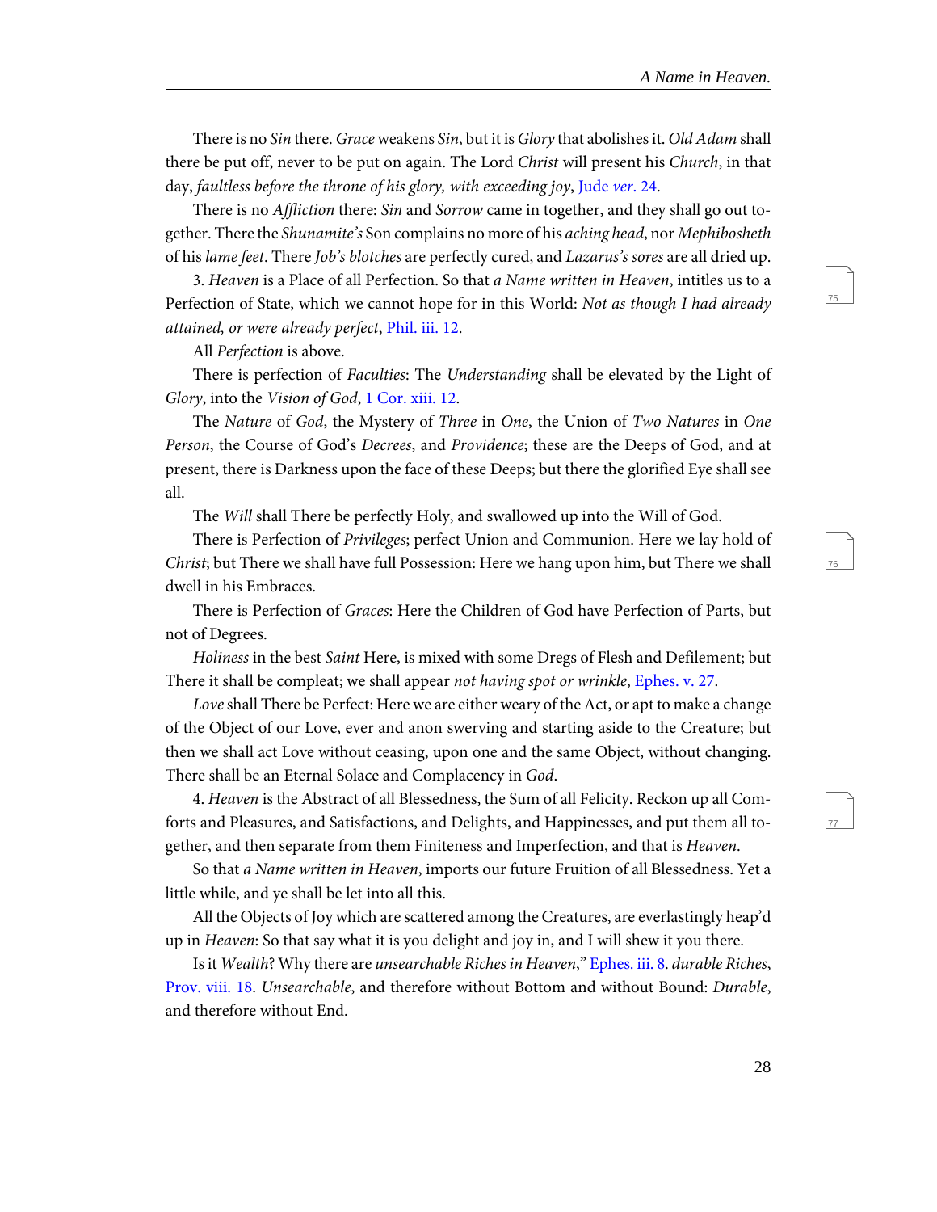There is no *Sin* there. *Grace* weakens *Sin*, but it is *Glory* that abolishes it. *Old Adam* shall there be put off, never to be put on again. The Lord *Christ* will present his *Church*, in that day, *faultless before the throne of his glory, with exceeding joy*, Jude *ver*. 24.

There is no *Affliction* there: *Sin* and *Sorrow* came in together, and they shall go out together. There the *Shunamite's* Son complains no more of his *aching head*, nor *Mephibosheth* of his *lame feet*. There *Job's blotches* are perfectly cured, and *Lazarus's sores* are all dried up.

3. *Heaven* is a Place of all Perfection. So that *a Name written in Heaven*, intitles us to a Perfection of State, which we cannot hope for in this World: *Not as though I had already attained, or were already perfect*, Phil. iii. 12.

All *Perfection* is above.

There is perfection of *Faculties*: The *Understanding* shall be elevated by the Light of *Glory*, into the *Vision of God*, 1 Cor. xiii. 12.

The *Nature* of *God*, the Mystery of *Three* in *One*, the Union of *Two Natures* in *One Person*, the Course of God's *Decrees*, and *Providence*; these are the Deeps of God, and at present, there is Darkness upon the face of these Deeps; but there the glorified Eye shall see all.

The *Will* shall There be perfectly Holy, and swallowed up into the Will of God.

There is Perfection of *Privileges*; perfect Union and Communion. Here we lay hold of *Christ*; but There we shall have full Possession: Here we hang upon him, but There we shall dwell in his Embraces.

There is Perfection of *Graces*: Here the Children of God have Perfection of Parts, but not of Degrees.

*Holiness* in the best *Saint* Here, is mixed with some Dregs of Flesh and Defilement; but There it shall be compleat; we shall appear *not having spot or wrinkle*, Ephes. v. 27.

*Love* shall There be Perfect: Here we are either weary of the Act, or apt to make a change of the Object of our Love, ever and anon swerving and starting aside to the Creature; but then we shall act Love without ceasing, upon one and the same Object, without changing. There shall be an Eternal Solace and Complacency in *God*.

4. *Heaven* is the Abstract of all Blessedness, the Sum of all Felicity. Reckon up all Comforts and Pleasures, and Satisfactions, and Delights, and Happinesses, and put them all together, and then separate from them Finiteness and Imperfection, and that is *Heaven*.

So that *a Name written in Heaven*, imports our future Fruition of all Blessedness. Yet a little while, and ye shall be let into all this.

All the Objects of Joy which are scattered among the Creatures, are everlastingly heap'd up in *Heaven*: So that say what it is you delight and joy in, and I will shew it you there.

Is it *Wealth*? Why there are *unsearchable Riches in Heaven*," Ephes. iii. 8. *durable Riches*, Prov. viii. 18. *Unsearchable*, and therefore without Bottom and without Bound: *Durable*, and therefore without End.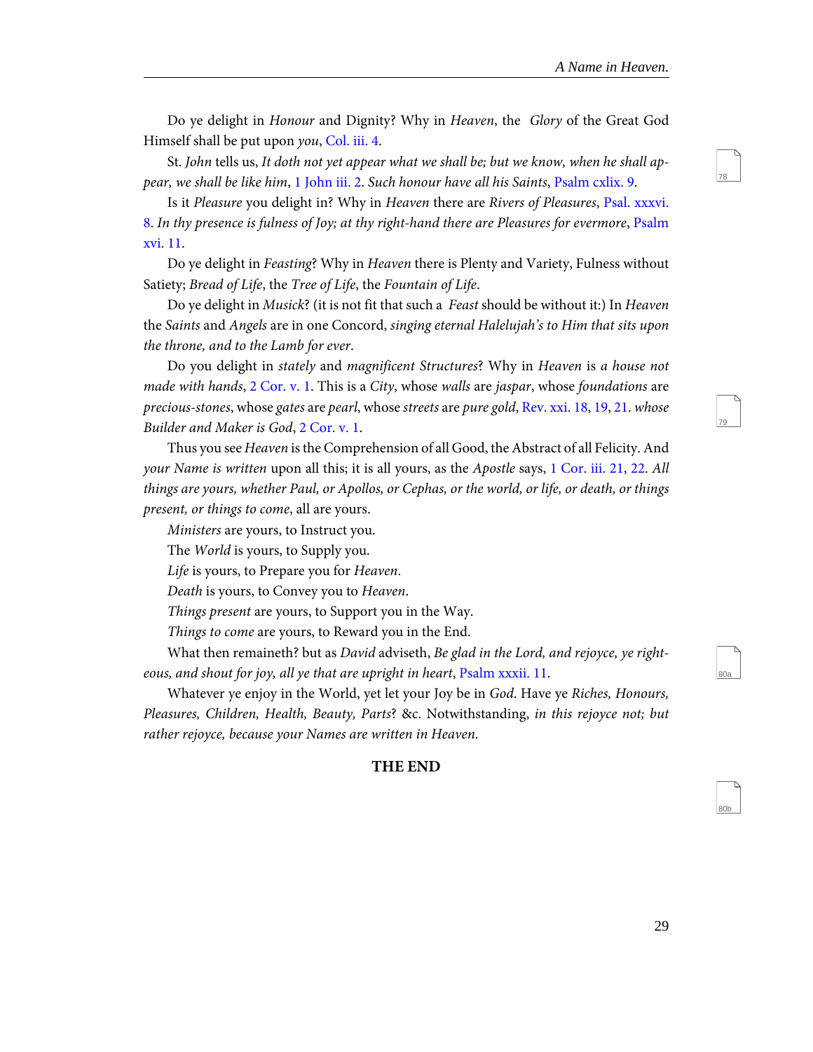Do ye delight in *Honour* and Dignity? Why in *Heaven*, the *Glory* of the Great God Himself shall be put upon *you*, Col. iii. 4.

St. *John* tells us, *It doth not yet appear what we shall be; but we know, when he shall appear, we shall be like him*, 1 John iii. 2. *Such honour have all his Saints*, Psalm cxlix. 9.

Is it *Pleasure* you delight in? Why in *Heaven* there are *Rivers of Pleasures*, Psal. xxxvi. 8. *In thy presence is fulness of Joy; at thy right-hand there are Pleasures for evermore*, Psalm xvi. 11.

Do ye delight in *Feasting*? Why in *Heaven* there is Plenty and Variety, Fulness without Satiety; *Bread of Life*, the *Tree of Life*, the *Fountain of Life*.

Do ye delight in *Musick*? (it is not fit that such a *Feast* should be without it:) In *Heaven* the *Saints* and *Angels* are in one Concord, *singing eternal Halelujah's to Him that sits upon the throne, and to the Lamb for ever*.

Do you delight in *stately* and *magnificent Structures*? Why in *Heaven* is *a house not made with hands*, 2 Cor. v. 1. This is a *City*, whose *walls* are *jaspar*, whose *foundations* are *precious-stones*, whose *gates* are *pearl*, whose *streets* are *pure gold*, Rev. xxi. 18, 19, 21. *whose Builder and Maker is God*, 2 Cor. v. 1.

Thus you see *Heaven* is the Comprehension of all Good, the Abstract of all Felicity. And *your Name is written* upon all this; it is all yours, as the *Apostle* says, 1 Cor. iii. 21, 22. *All things are yours, whether Paul, or Apollos, or Cephas, or the world, or life, or death, or things present, or things to come*, all are yours.

*Ministers* are yours, to Instruct you.

The *World* is yours, to Supply you.

*Life* is yours, to Prepare you for *Heaven*.

*Death* is yours, to Convey you to *Heaven*.

*Things present* are yours, to Support you in the Way.

*Things to come* are yours, to Reward you in the End.

What then remaineth? but as *David* adviseth, *Be glad in the Lord, and rejoyce, ye righteous, and shout for joy, all ye that are upright in heart*, Psalm xxxii. 11.

Whatever ye enjoy in the World, yet let your Joy be in *God*. Have ye *Riches, Honours, Pleasures, Children, Health, Beauty, Parts*? &c. Notwithstanding, *in this rejoyce not; but rather rejoyce, because your Names are written in Heaven*.

**THE END**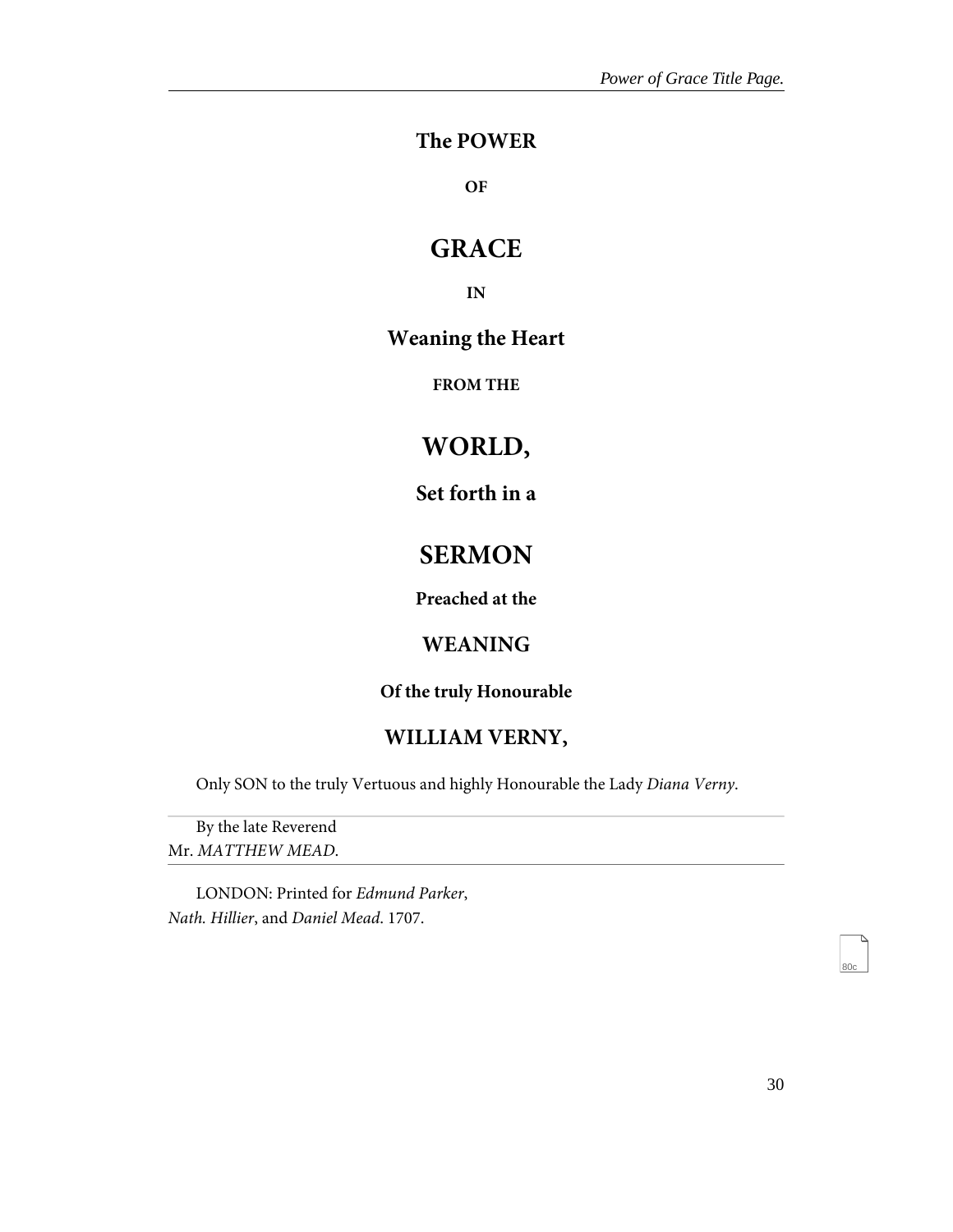# The POWER

**OF**

# GRACE

**IN**

## Weaning the Heart

**FROM THE**

# WORLD,

## Set forth in a

# SERMON

**Preached at the**

## WEANING

**Of the truly Honourable**

## WILLIAM VERNY,

Only SON to the truly Vertuous and highly Honourable the Lady *Diana Verny*.

---

By the late Reverend
Mr. *MATTHEW MEAD*.

---

LONDON: Printed for *Edmund Parker*,
*Nath. Hillier*, and *Daniel Mead*. 1707.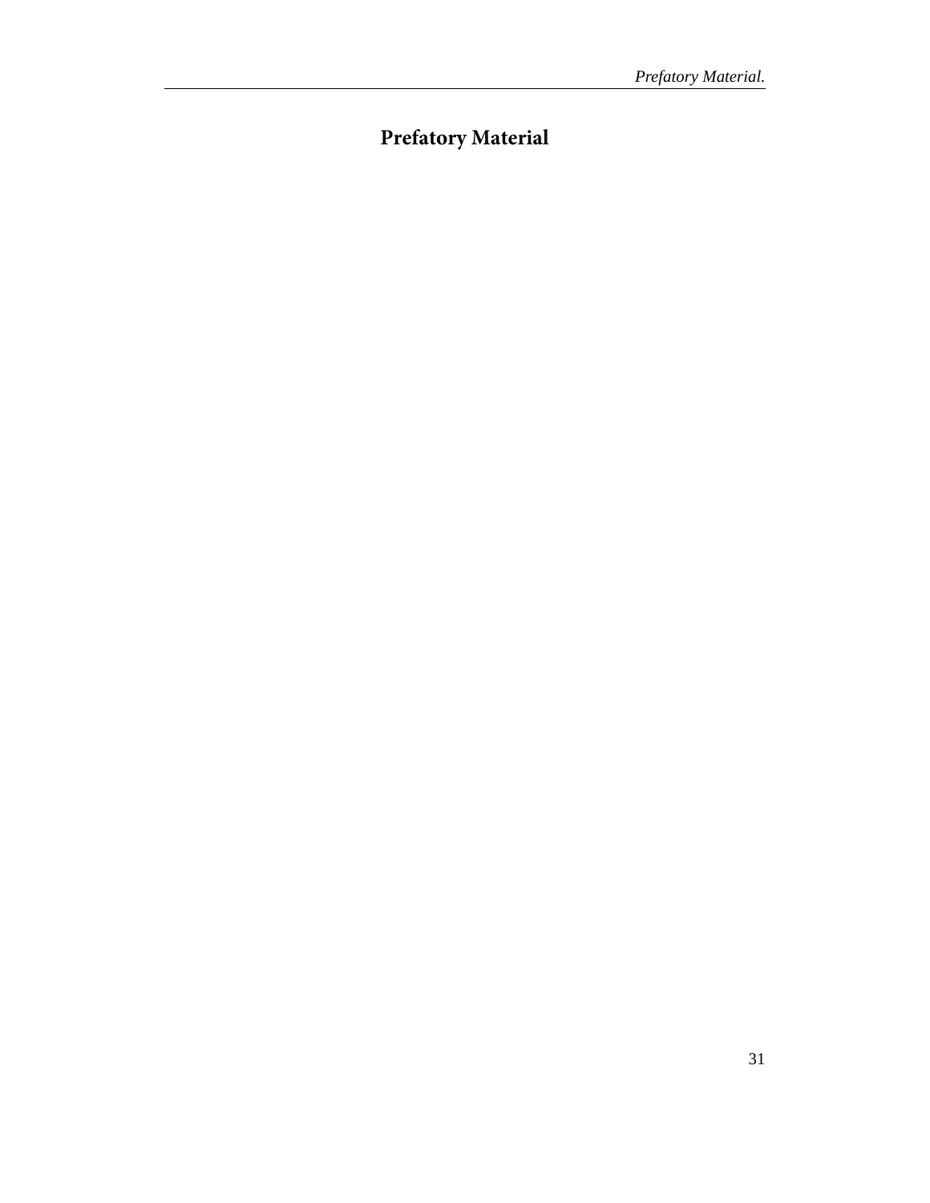# Prefatory Material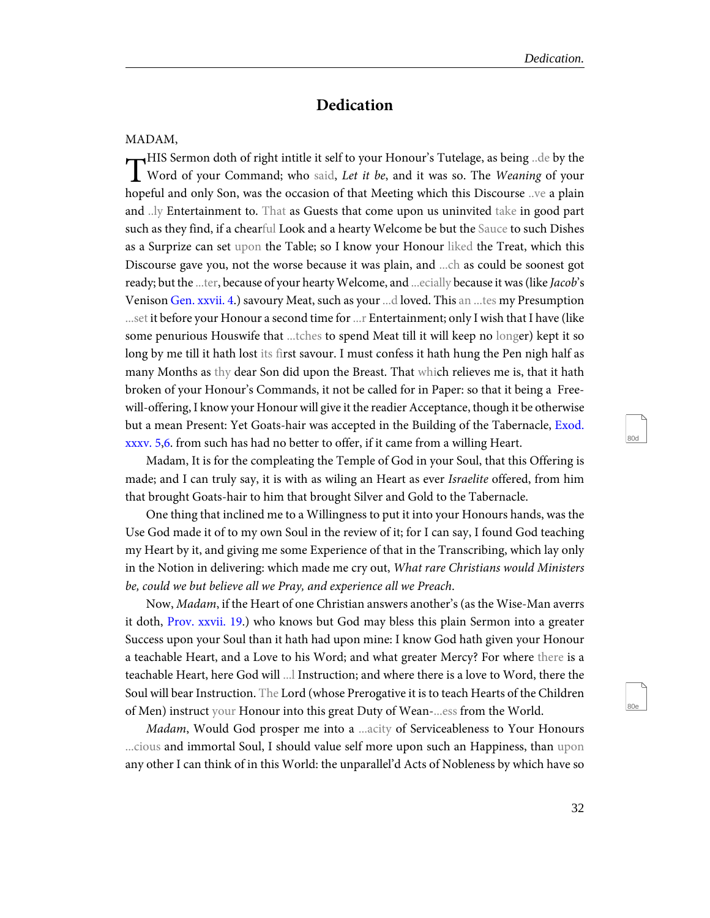# Dedication

MADAM,

THIS Sermon doth of right intitle it self to your Honour's Tutelage, as being ..de by the Word of your Command; who said, *Let it be*, and it was so. The *Weaning* of your hopeful and only Son, was the occasion of that Meeting which this Discourse ..ve a plain and ..ly Entertainment to. That as Guests that come upon us uninvited take in good part such as they find, if a chearful Look and a hearty Welcome be but the Sauce to such Dishes as a Surprize can set upon the Table; so I know your Honour liked the Treat, which this Discourse gave you, not the worse because it was plain, and ...ch as could be soonest got ready; but the ...ter, because of your hearty Welcome, and ...ecially because it was (like *Jacob*'s Venison Gen. xxvii. 4.) savoury Meat, such as your ...d loved. This an ...tes my Presumption ...set it before your Honour a second time for ...r Entertainment; only I wish that I have (like some penurious Houswife that ...tches to spend Meat till it will keep no longer) kept it so long by me till it hath lost its first savour. I must confess it hath hung the Pen nigh half as many Months as thy dear Son did upon the Breast. That which relieves me is, that it hath broken of your Honour's Commands, it not be called for in Paper: so that it being a Free-will-offering, I know your Honour will give it the readier Acceptance, though it be otherwise but a mean Present: Yet Goats-hair was accepted in the Building of the Tabernacle, Exod. xxxv. 5,6. from such has had no better to offer, if it came from a willing Heart.

Madam, It is for the compleating the Temple of God in your Soul, that this Offering is made; and I can truly say, it is with as wiling an Heart as ever *Israelite* offered, from him that brought Goats-hair to him that brought Silver and Gold to the Tabernacle.

One thing that inclined me to a Willingness to put it into your Honours hands, was the Use God made it of to my own Soul in the review of it; for I can say, I found God teaching my Heart by it, and giving me some Experience of that in the Transcribing, which lay only in the Notion in delivering: which made me cry out, *What rare Christians would Ministers be, could we but believe all we Pray, and experience all we Preach*.

Now, *Madam*, if the Heart of one Christian answers another's (as the Wise-Man averrs it doth, Prov. xxvii. 19.) who knows but God may bless this plain Sermon into a greater Success upon your Soul than it hath had upon mine: I know God hath given your Honour a teachable Heart, and a Love to his Word; and what greater Mercy? For where there is a teachable Heart, here God will ...l Instruction; and where there is a love to Word, there the Soul will bear Instruction. The Lord (whose Prerogative it is to teach Hearts of the Children of Men) instruct your Honour into this great Duty of Wean-...ess from the World.

*Madam*, Would God prosper me into a ...acity of Serviceableness to Your Honours ...cious and immortal Soul, I should value self more upon such an Happiness, than upon any other I can think of in this World: the unparallel'd Acts of Nobleness by which have so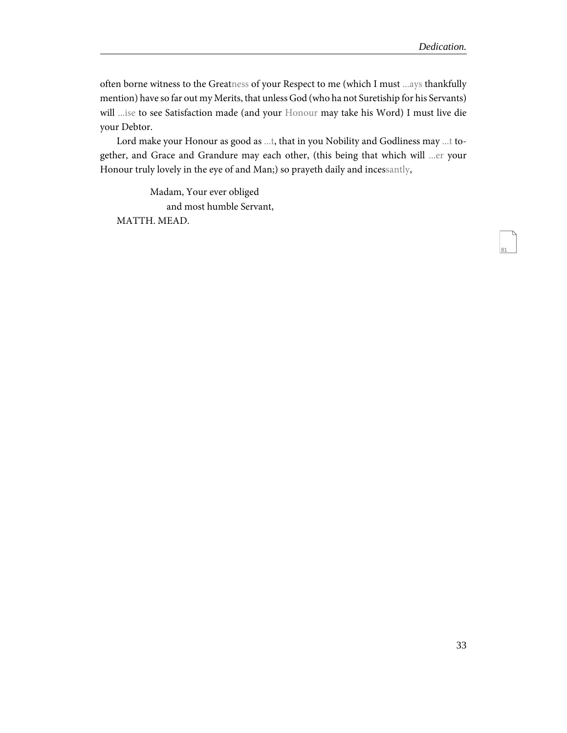often borne witness to the Greatness of your Respect to me (which I must ...ays thankfully mention) have so far out my Merits, that unless God (who ha not Suretiship for his Servants) will ...ise to see Satisfaction made (and your Honour may take his Word) I must live die your Debtor.

Lord make your Honour as good as ...t, that in you Nobility and Godliness may ...t together, and Grace and Grandure may each other, (this being that which will ...er your Honour truly lovely in the eye of and Man;) so prayeth daily and incessantly,

Madam, Your ever obliged
and most humble Servant,
MATTH. MEAD.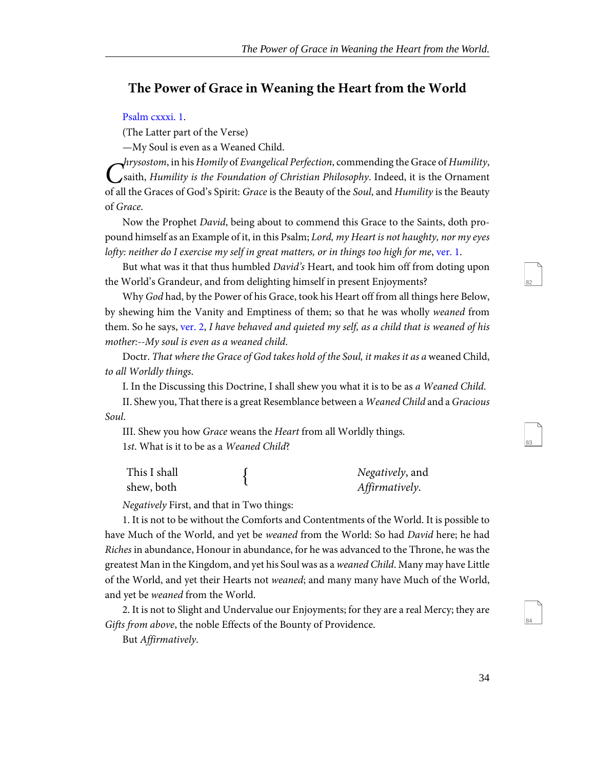## The Power of Grace in Weaning the Heart from the World

Psalm cxxxi. 1.

(The Latter part of the Verse)

—My Soul is even as a Weaned Child.

*Chrysostom*, in his *Homily* of *Evangelical Perfection*, commending the Grace of *Humility*, saith, *Humility is the Foundation of Christian Philosophy.* Indeed, it is the Ornament of all the Graces of God's Spirit: *Grace* is the Beauty of the *Soul*, and *Humility* is the Beauty of *Grace*.

Now the Prophet *David*, being about to commend this Grace to the Saints, doth propound himself as an Example of it, in this Psalm; *Lord, my Heart is not haughty, nor my eyes lofty: neither do I exercise my self in great matters, or in things too high for me*, ver. 1.

But what was it that thus humbled *David's* Heart, and took him off from doting upon the World's Grandeur, and from delighting himself in present Enjoyments?

Why *God* had, by the Power of his Grace, took his Heart off from all things here Below, by shewing him the Vanity and Emptiness of them; so that he was wholly *weaned* from them. So he says, ver. 2, *I have behaved and quieted my self, as a child that is weaned of his mother:--My soul is even as a weaned child.*

Doctr. *That where the Grace of God takes hold of the Soul, it makes it as a* weaned Child, *to all Worldly things.*

I. In the Discussing this Doctrine, I shall shew you what it is to be as *a Weaned Child.*

II. Shew you, That there is a great Resemblance between a *Weaned Child* and a *Gracious Soul*.

III. Shew you how *Grace* weans the *Heart* from all Worldly things.

1*st*. What is it to be as a *Weaned Child*?

This I shall shew, both { *Negatively*, and *Affirmatively*.

*Negatively* First, and that in Two things:

1. It is not to be without the Comforts and Contentments of the World. It is possible to have Much of the World, and yet be *weaned* from the World: So had *David* here; he had *Riches* in abundance, Honour in abundance, for he was advanced to the Throne, he was the greatest Man in the Kingdom, and yet his Soul was as a *weaned Child*. Many may have Little of the World, and yet their Hearts not *weaned*; and many many have Much of the World, and yet be *weaned* from the World.

2. It is not to Slight and Undervalue our Enjoyments; for they are a real Mercy; they are *Gifts from above*, the noble Effects of the Bounty of Providence.

But *Affirmatively*.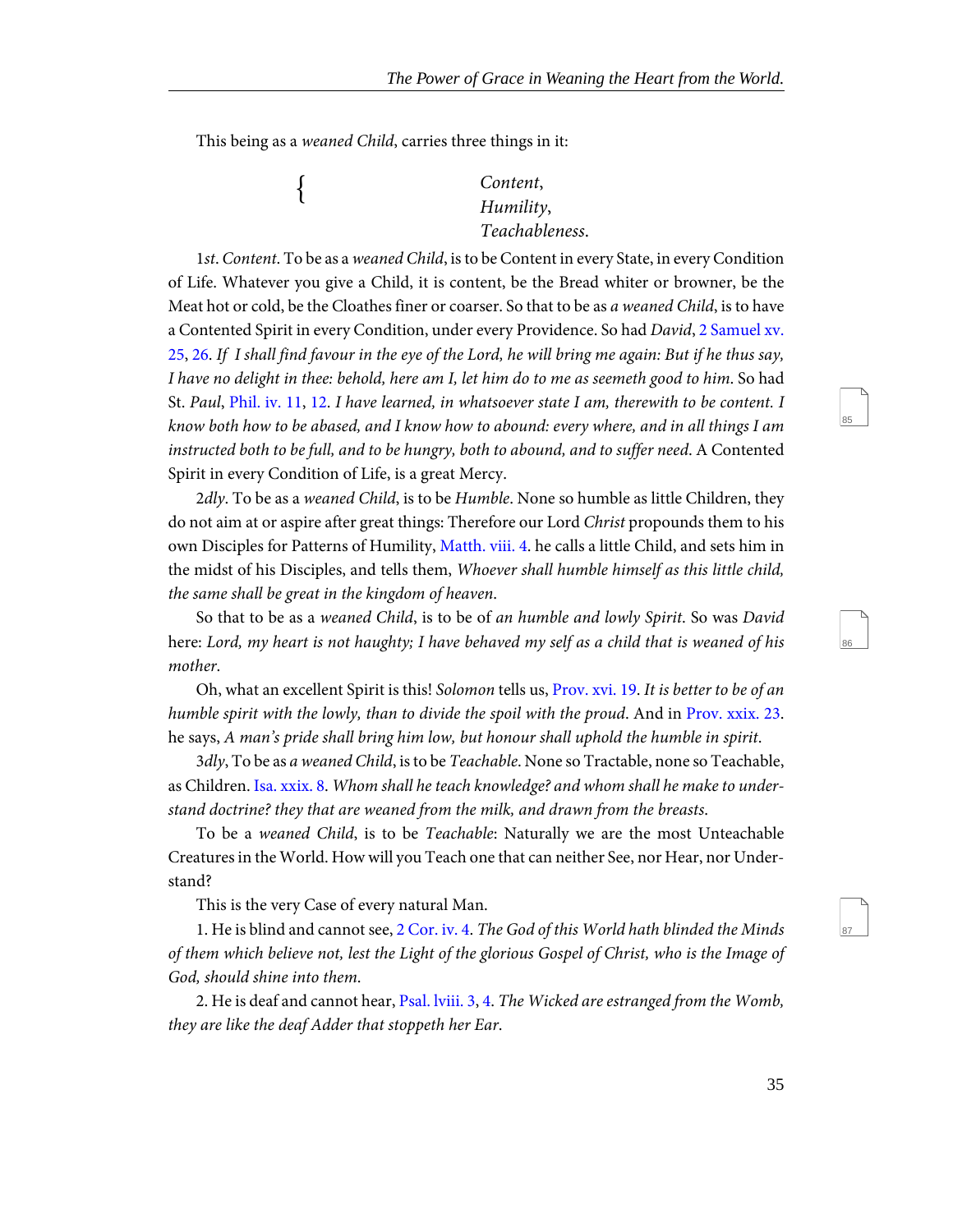This being as a *weaned Child*, carries three things in it:

{ *Content*,
*Humility*,
*Teachableness*.

1*st*. *Content*. To be as a *weaned Child*, is to be Content in every State, in every Condition of Life. Whatever you give a Child, it is content, be the Bread whiter or browner, be the Meat hot or cold, be the Cloathes finer or coarser. So that to be as *a weaned Child*, is to have a Contented Spirit in every Condition, under every Providence. So had *David*, 2 Samuel xv. 25, 26. *If I shall find favour in the eye of the Lord, he will bring me again: But if he thus say, I have no delight in thee: behold, here am I, let him do to me as seemeth good to him*. So had St. *Paul*, Phil. iv. 11, 12. *I have learned, in whatsoever state I am, therewith to be content. I know both how to be abased, and I know how to abound: every where, and in all things I am instructed both to be full, and to be hungry, both to abound, and to suffer need*. A Contented Spirit in every Condition of Life, is a great Mercy.

2*dly*. To be as a *weaned Child*, is to be *Humble*. None so humble as little Children, they do not aim at or aspire after great things: Therefore our Lord *Christ* propounds them to his own Disciples for Patterns of Humility, Matth. viii. 4. he calls a little Child, and sets him in the midst of his Disciples, and tells them, *Whoever shall humble himself as this little child, the same shall be great in the kingdom of heaven*.

So that to be as a *weaned Child*, is to be of *an humble and lowly Spirit*. So was *David* here: *Lord, my heart is not haughty; I have behaved my self as a child that is weaned of his mother*.

Oh, what an excellent Spirit is this! *Solomon* tells us, Prov. xvi. 19. *It is better to be of an humble spirit with the lowly, than to divide the spoil with the proud*. And in Prov. xxix. 23. he says, *A man's pride shall bring him low, but honour shall uphold the humble in spirit*.

3*dly*, To be as *a weaned Child*, is to be *Teachable*. None so Tractable, none so Teachable, as Children. Isa. xxix. 8. *Whom shall he teach knowledge? and whom shall he make to understand doctrine? they that are weaned from the milk, and drawn from the breasts*.

To be a *weaned Child*, is to be *Teachable*: Naturally we are the most Unteachable Creatures in the World. How will you Teach one that can neither See, nor Hear, nor Understand?

This is the very Case of every natural Man.

1. He is blind and cannot see, 2 Cor. iv. 4. *The God of this World hath blinded the Minds of them which believe not, lest the Light of the glorious Gospel of Christ, who is the Image of God, should shine into them*.

2. He is deaf and cannot hear, Psal. lviii. 3, 4. *The Wicked are estranged from the Womb, they are like the deaf Adder that stoppeth her Ear*.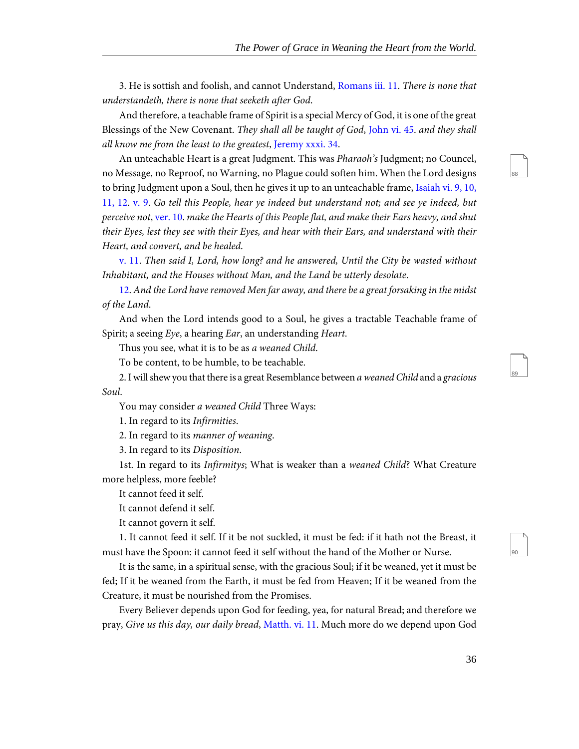3. He is sottish and foolish, and cannot Understand, Romans iii. 11. *There is none that understandeth, there is none that seeketh after God*.

And therefore, a teachable frame of Spirit is a special Mercy of God, it is one of the great Blessings of the New Covenant. *They shall all be taught of God*, John vi. 45. *and they shall all know me from the least to the greatest*, Jeremy xxxi. 34.

An unteachable Heart is a great Judgment. This was *Pharaoh's* Judgment; no Councel, no Message, no Reproof, no Warning, no Plague could soften him. When the Lord designs to bring Judgment upon a Soul, then he gives it up to an unteachable frame, Isaiah vi. 9, 10, 11, 12. v. 9. *Go tell this People, hear ye indeed but understand not; and see ye indeed, but perceive not*, ver. 10. *make the Hearts of this People flat, and make their Ears heavy, and shut their Eyes, lest they see with their Eyes, and hear with their Ears, and understand with their Heart, and convert, and be healed*.

v. 11. *Then said I, Lord, how long? and he answered, Until the City be wasted without Inhabitant, and the Houses without Man, and the Land be utterly desolate*.

12. *And the Lord have removed Men far away, and there be a great forsaking in the midst of the Land*.

And when the Lord intends good to a Soul, he gives a tractable Teachable frame of Spirit; a seeing *Eye*, a hearing *Ear*, an understanding *Heart*.

Thus you see, what it is to be as *a weaned Child*.

To be content, to be humble, to be teachable.

2. I will shew you that there is a great Resemblance between *a weaned Child* and a *gracious Soul*.

You may consider *a weaned Child* Three Ways:

1. In regard to its *Infirmities*.

2. In regard to its *manner of weaning*.

3. In regard to its *Disposition*.

1st. In regard to its *Infirmitys*; What is weaker than a *weaned Child*? What Creature more helpless, more feeble?

It cannot feed it self.

It cannot defend it self.

It cannot govern it self.

1. It cannot feed it self. If it be not suckled, it must be fed: if it hath not the Breast, it must have the Spoon: it cannot feed it self without the hand of the Mother or Nurse.

It is the same, in a spiritual sense, with the gracious Soul; if it be weaned, yet it must be fed; If it be weaned from the Earth, it must be fed from Heaven; If it be weaned from the Creature, it must be nourished from the Promises.

Every Believer depends upon God for feeding, yea, for natural Bread; and therefore we pray, *Give us this day, our daily bread*, Matth. vi. 11. Much more do we depend upon God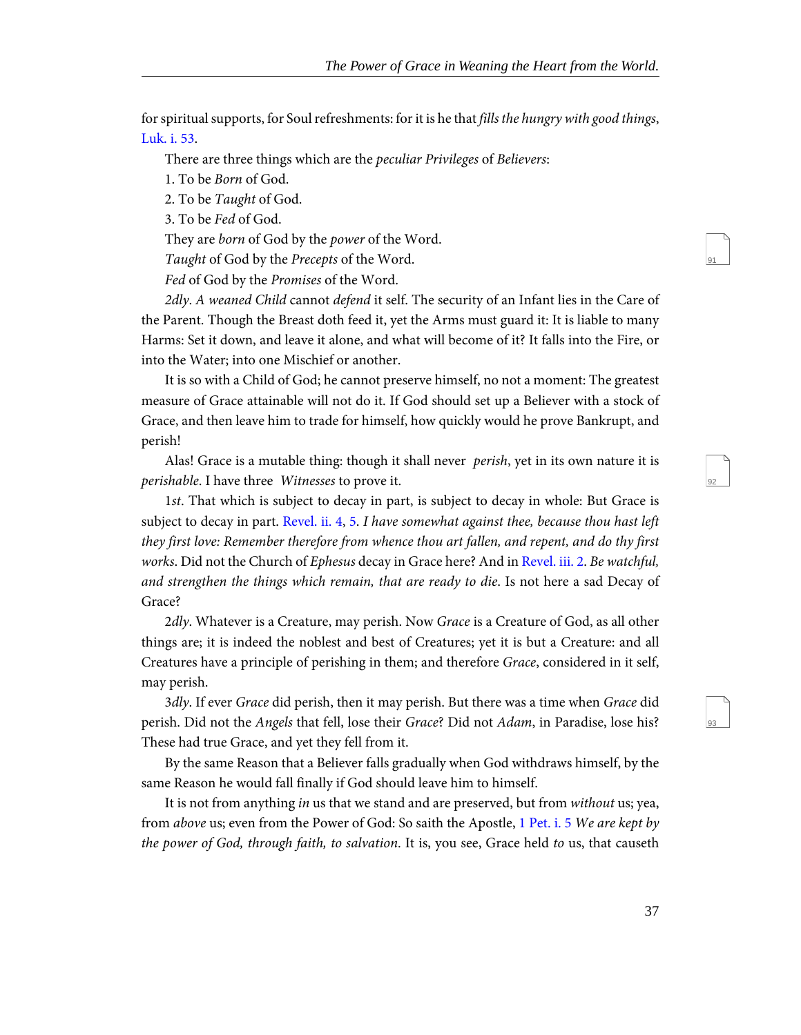for spiritual supports, for Soul refreshments: for it is he that *fills the hungry with good things*, Luk. i. 53.

There are three things which are the *peculiar Privileges* of *Believers*:

1. To be *Born* of God.

2. To be *Taught* of God.

3. To be *Fed* of God.

They are *born* of God by the *power* of the Word.

*Taught* of God by the *Precepts* of the Word.

*Fed* of God by the *Promises* of the Word.

*2dly*. *A weaned Child* cannot *defend* it self. The security of an Infant lies in the Care of the Parent. Though the Breast doth feed it, yet the Arms must guard it: It is liable to many Harms: Set it down, and leave it alone, and what will become of it? It falls into the Fire, or into the Water; into one Mischief or another.

It is so with a Child of God; he cannot preserve himself, no not a moment: The greatest measure of Grace attainable will not do it. If God should set up a Believer with a stock of Grace, and then leave him to trade for himself, how quickly would he prove Bankrupt, and perish!

Alas! Grace is a mutable thing: though it shall never *perish*, yet in its own nature it is *perishable*. I have three *Witnesses* to prove it.

1*st*. That which is subject to decay in part, is subject to decay in whole: But Grace is subject to decay in part. Revel. ii. 4, 5. *I have somewhat against thee, because thou hast left they first love: Remember therefore from whence thou art fallen, and repent, and do thy first works*. Did not the Church of *Ephesus* decay in Grace here? And in Revel. iii. 2. *Be watchful, and strengthen the things which remain, that are ready to die*. Is not here a sad Decay of Grace?

2*dly*. Whatever is a Creature, may perish. Now *Grace* is a Creature of God, as all other things are; it is indeed the noblest and best of Creatures; yet it is but a Creature: and all Creatures have a principle of perishing in them; and therefore *Grace*, considered in it self, may perish.

3*dly*. If ever *Grace* did perish, then it may perish. But there was a time when *Grace* did perish. Did not the *Angels* that fell, lose their *Grace*? Did not *Adam*, in Paradise, lose his? These had true Grace, and yet they fell from it.

By the same Reason that a Believer falls gradually when God withdraws himself, by the same Reason he would fall finally if God should leave him to himself.

It is not from anything *in* us that we stand and are preserved, but from *without* us; yea, from *above* us; even from the Power of God: So saith the Apostle, 1 Pet. i. 5 *We are kept by the power of God, through faith, to salvation*. It is, you see, Grace held *to* us, that causeth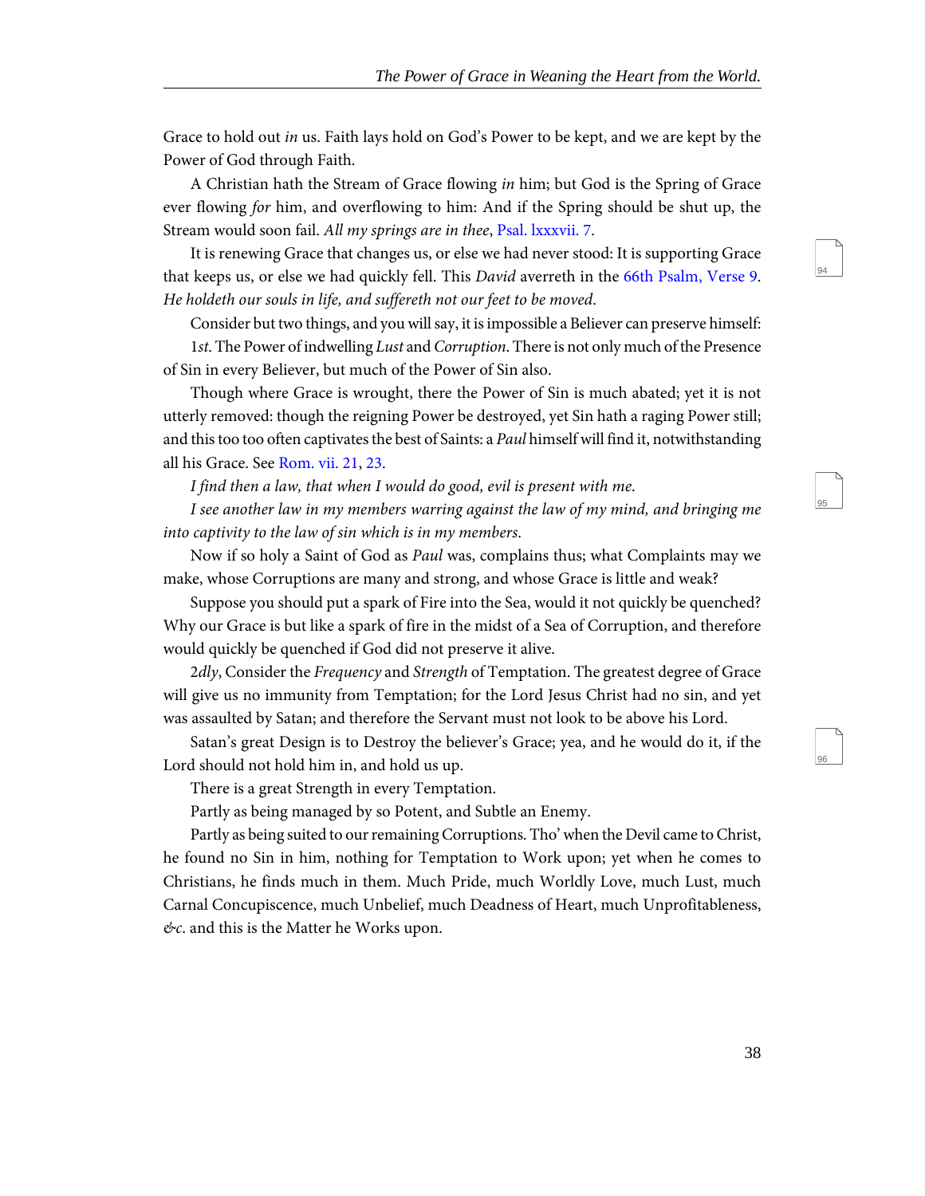Grace to hold out *in* us. Faith lays hold on God's Power to be kept, and we are kept by the Power of God through Faith.

A Christian hath the Stream of Grace flowing *in* him; but God is the Spring of Grace ever flowing *for* him, and overflowing to him: And if the Spring should be shut up, the Stream would soon fail. *All my springs are in thee*, Psal. lxxxvii. 7.

It is renewing Grace that changes us, or else we had never stood: It is supporting Grace that keeps us, or else we had quickly fell. This *David* averreth in the 66th Psalm, Verse 9. *He holdeth our souls in life, and suffereth not our feet to be moved*.

Consider but two things, and you will say, it is impossible a Believer can preserve himself:

1*st*. The Power of indwelling *Lust* and *Corruption*. There is not only much of the Presence of Sin in every Believer, but much of the Power of Sin also.

Though where Grace is wrought, there the Power of Sin is much abated; yet it is not utterly removed: though the reigning Power be destroyed, yet Sin hath a raging Power still; and this too too often captivates the best of Saints: a *Paul* himself will find it, notwithstanding all his Grace. See Rom. vii. 21, 23.

*I find then a law, that when I would do good, evil is present with me.*

*I see another law in my members warring against the law of my mind, and bringing me into captivity to the law of sin which is in my members.*

Now if so holy a Saint of God as *Paul* was, complains thus; what Complaints may we make, whose Corruptions are many and strong, and whose Grace is little and weak?

Suppose you should put a spark of Fire into the Sea, would it not quickly be quenched? Why our Grace is but like a spark of fire in the midst of a Sea of Corruption, and therefore would quickly be quenched if God did not preserve it alive.

2*dly*, Consider the *Frequency* and *Strength* of Temptation. The greatest degree of Grace will give us no immunity from Temptation; for the Lord Jesus Christ had no sin, and yet was assaulted by Satan; and therefore the Servant must not look to be above his Lord.

Satan's great Design is to Destroy the believer's Grace; yea, and he would do it, if the Lord should not hold him in, and hold us up.

There is a great Strength in every Temptation.

Partly as being managed by so Potent, and Subtle an Enemy.

Partly as being suited to our remaining Corruptions. Tho' when the Devil came to Christ, he found no Sin in him, nothing for Temptation to Work upon; yet when he comes to Christians, he finds much in them. Much Pride, much Worldly Love, much Lust, much Carnal Concupiscence, much Unbelief, much Deadness of Heart, much Unprofitableness, *&c*. and this is the Matter he Works upon.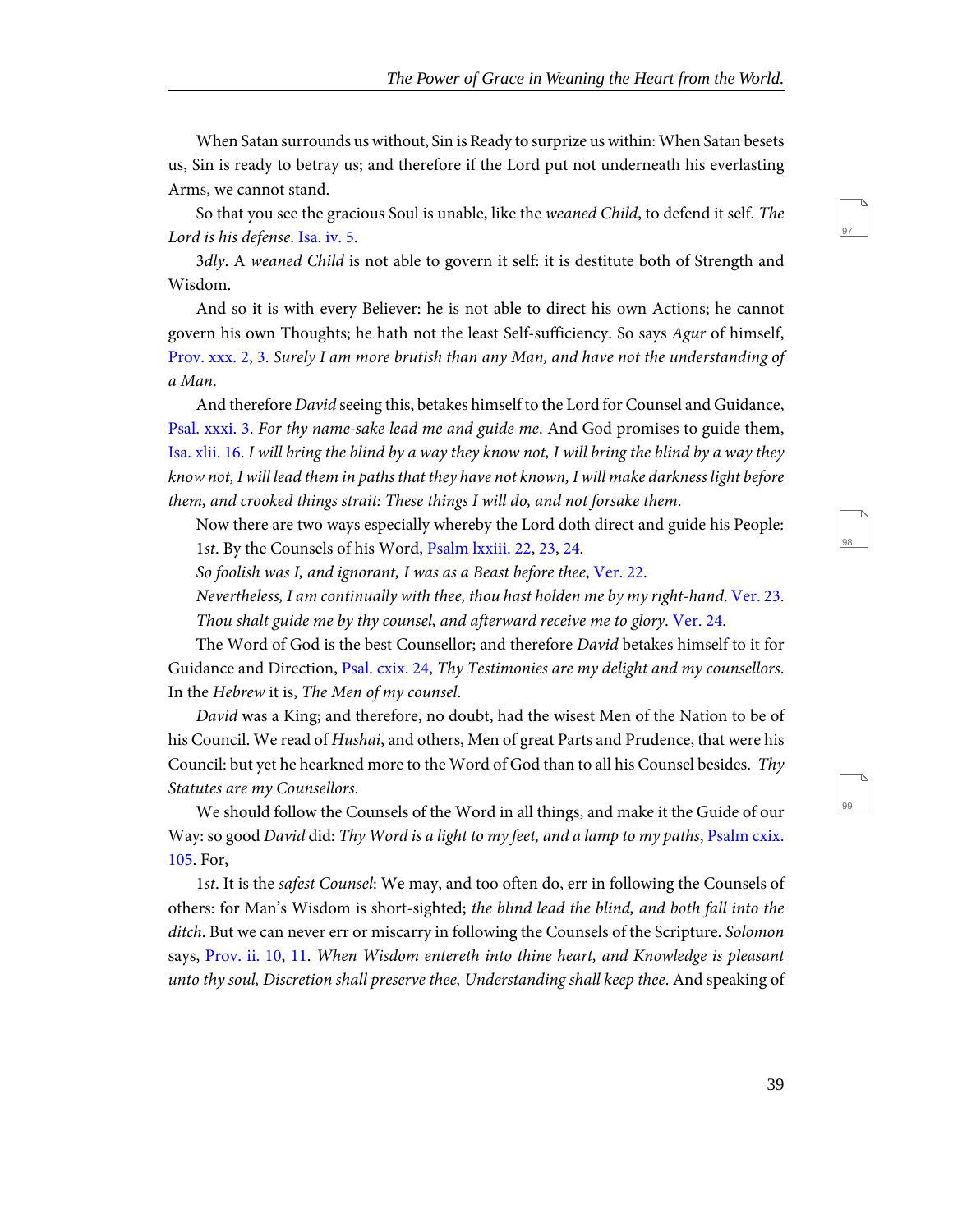When Satan surrounds us without, Sin is Ready to surprize us within: When Satan besets us, Sin is ready to betray us; and therefore if the Lord put not underneath his everlasting Arms, we cannot stand.

So that you see the gracious Soul is unable, like the *weaned Child*, to defend it self. *The Lord is his defense*. Isa. iv. 5.

3*dly*. A *weaned Child* is not able to govern it self: it is destitute both of Strength and Wisdom.

And so it is with every Believer: he is not able to direct his own Actions; he cannot govern his own Thoughts; he hath not the least Self-sufficiency. So says *Agur* of himself, Prov. xxx. 2, 3. *Surely I am more brutish than any Man, and have not the understanding of a Man*.

And therefore *David* seeing this, betakes himself to the Lord for Counsel and Guidance, Psal. xxxi. 3. *For thy name-sake lead me and guide me*. And God promises to guide them, Isa. xlii. 16. *I will bring the blind by a way they know not, I will bring the blind by a way they know not, I will lead them in paths that they have not known, I will make darkness light before them, and crooked things strait: These things I will do, and not forsake them*.

Now there are two ways especially whereby the Lord doth direct and guide his People:

1*st*. By the Counsels of his Word, Psalm lxxiii. 22, 23, 24.

*So foolish was I, and ignorant, I was as a Beast before thee*, Ver. 22.

*Nevertheless, I am continually with thee, thou hast holden me by my right-hand*. Ver. 23.

*Thou shalt guide me by thy counsel, and afterward receive me to glory*. Ver. 24.

The Word of God is the best Counsellor; and therefore *David* betakes himself to it for Guidance and Direction, Psal. cxix. 24, *Thy Testimonies are my delight and my counsellors*. In the *Hebrew* it is, *The Men of my counsel*.

*David* was a King; and therefore, no doubt, had the wisest Men of the Nation to be of his Council. We read of *Hushai*, and others, Men of great Parts and Prudence, that were his Council: but yet he hearkned more to the Word of God than to all his Counsel besides. *Thy Statutes are my Counsellors*.

We should follow the Counsels of the Word in all things, and make it the Guide of our Way: so good *David* did: *Thy Word is a light to my feet, and a lamp to my paths*, Psalm cxix. 105. For,

1*st*. It is the *safest Counsel*: We may, and too often do, err in following the Counsels of others: for Man's Wisdom is short-sighted; *the blind lead the blind, and both fall into the ditch*. But we can never err or miscarry in following the Counsels of the Scripture. *Solomon* says, Prov. ii. 10, 11. *When Wisdom entereth into thine heart, and Knowledge is pleasant unto thy soul, Discretion shall preserve thee, Understanding shall keep thee*. And speaking of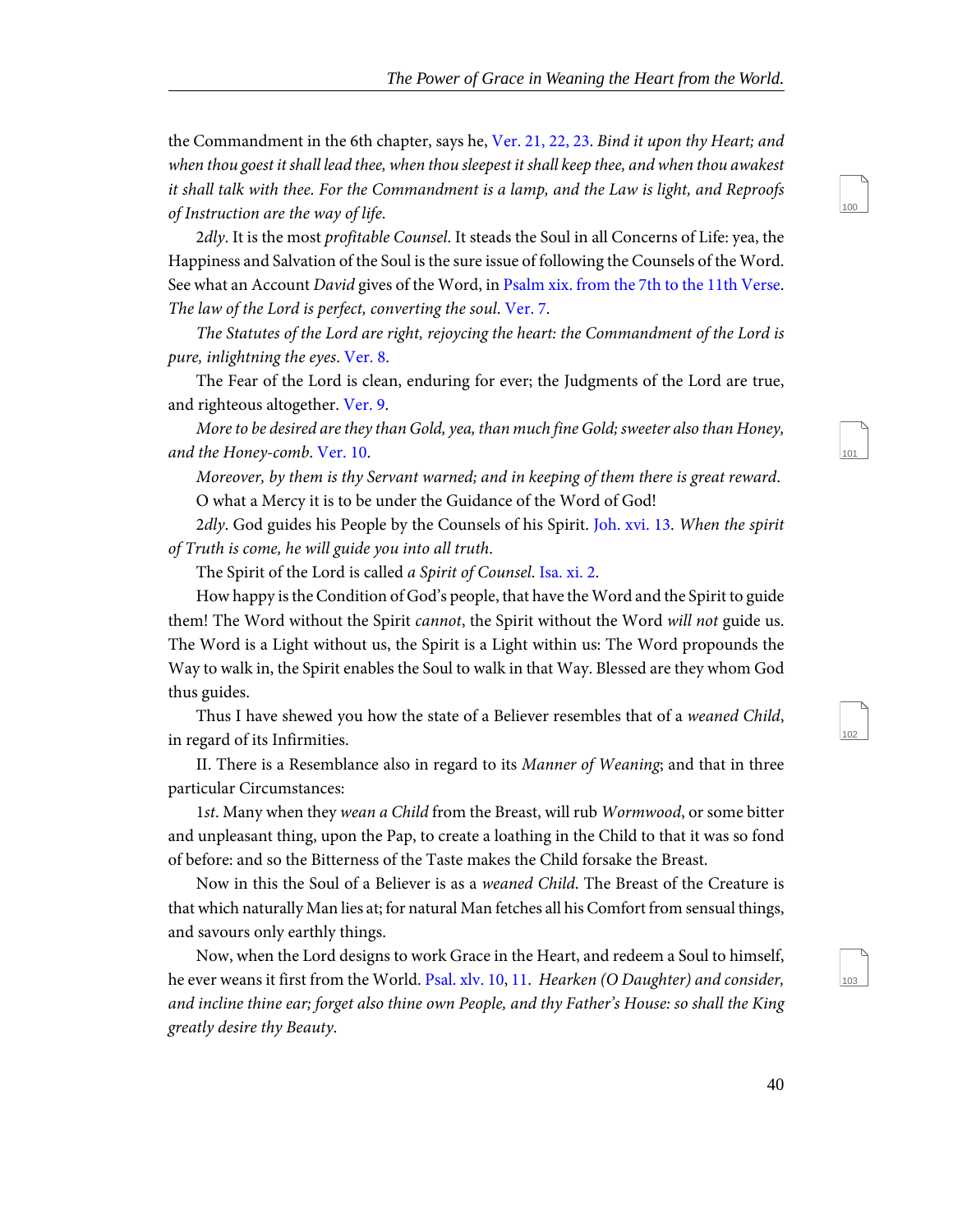the Commandment in the 6th chapter, says he, Ver. 21, 22, 23. *Bind it upon thy Heart; and when thou goest it shall lead thee, when thou sleepest it shall keep thee, and when thou awakest it shall talk with thee. For the Commandment is a lamp, and the Law is light, and Reproofs of Instruction are the way of life*.

2*dly*. It is the most *profitable Counsel*. It steads the Soul in all Concerns of Life: yea, the Happiness and Salvation of the Soul is the sure issue of following the Counsels of the Word. See what an Account *David* gives of the Word, in Psalm xix. from the 7th to the 11th Verse. *The law of the Lord is perfect, converting the soul*. Ver. 7.

*The Statutes of the Lord are right, rejoycing the heart: the Commandment of the Lord is pure, inlightning the eyes*. Ver. 8.

The Fear of the Lord is clean, enduring for ever; the Judgments of the Lord are true, and righteous altogether. Ver. 9.

*More to be desired are they than Gold, yea, than much fine Gold; sweeter also than Honey, and the Honey-comb*. Ver. 10.

*Moreover, by them is thy Servant warned; and in keeping of them there is great reward*.

O what a Mercy it is to be under the Guidance of the Word of God!

2*dly*. God guides his People by the Counsels of his Spirit. Joh. xvi. 13. *When the spirit of Truth is come, he will guide you into all truth*.

The Spirit of the Lord is called *a Spirit of Counsel*. Isa. xi. 2.

How happy is the Condition of God's people, that have the Word and the Spirit to guide them! The Word without the Spirit *cannot*, the Spirit without the Word *will not* guide us. The Word is a Light without us, the Spirit is a Light within us: The Word propounds the Way to walk in, the Spirit enables the Soul to walk in that Way. Blessed are they whom God thus guides.

Thus I have shewed you how the state of a Believer resembles that of a *weaned Child*, in regard of its Infirmities.

II. There is a Resemblance also in regard to its *Manner of Weaning*; and that in three particular Circumstances:

1*st*. Many when they *wean a Child* from the Breast, will rub *Wormwood*, or some bitter and unpleasant thing, upon the Pap, to create a loathing in the Child to that it was so fond of before: and so the Bitterness of the Taste makes the Child forsake the Breast.

Now in this the Soul of a Believer is as a *weaned Child*. The Breast of the Creature is that which naturally Man lies at; for natural Man fetches all his Comfort from sensual things, and savours only earthly things.

Now, when the Lord designs to work Grace in the Heart, and redeem a Soul to himself, he ever weans it first from the World. Psal. xlv. 10, 11. *Hearken (O Daughter) and consider, and incline thine ear; forget also thine own People, and thy Father's House: so shall the King greatly desire thy Beauty*.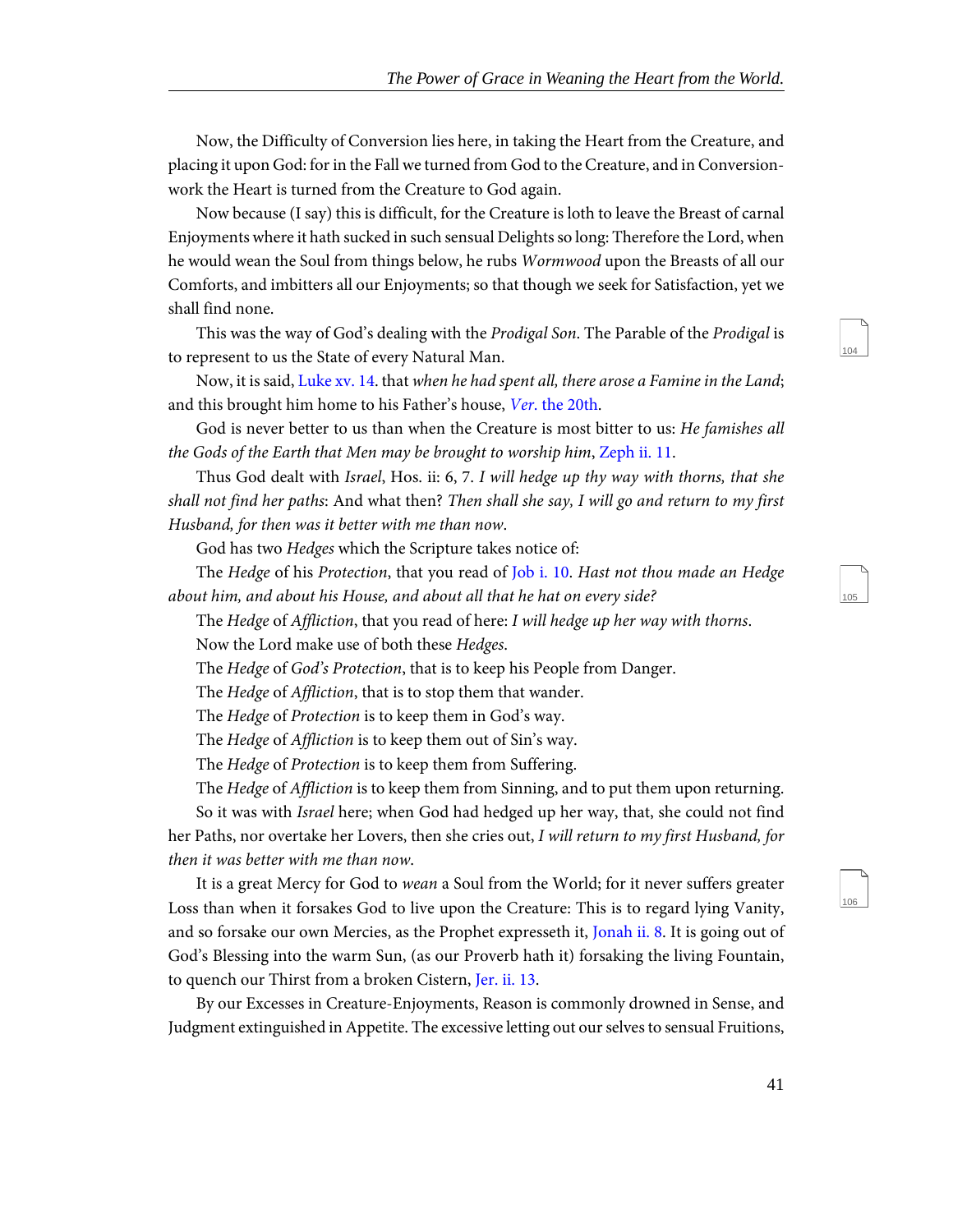Now, the Difficulty of Conversion lies here, in taking the Heart from the Creature, and placing it upon God: for in the Fall we turned from God to the Creature, and in Conversion-work the Heart is turned from the Creature to God again.

Now because (I say) this is difficult, for the Creature is loth to leave the Breast of carnal Enjoyments where it hath sucked in such sensual Delights so long: Therefore the Lord, when he would wean the Soul from things below, he rubs *Wormwood* upon the Breasts of all our Comforts, and imbitters all our Enjoyments; so that though we seek for Satisfaction, yet we shall find none.

This was the way of God's dealing with the *Prodigal Son*. The Parable of the *Prodigal* is to represent to us the State of every Natural Man.

Now, it is said, Luke xv. 14. that *when he had spent all, there arose a Famine in the Land*; and this brought him home to his Father's house, *Ver.* the 20th.

God is never better to us than when the Creature is most bitter to us: *He famishes all the Gods of the Earth that Men may be brought to worship him*, Zeph ii. 11.

Thus God dealt with *Israel*, Hos. ii: 6, 7. *I will hedge up thy way with thorns, that she shall not find her paths*: And what then? *Then shall she say, I will go and return to my first Husband, for then was it better with me than now*.

God has two *Hedges* which the Scripture takes notice of:

The *Hedge* of his *Protection*, that you read of Job i. 10. *Hast not thou made an Hedge about him, and about his House, and about all that he hat on every side?*

The *Hedge* of *Affliction*, that you read of here: *I will hedge up her way with thorns*.

Now the Lord make use of both these *Hedges*.

The *Hedge* of *God's Protection*, that is to keep his People from Danger.

The *Hedge* of *Affliction*, that is to stop them that wander.

The *Hedge* of *Protection* is to keep them in God's way.

The *Hedge* of *Affliction* is to keep them out of Sin's way.

The *Hedge* of *Protection* is to keep them from Suffering.

The *Hedge* of *Affliction* is to keep them from Sinning, and to put them upon returning.

So it was with *Israel* here; when God had hedged up her way, that, she could not find her Paths, nor overtake her Lovers, then she cries out, *I will return to my first Husband, for then it was better with me than now*.

It is a great Mercy for God to *wean* a Soul from the World; for it never suffers greater Loss than when it forsakes God to live upon the Creature: This is to regard lying Vanity, and so forsake our own Mercies, as the Prophet expresseth it, Jonah ii. 8. It is going out of God's Blessing into the warm Sun, (as our Proverb hath it) forsaking the living Fountain, to quench our Thirst from a broken Cistern, Jer. ii. 13.

By our Excesses in Creature-Enjoyments, Reason is commonly drowned in Sense, and Judgment extinguished in Appetite. The excessive letting out our selves to sensual Fruitions,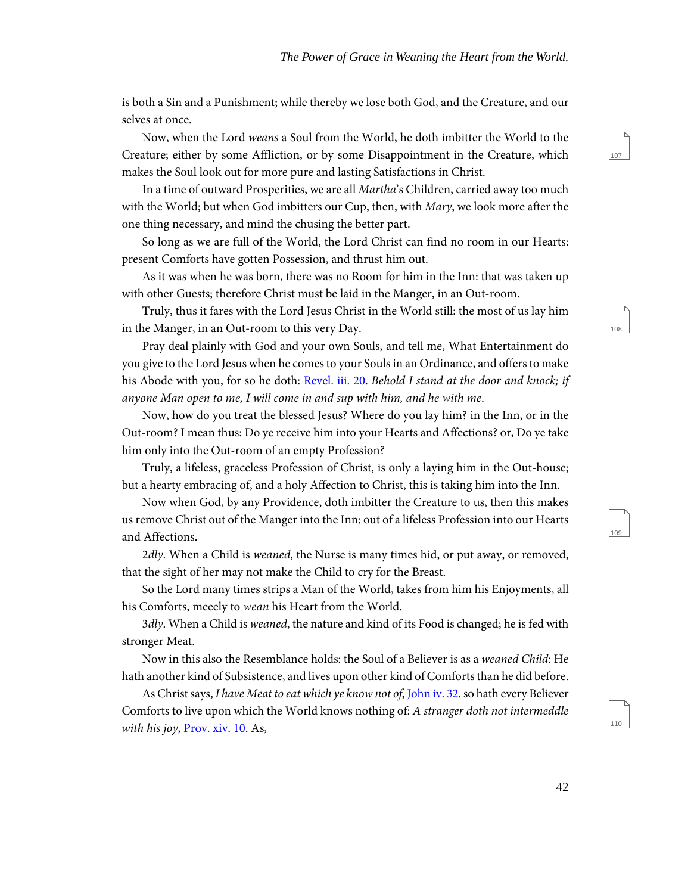is both a Sin and a Punishment; while thereby we lose both God, and the Creature, and our selves at once.

Now, when the Lord *weans* a Soul from the World, he doth imbitter the World to the Creature; either by some Affliction, or by some Disappointment in the Creature, which makes the Soul look out for more pure and lasting Satisfactions in Christ.

In a time of outward Prosperities, we are all *Martha*'s Children, carried away too much with the World; but when God imbitters our Cup, then, with *Mary*, we look more after the one thing necessary, and mind the chusing the better part.

So long as we are full of the World, the Lord Christ can find no room in our Hearts: present Comforts have gotten Possession, and thrust him out.

As it was when he was born, there was no Room for him in the Inn: that was taken up with other Guests; therefore Christ must be laid in the Manger, in an Out-room.

Truly, thus it fares with the Lord Jesus Christ in the World still: the most of us lay him in the Manger, in an Out-room to this very Day.

Pray deal plainly with God and your own Souls, and tell me, What Entertainment do you give to the Lord Jesus when he comes to your Souls in an Ordinance, and offers to make his Abode with you, for so he doth: Revel. iii. 20. *Behold I stand at the door and knock; if anyone Man open to me, I will come in and sup with him, and he with me.*

Now, how do you treat the blessed Jesus? Where do you lay him? in the Inn, or in the Out-room? I mean thus: Do ye receive him into your Hearts and Affections? or, Do ye take him only into the Out-room of an empty Profession?

Truly, a lifeless, graceless Profession of Christ, is only a laying him in the Out-house; but a hearty embracing of, and a holy Affection to Christ, this is taking him into the Inn.

Now when God, by any Providence, doth imbitter the Creature to us, then this makes us remove Christ out of the Manger into the Inn; out of a lifeless Profession into our Hearts and Affections.

2*dly*. When a Child is *weaned*, the Nurse is many times hid, or put away, or removed, that the sight of her may not make the Child to cry for the Breast.

So the Lord many times strips a Man of the World, takes from him his Enjoyments, all his Comforts, meeely to *wean* his Heart from the World.

3*dly*. When a Child is *weaned*, the nature and kind of its Food is changed; he is fed with stronger Meat.

Now in this also the Resemblance holds: the Soul of a Believer is as a *weaned Child*: He hath another kind of Subsistence, and lives upon other kind of Comforts than he did before.

As Christ says, *I have Meat to eat which ye know not of*, John iv. 32. so hath every Believer Comforts to live upon which the World knows nothing of: *A stranger doth not intermeddle with his joy*, Prov. xiv. 10. As,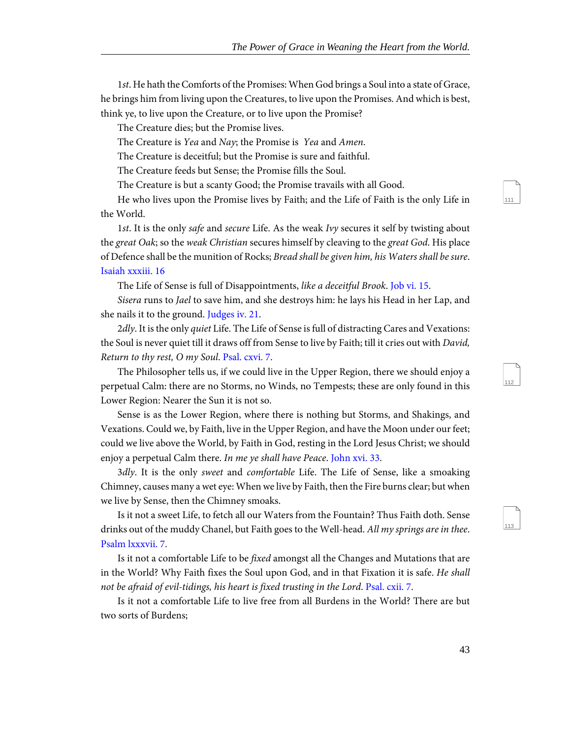1*st*. He hath the Comforts of the Promises: When God brings a Soul into a state of Grace, he brings him from living upon the Creatures, to live upon the Promises. And which is best, think ye, to live upon the Creature, or to live upon the Promise?

The Creature dies; but the Promise lives.

The Creature is *Yea* and *Nay*; the Promise is *Yea* and *Amen*.

The Creature is deceitful; but the Promise is sure and faithful.

The Creature feeds but Sense; the Promise fills the Soul.

The Creature is but a scanty Good; the Promise travails with all Good.

He who lives upon the Promise lives by Faith; and the Life of Faith is the only Life in the World.

1*st*. It is the only *safe* and *secure* Life. As the weak *Ivy* secures it self by twisting about the *great Oak*; so the *weak Christian* secures himself by cleaving to the *great God*. His place of Defence shall be the munition of Rocks; *Bread shall be given him, his Waters shall be sure*. Isaiah xxxiii. 16

The Life of Sense is full of Disappointments, *like a deceitful Brook*. Job vi. 15.

*Sisera* runs to *Jael* to save him, and she destroys him: he lays his Head in her Lap, and she nails it to the ground. Judges iv. 21.

2*dly*. It is the only *quiet* Life. The Life of Sense is full of distracting Cares and Vexations: the Soul is never quiet till it draws off from Sense to live by Faith; till it cries out with *David, Return to thy rest, O my Soul*. Psal. cxvi. 7.

The Philosopher tells us, if we could live in the Upper Region, there we should enjoy a perpetual Calm: there are no Storms, no Winds, no Tempests; these are only found in this Lower Region: Nearer the Sun it is not so.

Sense is as the Lower Region, where there is nothing but Storms, and Shakings, and Vexations. Could we, by Faith, live in the Upper Region, and have the Moon under our feet; could we live above the World, by Faith in God, resting in the Lord Jesus Christ; we should enjoy a perpetual Calm there. *In me ye shall have Peace*. John xvi. 33.

3*dly*. It is the only *sweet* and *comfortable* Life. The Life of Sense, like a smoaking Chimney, causes many a wet eye: When we live by Faith, then the Fire burns clear; but when we live by Sense, then the Chimney smoaks.

Is it not a sweet Life, to fetch all our Waters from the Fountain? Thus Faith doth. Sense drinks out of the muddy Chanel, but Faith goes to the Well-head. *All my springs are in thee*. Psalm lxxxvii. 7.

Is it not a comfortable Life to be *fixed* amongst all the Changes and Mutations that are in the World? Why Faith fixes the Soul upon God, and in that Fixation it is safe. *He shall not be afraid of evil-tidings, his heart is fixed trusting in the Lord*. Psal. cxii. 7.

Is it not a comfortable Life to live free from all Burdens in the World? There are but two sorts of Burdens;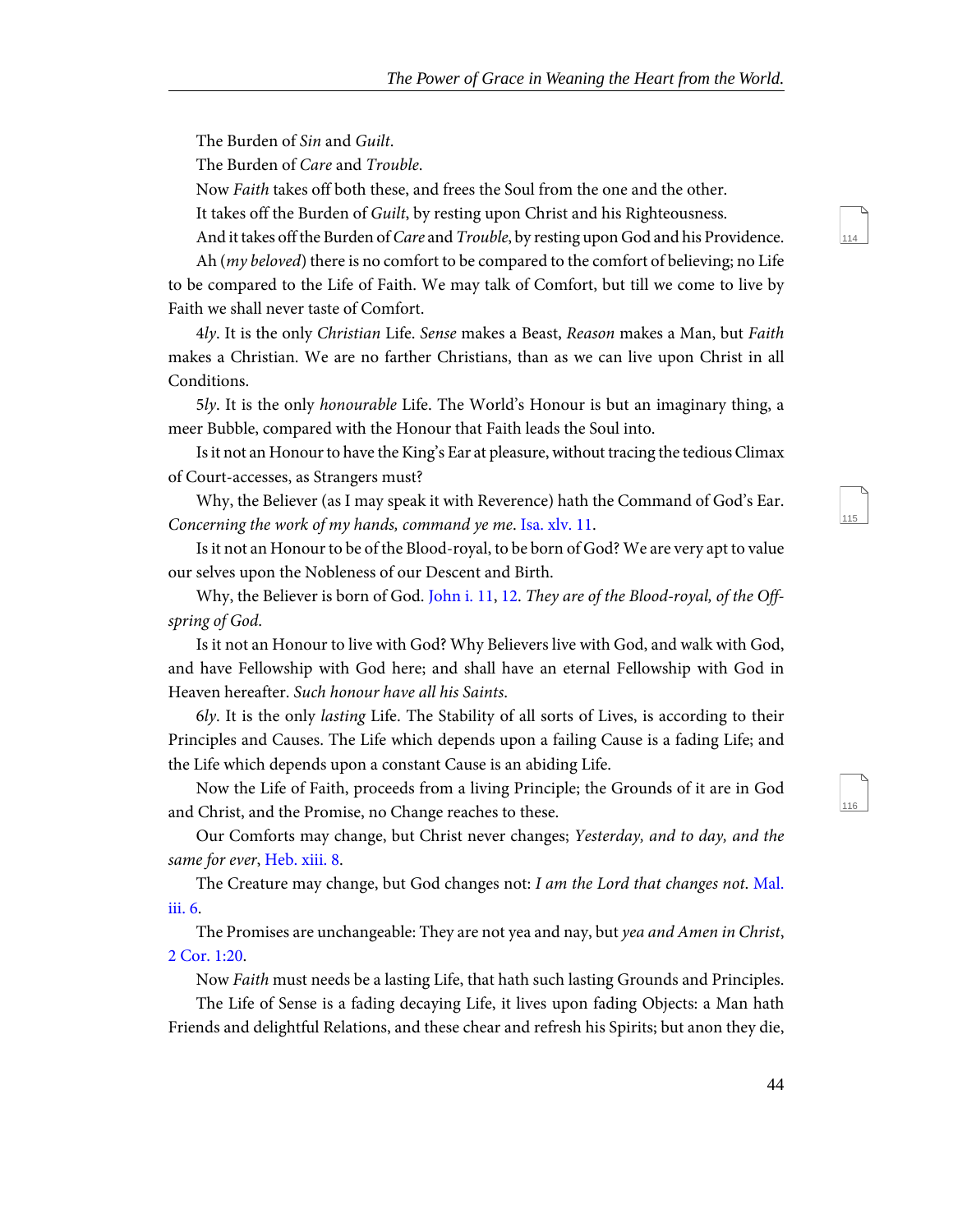The Burden of *Sin* and *Guilt*.

The Burden of *Care* and *Trouble*.

Now *Faith* takes off both these, and frees the Soul from the one and the other.

It takes off the Burden of *Guilt*, by resting upon Christ and his Righteousness.

And it takes off the Burden of *Care* and *Trouble*, by resting upon God and his Providence.

Ah (*my beloved*) there is no comfort to be compared to the comfort of believing; no Life to be compared to the Life of Faith. We may talk of Comfort, but till we come to live by Faith we shall never taste of Comfort.

4*ly*. It is the only *Christian* Life. *Sense* makes a Beast, *Reason* makes a Man, but *Faith* makes a Christian. We are no farther Christians, than as we can live upon Christ in all Conditions.

5*ly*. It is the only *honourable* Life. The World's Honour is but an imaginary thing, a meer Bubble, compared with the Honour that Faith leads the Soul into.

Is it not an Honour to have the King's Ear at pleasure, without tracing the tedious Climax of Court-accesses, as Strangers must?

Why, the Believer (as I may speak it with Reverence) hath the Command of God's Ear. *Concerning the work of my hands, command ye me*. Isa. xlv. 11.

Is it not an Honour to be of the Blood-royal, to be born of God? We are very apt to value our selves upon the Nobleness of our Descent and Birth.

Why, the Believer is born of God. John i. 11, 12. *They are of the Blood-royal, of the Off-spring of God*.

Is it not an Honour to live with God? Why Believers live with God, and walk with God, and have Fellowship with God here; and shall have an eternal Fellowship with God in Heaven hereafter. *Such honour have all his Saints*.

6*ly*. It is the only *lasting* Life. The Stability of all sorts of Lives, is according to their Principles and Causes. The Life which depends upon a failing Cause is a fading Life; and the Life which depends upon a constant Cause is an abiding Life.

Now the Life of Faith, proceeds from a living Principle; the Grounds of it are in God and Christ, and the Promise, no Change reaches to these.

Our Comforts may change, but Christ never changes; *Yesterday, and to day, and the same for ever*, Heb. xiii. 8.

The Creature may change, but God changes not: *I am the Lord that changes not*. Mal. iii. 6.

The Promises are unchangeable: They are not yea and nay, but *yea and Amen in Christ*, 2 Cor. 1:20.

Now *Faith* must needs be a lasting Life, that hath such lasting Grounds and Principles.

The Life of Sense is a fading decaying Life, it lives upon fading Objects: a Man hath Friends and delightful Relations, and these chear and refresh his Spirits; but anon they die,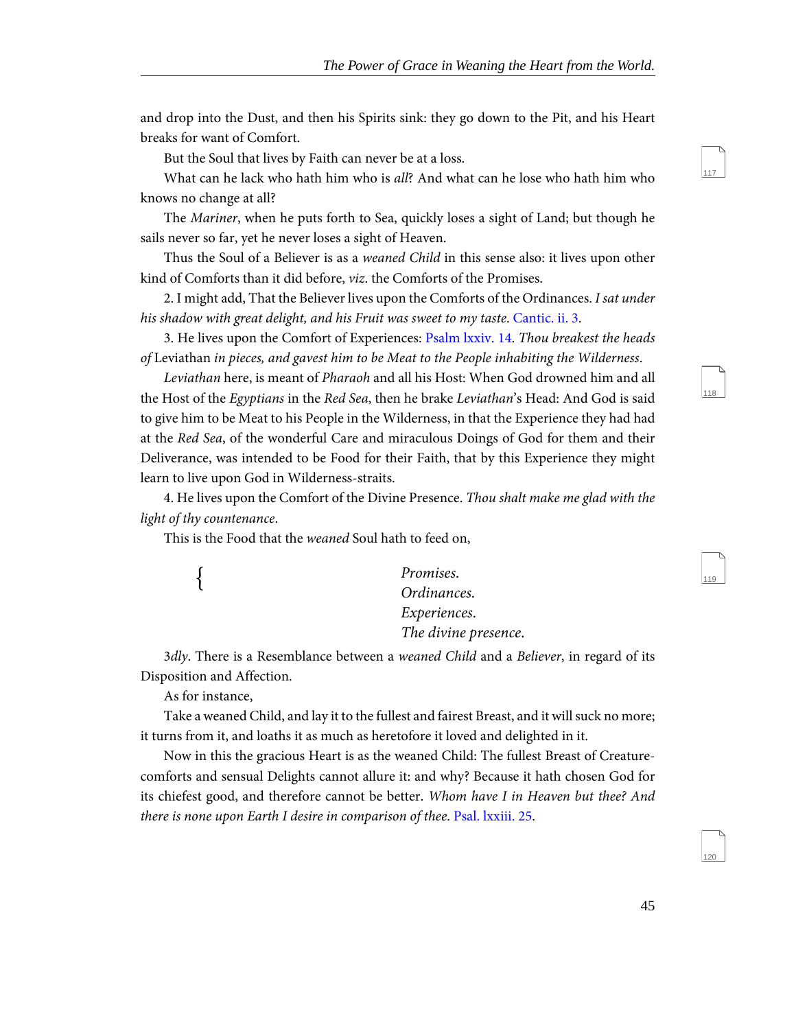and drop into the Dust, and then his Spirits sink: they go down to the Pit, and his Heart breaks for want of Comfort.

But the Soul that lives by Faith can never be at a loss.

What can he lack who hath him who is *all*? And what can he lose who hath him who knows no change at all?

The *Mariner*, when he puts forth to Sea, quickly loses a sight of Land; but though he sails never so far, yet he never loses a sight of Heaven.

Thus the Soul of a Believer is as a *weaned Child* in this sense also: it lives upon other kind of Comforts than it did before, *viz*. the Comforts of the Promises.

2. I might add, That the Believer lives upon the Comforts of the Ordinances. *I sat under his shadow with great delight, and his Fruit was sweet to my taste*. Cantic. ii. 3.

3. He lives upon the Comfort of Experiences: Psalm lxxiv. 14. *Thou breakest the heads of* Leviathan *in pieces, and gavest him to be Meat to the People inhabiting the Wilderness*.

*Leviathan* here, is meant of *Pharaoh* and all his Host: When God drowned him and all the Host of the *Egyptians* in the *Red Sea*, then he brake *Leviathan*'s Head: And God is said to give him to be Meat to his People in the Wilderness, in that the Experience they had had at the *Red Sea*, of the wonderful Care and miraculous Doings of God for them and their Deliverance, was intended to be Food for their Faith, that by this Experience they might learn to live upon God in Wilderness-straits.

4. He lives upon the Comfort of the Divine Presence. *Thou shalt make me glad with the light of thy countenance*.

This is the Food that the *weaned* Soul hath to feed on,

{ *Promises.*
*Ordinances.*
*Experiences.*
*The divine presence.*

3*dly*. There is a Resemblance between a *weaned Child* and a *Believer*, in regard of its Disposition and Affection.

As for instance,

Take a weaned Child, and lay it to the fullest and fairest Breast, and it will suck no more; it turns from it, and loaths it as much as heretofore it loved and delighted in it.

Now in this the gracious Heart is as the weaned Child: The fullest Breast of Creature-comforts and sensual Delights cannot allure it: and why? Because it hath chosen God for its chiefest good, and therefore cannot be better. *Whom have I in Heaven but thee? And there is none upon Earth I desire in comparison of thee*. Psal. lxxiii. 25.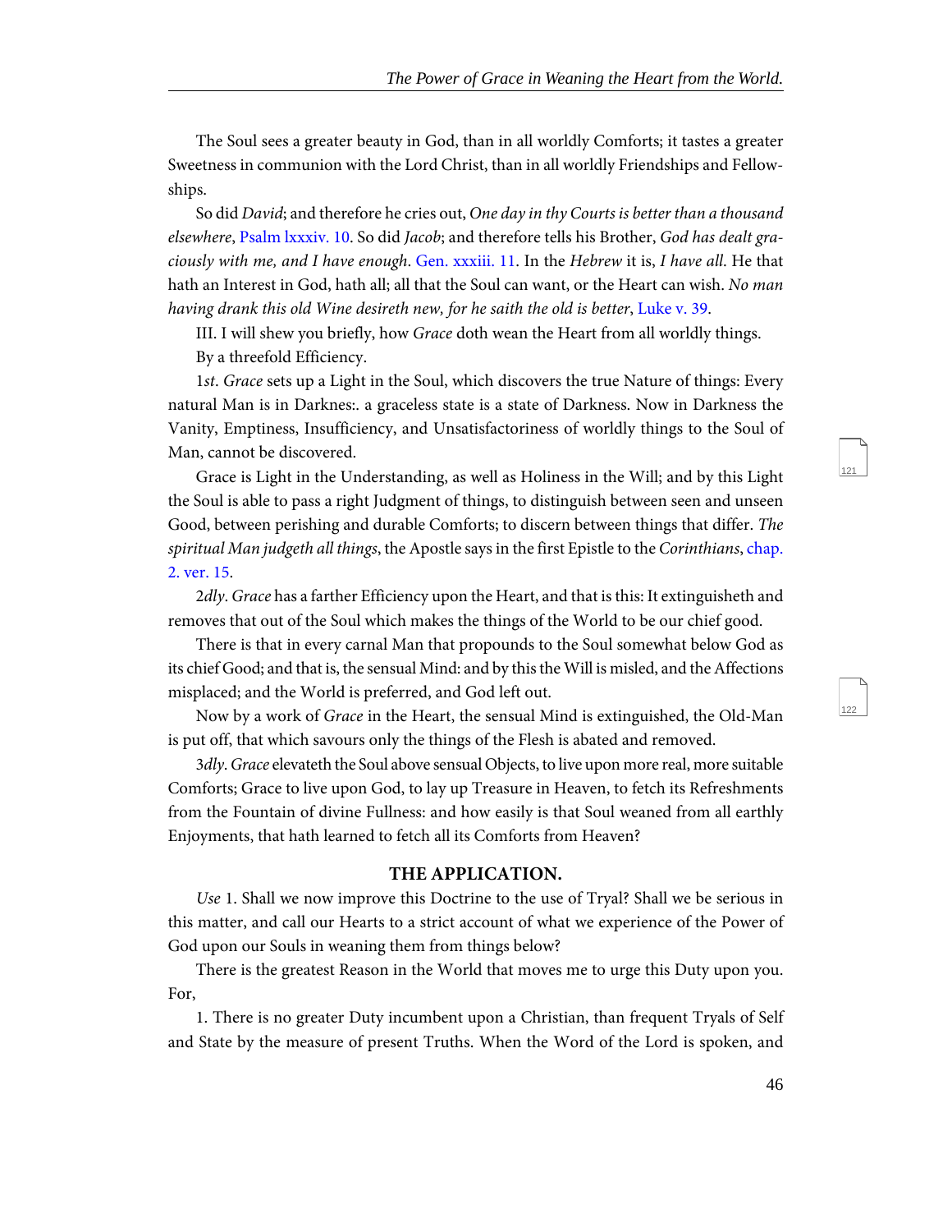The Soul sees a greater beauty in God, than in all worldly Comforts; it tastes a greater Sweetness in communion with the Lord Christ, than in all worldly Friendships and Fellowships.

So did *David*; and therefore he cries out, *One day in thy Courts is better than a thousand elsewhere*, Psalm lxxxiv. 10. So did *Jacob*; and therefore tells his Brother, *God has dealt graciously with me, and I have enough*. Gen. xxxiii. 11. In the *Hebrew* it is, *I have all*. He that hath an Interest in God, hath all; all that the Soul can want, or the Heart can wish. *No man having drank this old Wine desireth new, for he saith the old is better*, Luke v. 39.

III. I will shew you briefly, how *Grace* doth wean the Heart from all worldly things.

By a threefold Efficiency.

1*st*. *Grace* sets up a Light in the Soul, which discovers the true Nature of things: Every natural Man is in Darknes:. a graceless state is a state of Darkness. Now in Darkness the Vanity, Emptiness, Insufficiency, and Unsatisfactoriness of worldly things to the Soul of Man, cannot be discovered.

Grace is Light in the Understanding, as well as Holiness in the Will; and by this Light the Soul is able to pass a right Judgment of things, to distinguish between seen and unseen Good, between perishing and durable Comforts; to discern between things that differ. *The spiritual Man judgeth all things*, the Apostle says in the first Epistle to the *Corinthians*, chap. 2. ver. 15.

2*dly*. *Grace* has a farther Efficiency upon the Heart, and that is this: It extinguisheth and removes that out of the Soul which makes the things of the World to be our chief good.

There is that in every carnal Man that propounds to the Soul somewhat below God as its chief Good; and that is, the sensual Mind: and by this the Will is misled, and the Affections misplaced; and the World is preferred, and God left out.

Now by a work of *Grace* in the Heart, the sensual Mind is extinguished, the Old-Man is put off, that which savours only the things of the Flesh is abated and removed.

3*dly*. *Grace* elevateth the Soul above sensual Objects, to live upon more real, more suitable Comforts; Grace to live upon God, to lay up Treasure in Heaven, to fetch its Refreshments from the Fountain of divine Fullness: and how easily is that Soul weaned from all earthly Enjoyments, that hath learned to fetch all its Comforts from Heaven?

### THE APPLICATION.

*Use* 1. Shall we now improve this Doctrine to the use of Tryal? Shall we be serious in this matter, and call our Hearts to a strict account of what we experience of the Power of God upon our Souls in weaning them from things below?

There is the greatest Reason in the World that moves me to urge this Duty upon you. For,

1. There is no greater Duty incumbent upon a Christian, than frequent Tryals of Self and State by the measure of present Truths. When the Word of the Lord is spoken, and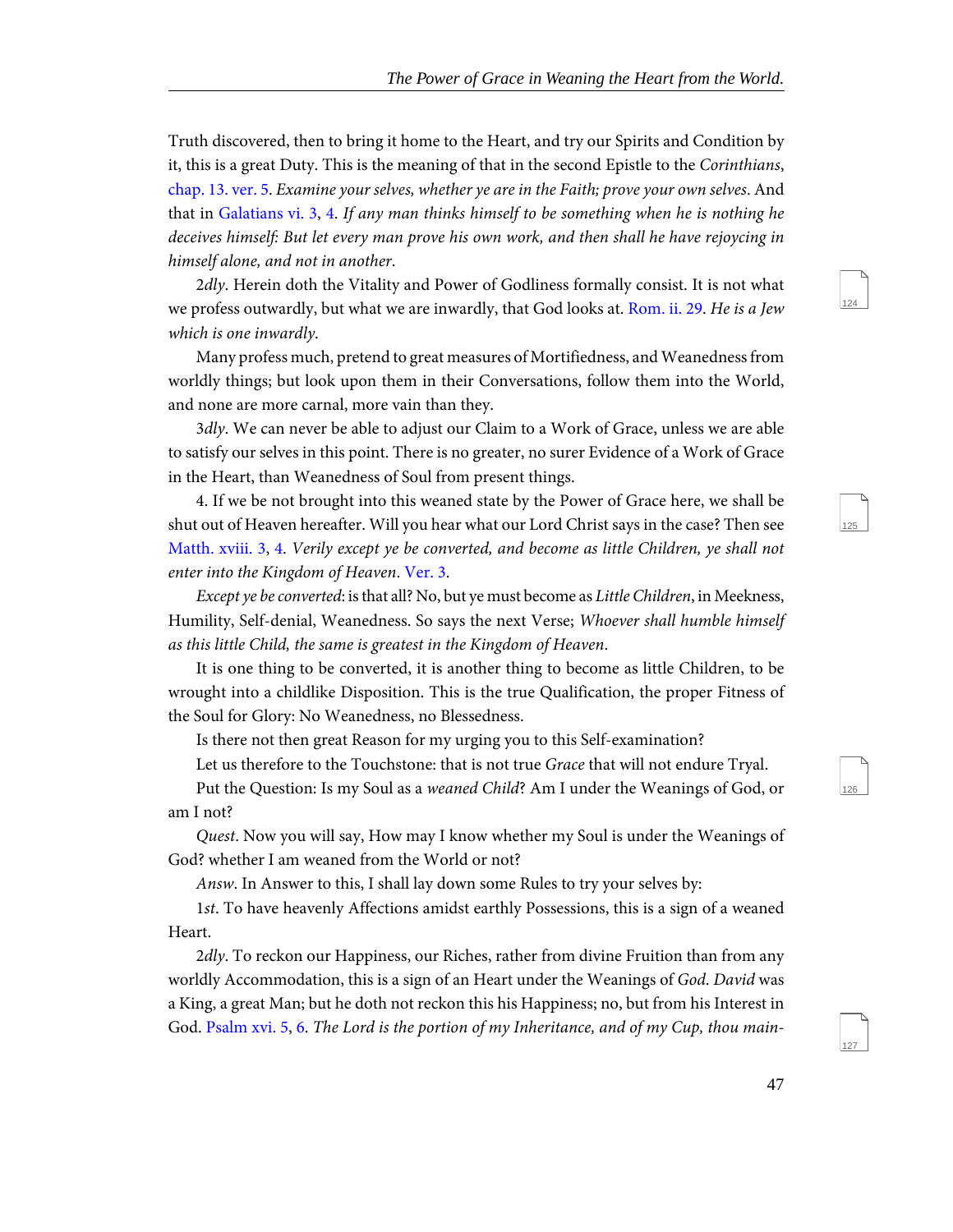Truth discovered, then to bring it home to the Heart, and try our Spirits and Condition by it, this is a great Duty. This is the meaning of that in the second Epistle to the *Corinthians*, chap. 13. ver. 5. *Examine your selves, whether ye are in the Faith; prove your own selves*. And that in Galatians vi. 3, 4. *If any man thinks himself to be something when he is nothing he deceives himself: But let every man prove his own work, and then shall he have rejoycing in himself alone, and not in another*.

2*dly*. Herein doth the Vitality and Power of Godliness formally consist. It is not what we profess outwardly, but what we are inwardly, that God looks at. Rom. ii. 29. *He is a Jew which is one inwardly*.

Many profess much, pretend to great measures of Mortifiedness, and Weanedness from worldly things; but look upon them in their Conversations, follow them into the World, and none are more carnal, more vain than they.

3*dly*. We can never be able to adjust our Claim to a Work of Grace, unless we are able to satisfy our selves in this point. There is no greater, no surer Evidence of a Work of Grace in the Heart, than Weanedness of Soul from present things.

4. If we be not brought into this weaned state by the Power of Grace here, we shall be shut out of Heaven hereafter. Will you hear what our Lord Christ says in the case? Then see Matth. xviii. 3, 4. *Verily except ye be converted, and become as little Children, ye shall not enter into the Kingdom of Heaven*. Ver. 3.

*Except ye be converted*: is that all? No, but ye must become as *Little Children*, in Meekness, Humility, Self-denial, Weanedness. So says the next Verse; *Whoever shall humble himself as this little Child, the same is greatest in the Kingdom of Heaven*.

It is one thing to be converted, it is another thing to become as little Children, to be wrought into a childlike Disposition. This is the true Qualification, the proper Fitness of the Soul for Glory: No Weanedness, no Blessedness.

Is there not then great Reason for my urging you to this Self-examination?

Let us therefore to the Touchstone: that is not true *Grace* that will not endure Tryal.

Put the Question: Is my Soul as a *weaned Child*? Am I under the Weanings of God, or am I not?

*Quest*. Now you will say, How may I know whether my Soul is under the Weanings of God? whether I am weaned from the World or not?

*Answ*. In Answer to this, I shall lay down some Rules to try your selves by:

1*st*. To have heavenly Affections amidst earthly Possessions, this is a sign of a weaned Heart.

2*dly*. To reckon our Happiness, our Riches, rather from divine Fruition than from any worldly Accommodation, this is a sign of an Heart under the Weanings of *God*. *David* was a King, a great Man; but he doth not reckon this his Happiness; no, but from his Interest in God. Psalm xvi. 5, 6. *The Lord is the portion of my Inheritance, and of my Cup, thou main-*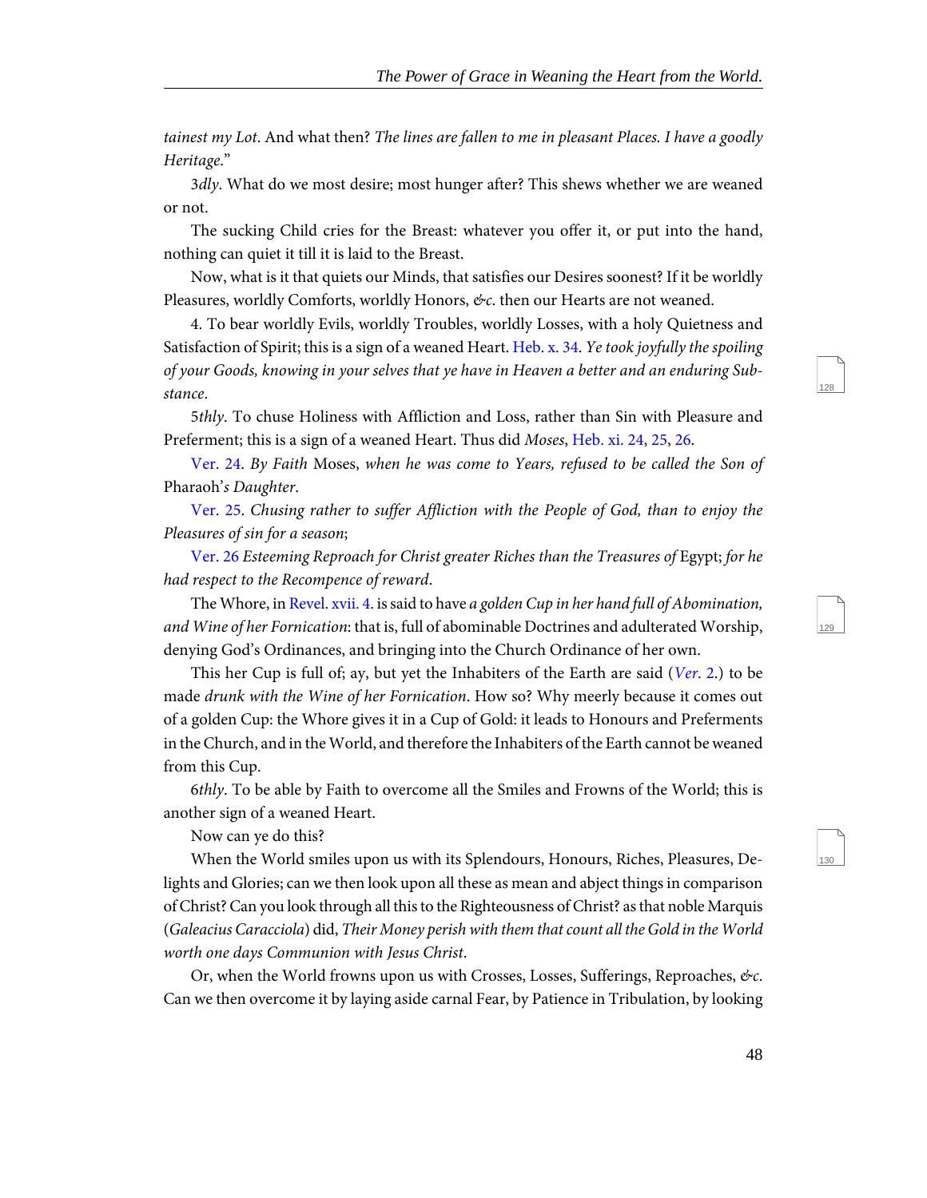*tainest my Lot*. And what then? *The lines are fallen to me in pleasant Places. I have a goodly Heritage*."

3*dly*. What do we most desire; most hunger after? This shews whether we are weaned or not.

The sucking Child cries for the Breast: whatever you offer it, or put into the hand, nothing can quiet it till it is laid to the Breast.

Now, what is it that quiets our Minds, that satisfies our Desires soonest? If it be worldly Pleasures, worldly Comforts, worldly Honors, *&c*. then our Hearts are not weaned.

4. To bear worldly Evils, worldly Troubles, worldly Losses, with a holy Quietness and Satisfaction of Spirit; this is a sign of a weaned Heart. Heb. x. 34. *Ye took joyfully the spoiling of your Goods, knowing in your selves that ye have in Heaven a better and an enduring Substance*.

5*thly*. To chuse Holiness with Affliction and Loss, rather than Sin with Pleasure and Preferment; this is a sign of a weaned Heart. Thus did *Moses*, Heb. xi. 24, 25, 26.

Ver. 24. *By Faith* Moses, *when he was come to Years, refused to be called the Son of* Pharaoh'*s Daughter*.

Ver. 25. *Chusing rather to suffer Affliction with the People of God, than to enjoy the Pleasures of sin for a season*;

Ver. 26 *Esteeming Reproach for Christ greater Riches than the Treasures of* Egypt; *for he had respect to the Recompence of reward*.

The Whore, in Revel. xvii. 4. is said to have *a golden Cup in her hand full of Abomination, and Wine of her Fornication*: that is, full of abominable Doctrines and adulterated Worship, denying God's Ordinances, and bringing into the Church Ordinance of her own.

This her Cup is full of; ay, but yet the Inhabiters of the Earth are said (*Ver*. 2.) to be made *drunk with the Wine of her Fornication*. How so? Why meerly because it comes out of a golden Cup: the Whore gives it in a Cup of Gold: it leads to Honours and Preferments in the Church, and in the World, and therefore the Inhabiters of the Earth cannot be weaned from this Cup.

6*thly*. To be able by Faith to overcome all the Smiles and Frowns of the World; this is another sign of a weaned Heart.

Now can ye do this?

When the World smiles upon us with its Splendours, Honours, Riches, Pleasures, Delights and Glories; can we then look upon all these as mean and abject things in comparison of Christ? Can you look through all this to the Righteousness of Christ? as that noble Marquis (*Galeacius Caracciola*) did, *Their Money perish with them that count all the Gold in the World worth one days Communion with Jesus Christ*.

Or, when the World frowns upon us with Crosses, Losses, Sufferings, Reproaches, *&c*. Can we then overcome it by laying aside carnal Fear, by Patience in Tribulation, by looking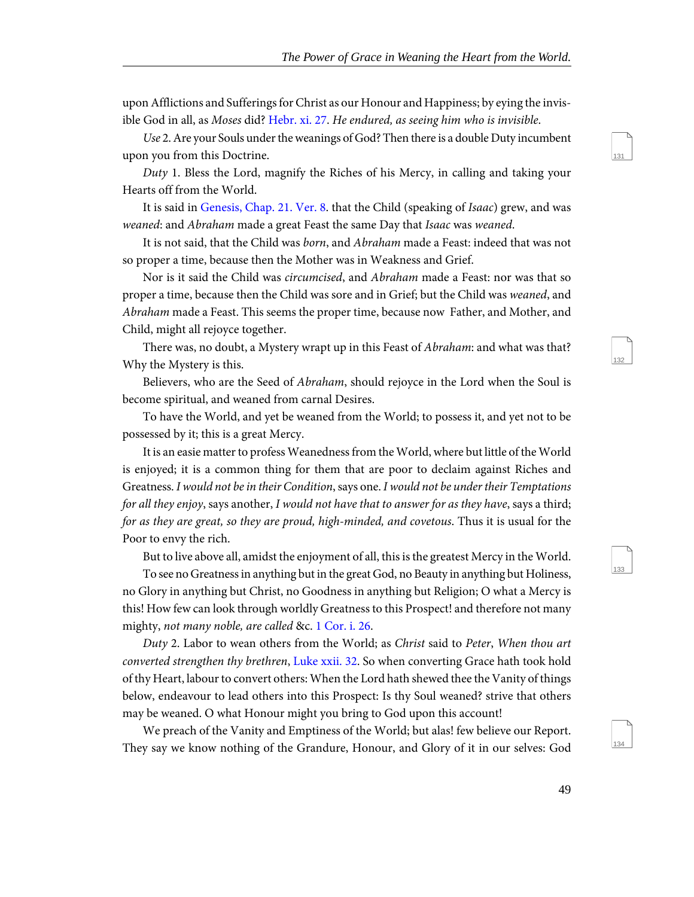upon Afflictions and Sufferings for Christ as our Honour and Happiness; by eying the invisible God in all, as *Moses* did? Hebr. xi. 27. *He endured, as seeing him who is invisible.*

*Use* 2. Are your Souls under the weanings of God? Then there is a double Duty incumbent upon you from this Doctrine.

*Duty* 1. Bless the Lord, magnify the Riches of his Mercy, in calling and taking your Hearts off from the World.

It is said in Genesis, Chap. 21. Ver. 8. that the Child (speaking of *Isaac*) grew, and was *weaned*: and *Abraham* made a great Feast the same Day that *Isaac* was *weaned*.

It is not said, that the Child was *born*, and *Abraham* made a Feast: indeed that was not so proper a time, because then the Mother was in Weakness and Grief.

Nor is it said the Child was *circumcised*, and *Abraham* made a Feast: nor was that so proper a time, because then the Child was sore and in Grief; but the Child was *weaned*, and *Abraham* made a Feast. This seems the proper time, because now Father, and Mother, and Child, might all rejoyce together.

There was, no doubt, a Mystery wrapt up in this Feast of *Abraham*: and what was that? Why the Mystery is this.

Believers, who are the Seed of *Abraham*, should rejoice in the Lord when the Soul is become spiritual, and weaned from carnal Desires.

To have the World, and yet be weaned from the World; to possess it, and yet not to be possessed by it; this is a great Mercy.

It is an easie matter to profess Weanedness from the World, where but little of the World is enjoyed; it is a common thing for them that are poor to declaim against Riches and Greatness. *I would not be in their Condition*, says one. *I would not be under their Temptations for all they enjoy*, says another, *I would not have that to answer for as they have*, says a third; *for as they are great, so they are proud, high-minded, and covetous.* Thus it is usual for the Poor to envy the rich.

But to live above all, amidst the enjoyment of all, this is the greatest Mercy in the World.

To see no Greatness in anything but in the great God, no Beauty in anything but Holiness, no Glory in anything but Christ, no Goodness in anything but Religion; O what a Mercy is this! How few can look through worldly Greatness to this Prospect! and therefore not many mighty, *not many noble, are called* &c. 1 Cor. i. 26.

*Duty* 2. Labor to wean others from the World; as *Christ* said to *Peter*, *When thou art converted strengthen thy brethren*, Luke xxii. 32. So when converting Grace hath took hold of thy Heart, labour to convert others: When the Lord hath shewed thee the Vanity of things below, endeavour to lead others into this Prospect: Is thy Soul weaned? strive that others may be weaned. O what Honour might you bring to God upon this account!

We preach of the Vanity and Emptiness of the World; but alas! few believe our Report. They say we know nothing of the Grandure, Honour, and Glory of it in our selves: God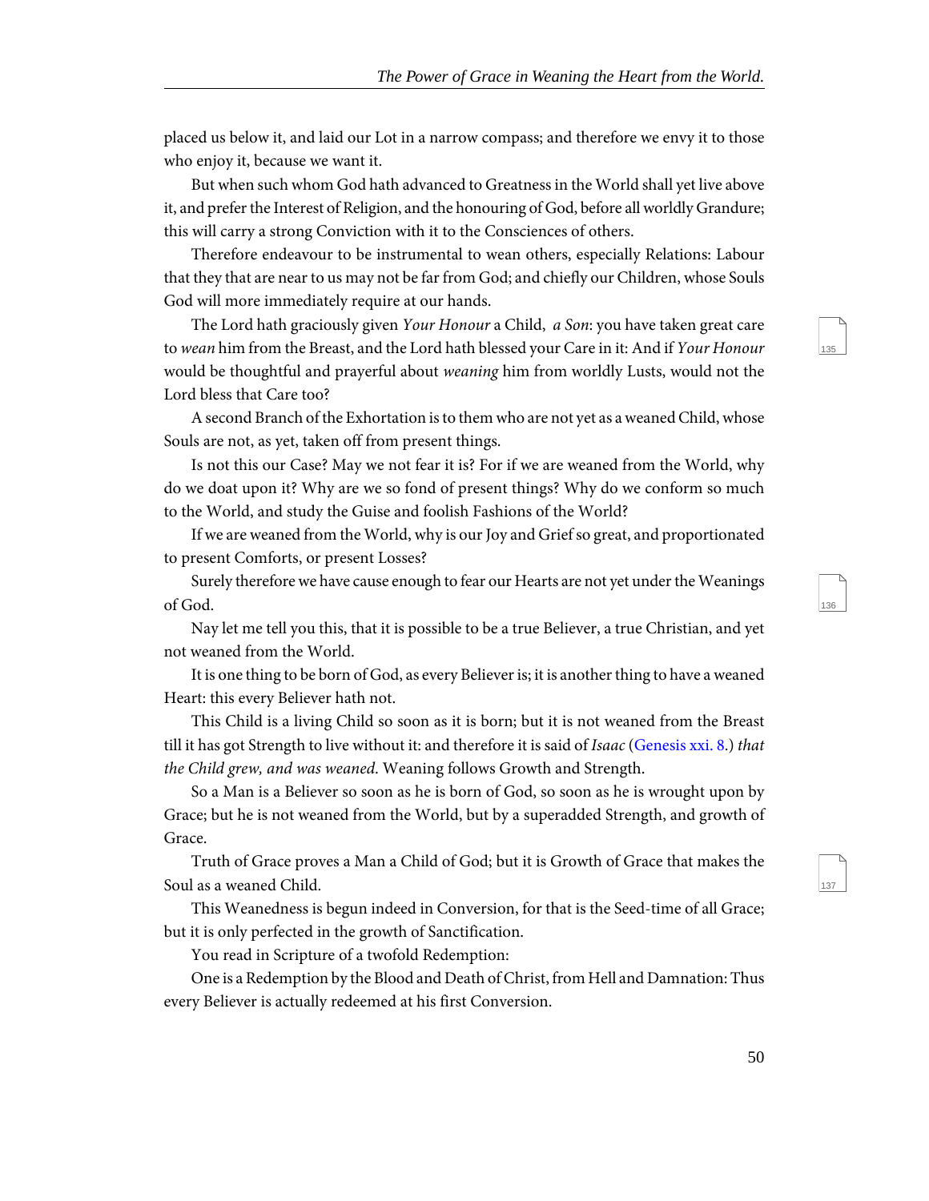placed us below it, and laid our Lot in a narrow compass; and therefore we envy it to those who enjoy it, because we want it.

But when such whom God hath advanced to Greatness in the World shall yet live above it, and prefer the Interest of Religion, and the honouring of God, before all worldly Grandure; this will carry a strong Conviction with it to the Consciences of others.

Therefore endeavour to be instrumental to wean others, especially Relations: Labour that they that are near to us may not be far from God; and chiefly our Children, whose Souls God will more immediately require at our hands.

The Lord hath graciously given *Your Honour* a Child, *a Son*: you have taken great care to *wean* him from the Breast, and the Lord hath blessed your Care in it: And if *Your Honour* would be thoughtful and prayerful about *weaning* him from worldly Lusts, would not the Lord bless that Care too?

A second Branch of the Exhortation is to them who are not yet as a weaned Child, whose Souls are not, as yet, taken off from present things.

Is not this our Case? May we not fear it is? For if we are weaned from the World, why do we doat upon it? Why are we so fond of present things? Why do we conform so much to the World, and study the Guise and foolish Fashions of the World?

If we are weaned from the World, why is our Joy and Grief so great, and proportionated to present Comforts, or present Losses?

Surely therefore we have cause enough to fear our Hearts are not yet under the Weanings of God.

Nay let me tell you this, that it is possible to be a true Believer, a true Christian, and yet not weaned from the World.

It is one thing to be born of God, as every Believer is; it is another thing to have a weaned Heart: this every Believer hath not.

This Child is a living Child so soon as it is born; but it is not weaned from the Breast till it has got Strength to live without it: and therefore it is said of *Isaac* (Genesis xxi. 8.) *that the Child grew, and was weaned*. Weaning follows Growth and Strength.

So a Man is a Believer so soon as he is born of God, so soon as he is wrought upon by Grace; but he is not weaned from the World, but by a superadded Strength, and growth of Grace.

Truth of Grace proves a Man a Child of God; but it is Growth of Grace that makes the Soul as a weaned Child.

This Weanedness is begun indeed in Conversion, for that is the Seed-time of all Grace; but it is only perfected in the growth of Sanctification.

You read in Scripture of a twofold Redemption:

One is a Redemption by the Blood and Death of Christ, from Hell and Damnation: Thus every Believer is actually redeemed at his first Conversion.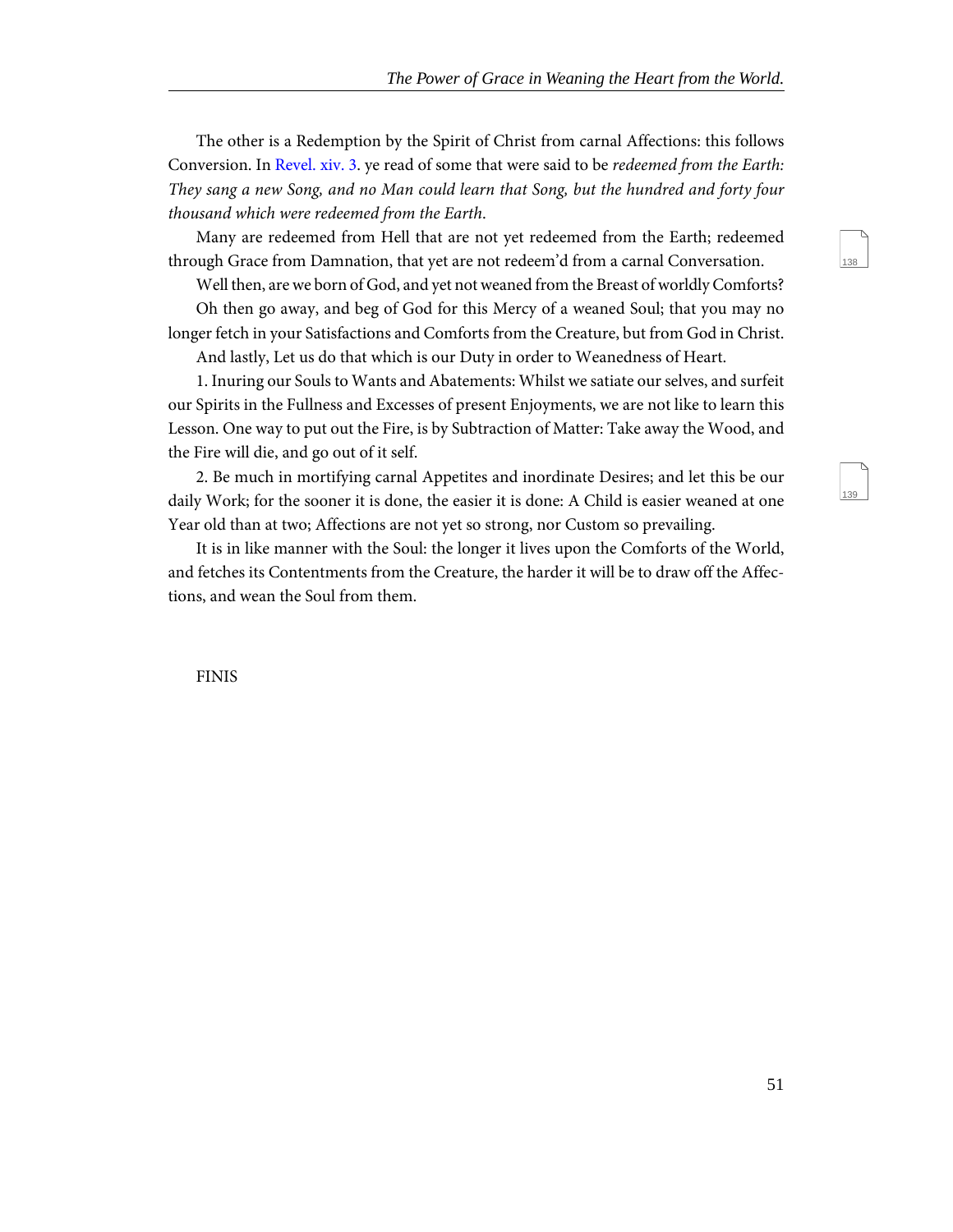The other is a Redemption by the Spirit of Christ from carnal Affections: this follows Conversion. In Revel. xiv. 3. ye read of some that were said to be *redeemed from the Earth: They sang a new Song, and no Man could learn that Song, but the hundred and forty four thousand which were redeemed from the Earth.*

Many are redeemed from Hell that are not yet redeemed from the Earth; redeemed through Grace from Damnation, that yet are not redeem'd from a carnal Conversation.

Well then, are we born of God, and yet not weaned from the Breast of worldly Comforts?

Oh then go away, and beg of God for this Mercy of a weaned Soul; that you may no longer fetch in your Satisfactions and Comforts from the Creature, but from God in Christ.

And lastly, Let us do that which is our Duty in order to Weanedness of Heart.

1. Inuring our Souls to Wants and Abatements: Whilst we satiate our selves, and surfeit our Spirits in the Fullness and Excesses of present Enjoyments, we are not like to learn this Lesson. One way to put out the Fire, is by Subtraction of Matter: Take away the Wood, and the Fire will die, and go out of it self.

2. Be much in mortifying carnal Appetites and inordinate Desires; and let this be our daily Work; for the sooner it is done, the easier it is done: A Child is easier weaned at one Year old than at two; Affections are not yet so strong, nor Custom so prevailing.

It is in like manner with the Soul: the longer it lives upon the Comforts of the World, and fetches its Contentments from the Creature, the harder it will be to draw off the Affections, and wean the Soul from them.

FINIS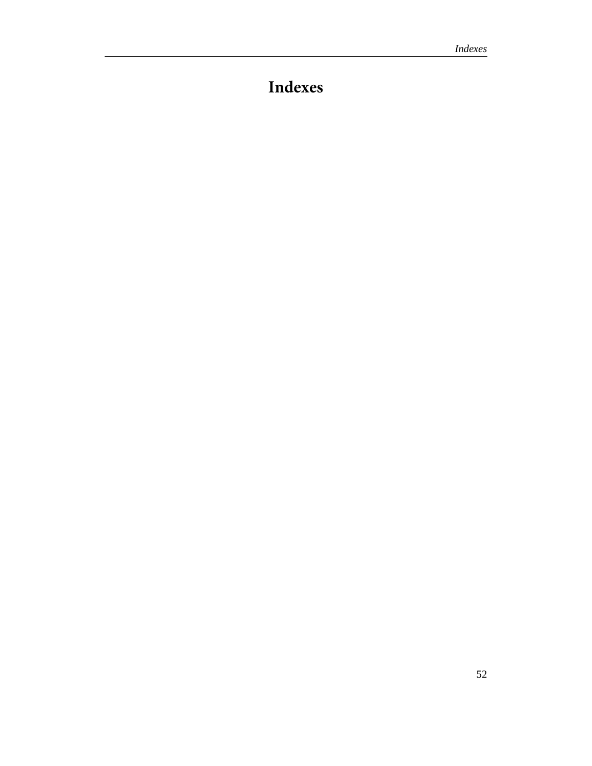# Indexes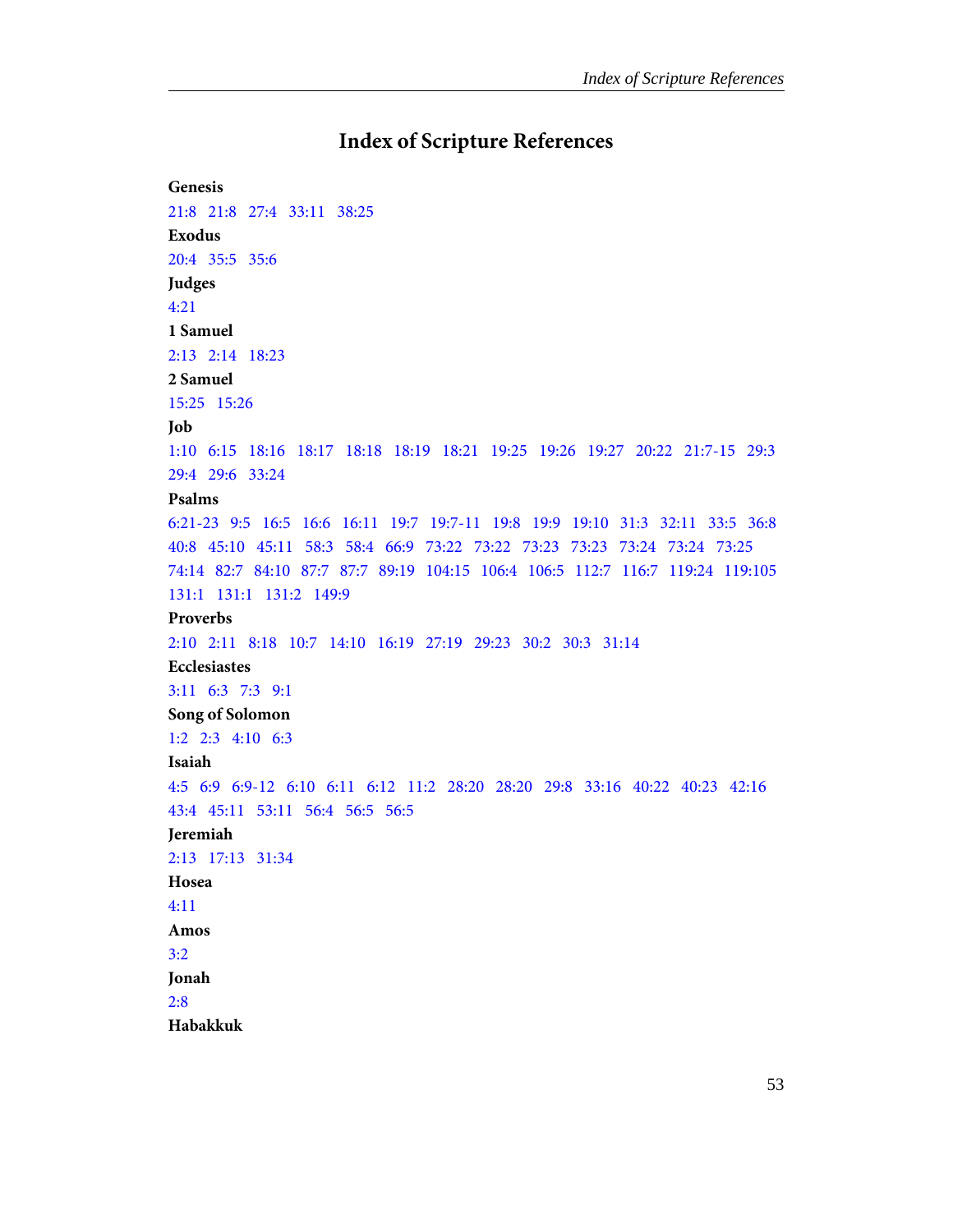# Index of Scripture References

**Genesis**

21:8   21:8   27:4   33:11   38:25

**Exodus**

20:4   35:5   35:6

**Judges**

4:21

**1 Samuel**

2:13   2:14   18:23

**2 Samuel**

15:25   15:26

**Job**

1:10   6:15   18:16   18:17   18:18   18:19   18:21   19:25   19:26   19:27   20:22   21:7-15   29:3   29:4   29:6   33:24

**Psalms**

6:21-23   9:5   16:5   16:6   16:11   19:7   19:7-11   19:8   19:9   19:10   31:3   32:11   33:5   36:8   40:8   45:10   45:11   58:3   58:4   66:9   73:22   73:22   73:23   73:23   73:24   73:24   73:25   74:14   82:7   84:10   87:7   87:7   89:19   104:15   106:4   106:5   112:7   116:7   119:24   119:105   131:1   131:1   131:2   149:9

**Proverbs**

2:10   2:11   8:18   10:7   14:10   16:19   27:19   29:23   30:2   30:3   31:14

**Ecclesiastes**

3:11   6:3   7:3   9:1

**Song of Solomon**

1:2   2:3   4:10   6:3

**Isaiah**

4:5   6:9   6:9-12   6:10   6:11   6:12   11:2   28:20   28:20   29:8   33:16   40:22   40:23   42:16   43:4   45:11   53:11   56:4   56:5   56:5

**Jeremiah**

2:13   17:13   31:34

**Hosea**

4:11

**Amos**

3:2

**Jonah**

2:8

**Habakkuk**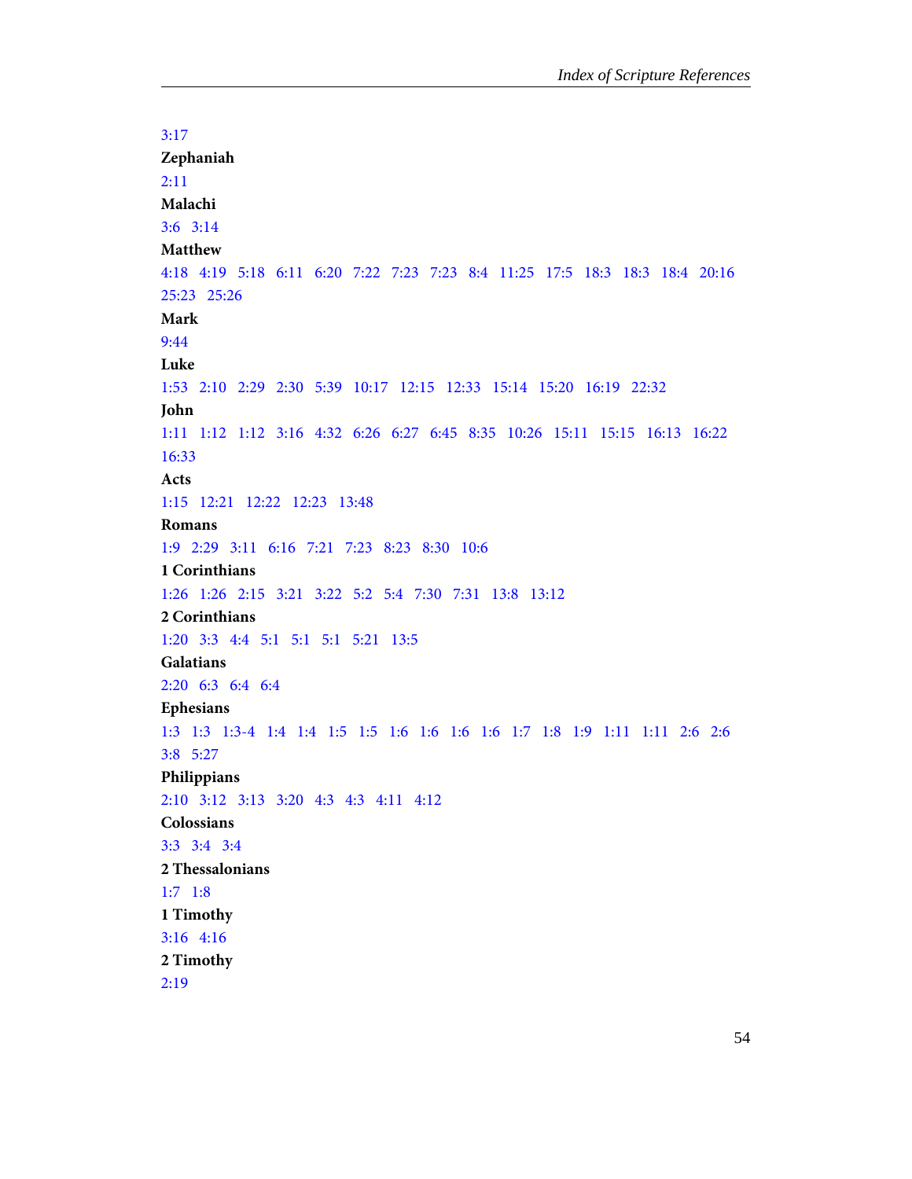3:17

**Zephaniah**

2:11

**Malachi**

3:6 3:14

**Matthew**

4:18 4:19 5:18 6:11 6:20 7:22 7:23 7:23 8:4 11:25 17:5 18:3 18:3 18:4 20:16 25:23 25:26

**Mark**

9:44

**Luke**

1:53 2:10 2:29 2:30 5:39 10:17 12:15 12:33 15:14 15:20 16:19 22:32

**John**

1:11 1:12 1:12 3:16 4:32 6:26 6:27 6:45 8:35 10:26 15:11 15:15 16:13 16:22 16:33

**Acts**

1:15 12:21 12:22 12:23 13:48

**Romans**

1:9 2:29 3:11 6:16 7:21 7:23 8:23 8:30 10:6

**1 Corinthians**

1:26 1:26 2:15 3:21 3:22 5:2 5:4 7:30 7:31 13:8 13:12

**2 Corinthians**

1:20 3:3 4:4 5:1 5:1 5:1 5:21 13:5

**Galatians**

2:20 6:3 6:4 6:4

**Ephesians**

1:3 1:3 1:3-4 1:4 1:4 1:5 1:5 1:6 1:6 1:6 1:6 1:7 1:8 1:9 1:11 1:11 2:6 2:6 3:8 5:27

**Philippians**

2:10 3:12 3:13 3:20 4:3 4:3 4:11 4:12

**Colossians**

3:3 3:4 3:4

**2 Thessalonians**

1:7 1:8

**1 Timothy**

3:16 4:16

**2 Timothy**

2:19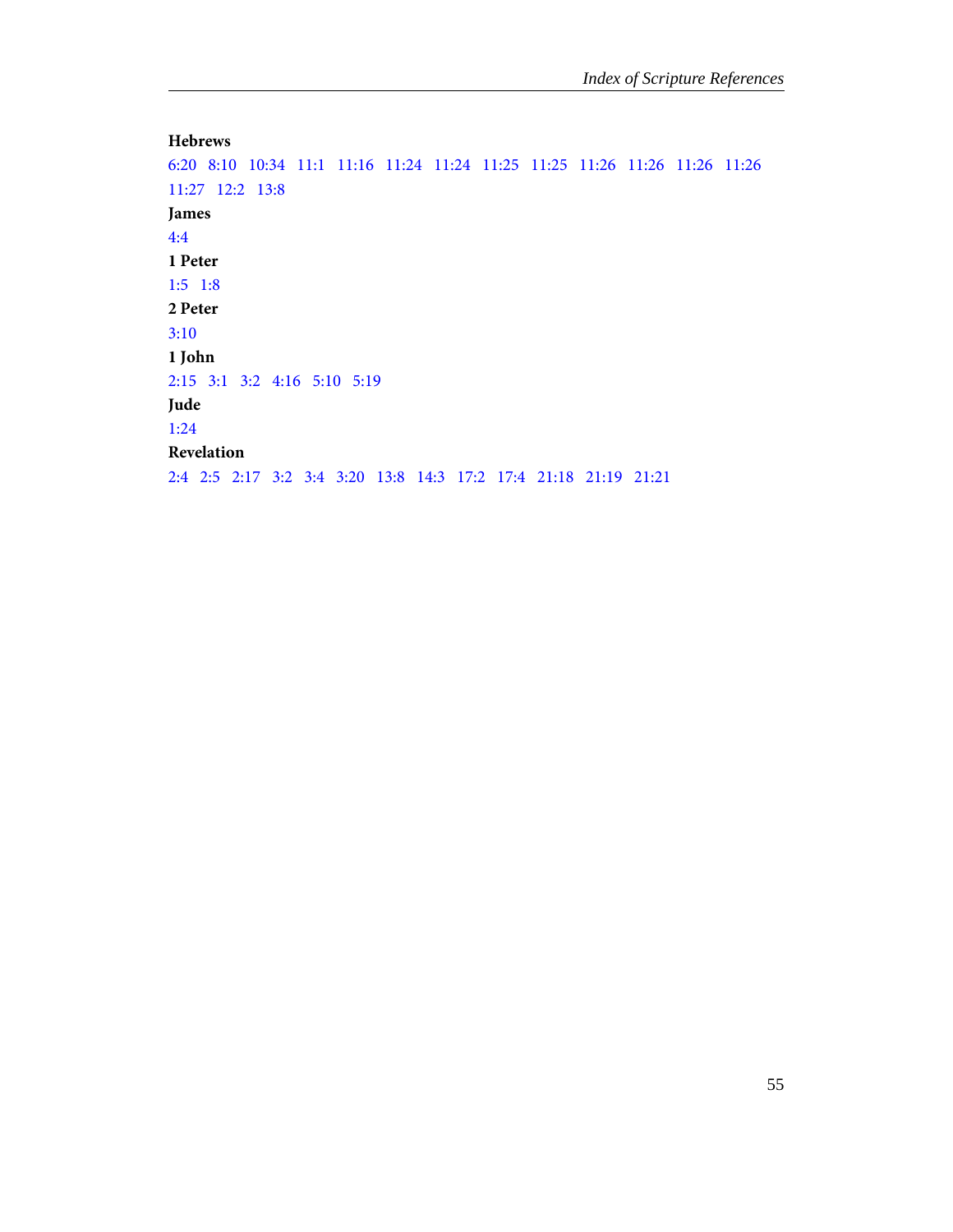**Hebrews**

6:20 8:10 10:34 11:1 11:16 11:24 11:24 11:25 11:25 11:26 11:26 11:26 11:26 11:27 12:2 13:8

**James**

4:4

**1 Peter**

1:5 1:8

**2 Peter**

3:10

**1 John**

2:15 3:1 3:2 4:16 5:10 5:19

**Jude**

1:24

**Revelation**

2:4 2:5 2:17 3:2 3:4 3:20 13:8 14:3 17:2 17:4 21:18 21:19 21:21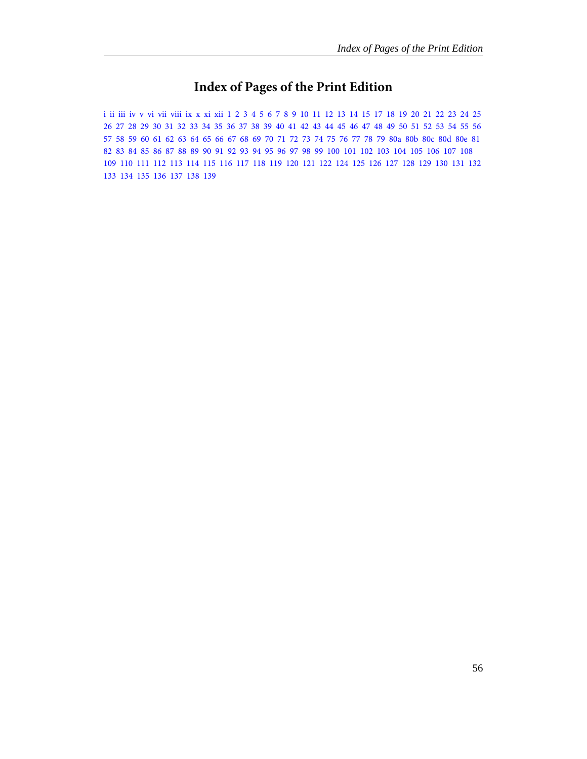# Index of Pages of the Print Edition

i ii iii iv v vi vii viii ix x xi xii 1 2 3 4 5 6 7 8 9 10 11 12 13 14 15 17 18 19 20 21 22 23 24 25 26 27 28 29 30 31 32 33 34 35 36 37 38 39 40 41 42 43 44 45 46 47 48 49 50 51 52 53 54 55 56 57 58 59 60 61 62 63 64 65 66 67 68 69 70 71 72 73 74 75 76 77 78 79 80a 80b 80c 80d 80e 81 82 83 84 85 86 87 88 89 90 91 92 93 94 95 96 97 98 99 100 101 102 103 104 105 106 107 108 109 110 111 112 113 114 115 116 117 118 119 120 121 122 124 125 126 127 128 129 130 131 132 133 134 135 136 137 138 139